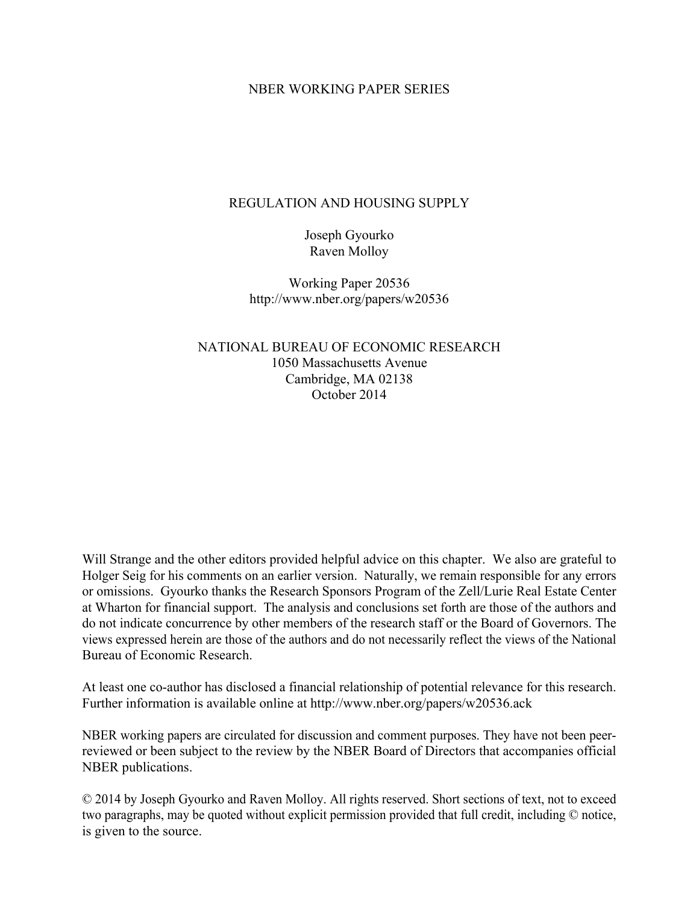NBER WORKING PAPER SERIES

# REGULATION AND HOUSING SUPPLY

Joseph Gyourko
Raven Molloy

Working Paper 20536
http://www.nber.org/papers/w20536

NATIONAL BUREAU OF ECONOMIC RESEARCH
1050 Massachusetts Avenue
Cambridge, MA 02138
October 2014

Will Strange and the other editors provided helpful advice on this chapter. We also are grateful to Holger Seig for his comments on an earlier version. Naturally, we remain responsible for any errors or omissions. Gyourko thanks the Research Sponsors Program of the Zell/Lurie Real Estate Center at Wharton for financial support. The analysis and conclusions set forth are those of the authors and do not indicate concurrence by other members of the research staff or the Board of Governors. The views expressed herein are those of the authors and do not necessarily reflect the views of the National Bureau of Economic Research.

At least one co-author has disclosed a financial relationship of potential relevance for this research. Further information is available online at http://www.nber.org/papers/w20536.ack

NBER working papers are circulated for discussion and comment purposes. They have not been peer-reviewed or been subject to the review by the NBER Board of Directors that accompanies official NBER publications.

© 2014 by Joseph Gyourko and Raven Molloy. All rights reserved. Short sections of text, not to exceed two paragraphs, may be quoted without explicit permission provided that full credit, including © notice, is given to the source.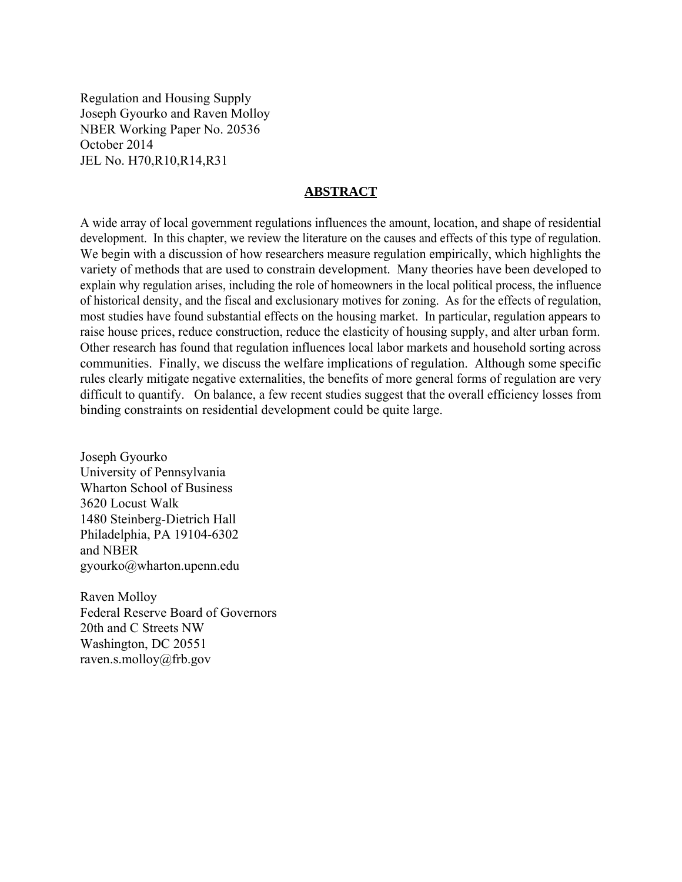Regulation and Housing Supply
Joseph Gyourko and Raven Molloy
NBER Working Paper No. 20536
October 2014
JEL No. H70,R10,R14,R31

## ABSTRACT

A wide array of local government regulations influences the amount, location, and shape of residential development. In this chapter, we review the literature on the causes and effects of this type of regulation. We begin with a discussion of how researchers measure regulation empirically, which highlights the variety of methods that are used to constrain development. Many theories have been developed to explain why regulation arises, including the role of homeowners in the local political process, the influence of historical density, and the fiscal and exclusionary motives for zoning. As for the effects of regulation, most studies have found substantial effects on the housing market. In particular, regulation appears to raise house prices, reduce construction, reduce the elasticity of housing supply, and alter urban form. Other research has found that regulation influences local labor markets and household sorting across communities. Finally, we discuss the welfare implications of regulation. Although some specific rules clearly mitigate negative externalities, the benefits of more general forms of regulation are very difficult to quantify. On balance, a few recent studies suggest that the overall efficiency losses from binding constraints on residential development could be quite large.

Joseph Gyourko
University of Pennsylvania
Wharton School of Business
3620 Locust Walk
1480 Steinberg-Dietrich Hall
Philadelphia, PA 19104-6302
and NBER
gyourko@wharton.upenn.edu

Raven Molloy
Federal Reserve Board of Governors
20th and C Streets NW
Washington, DC 20551
raven.s.molloy@frb.gov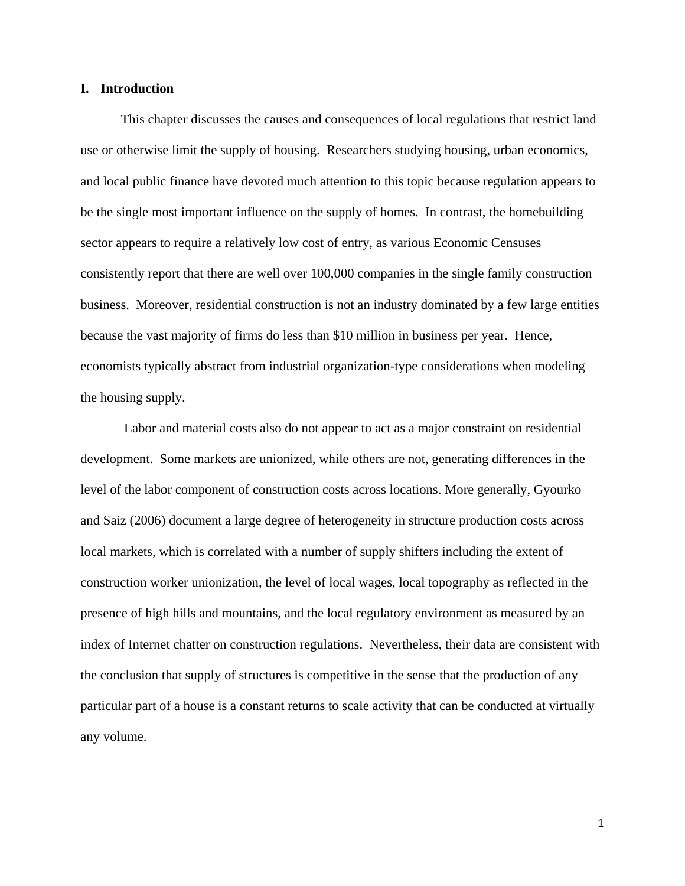## I. Introduction

This chapter discusses the causes and consequences of local regulations that restrict land use or otherwise limit the supply of housing. Researchers studying housing, urban economics, and local public finance have devoted much attention to this topic because regulation appears to be the single most important influence on the supply of homes. In contrast, the homebuilding sector appears to require a relatively low cost of entry, as various Economic Censuses consistently report that there are well over 100,000 companies in the single family construction business. Moreover, residential construction is not an industry dominated by a few large entities because the vast majority of firms do less than $10 million in business per year. Hence, economists typically abstract from industrial organization-type considerations when modeling the housing supply.

Labor and material costs also do not appear to act as a major constraint on residential development. Some markets are unionized, while others are not, generating differences in the level of the labor component of construction costs across locations. More generally, Gyourko and Saiz (2006) document a large degree of heterogeneity in structure production costs across local markets, which is correlated with a number of supply shifters including the extent of construction worker unionization, the level of local wages, local topography as reflected in the presence of high hills and mountains, and the local regulatory environment as measured by an index of Internet chatter on construction regulations. Nevertheless, their data are consistent with the conclusion that supply of structures is competitive in the sense that the production of any particular part of a house is a constant returns to scale activity that can be conducted at virtually any volume.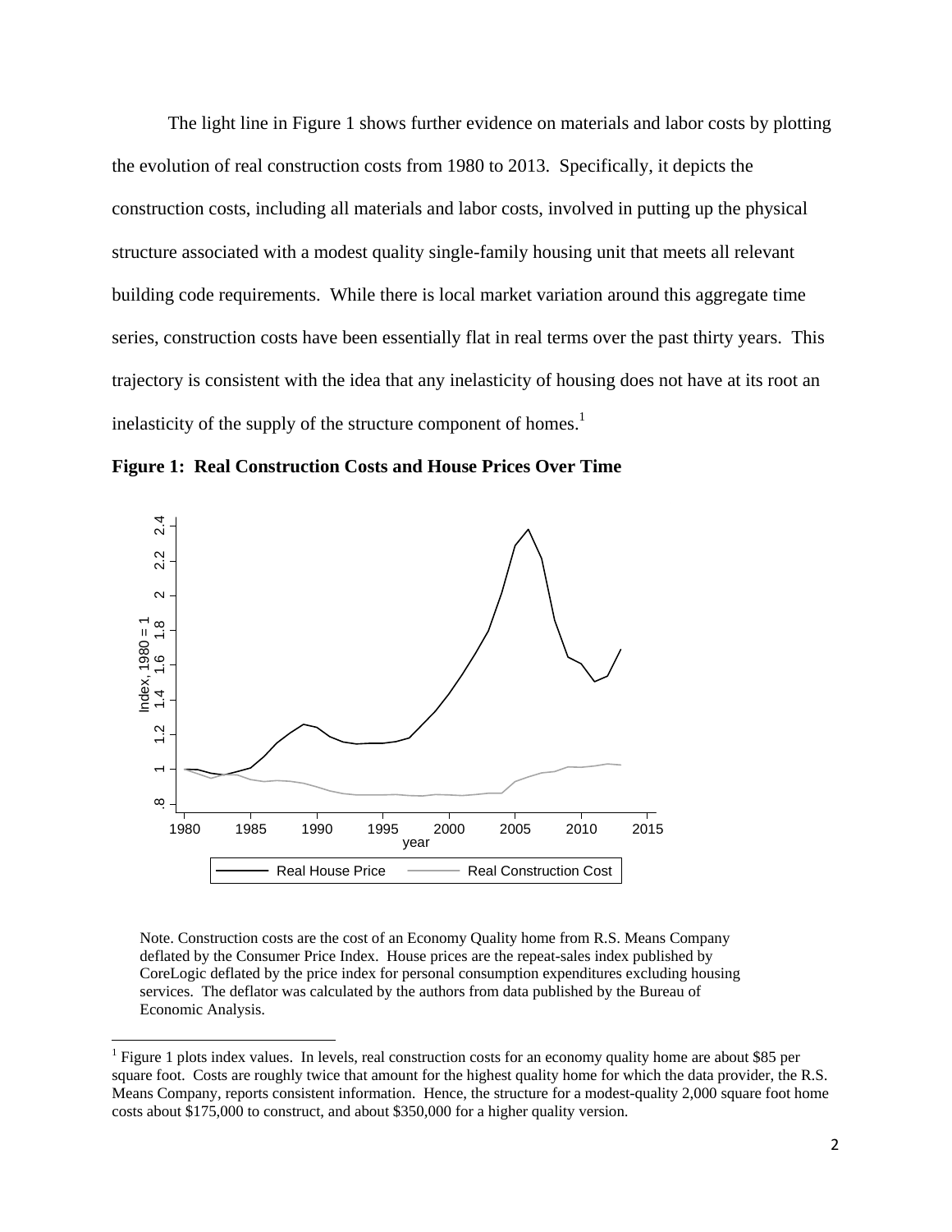The light line in Figure 1 shows further evidence on materials and labor costs by plotting the evolution of real construction costs from 1980 to 2013. Specifically, it depicts the construction costs, including all materials and labor costs, involved in putting up the physical structure associated with a modest quality single-family housing unit that meets all relevant building code requirements. While there is local market variation around this aggregate time series, construction costs have been essentially flat in real terms over the past thirty years. This trajectory is consistent with the idea that any inelasticity of housing does not have at its root an inelasticity of the supply of the structure component of homes.[1]

**Figure 1: Real Construction Costs and House Prices Over Time**

Note. Construction costs are the cost of an Economy Quality home from R.S. Means Company deflated by the Consumer Price Index. House prices are the repeat-sales index published by CoreLogic deflated by the price index for personal consumption expenditures excluding housing services. The deflator was calculated by the authors from data published by the Bureau of Economic Analysis.

[1] Figure 1 plots index values. In levels, real construction costs for an economy quality home are about $85 per square foot. Costs are roughly twice that amount for the highest quality home for which the data provider, the R.S. Means Company, reports consistent information. Hence, the structure for a modest-quality 2,000 square foot home costs about $175,000 to construct, and about $350,000 for a higher quality version.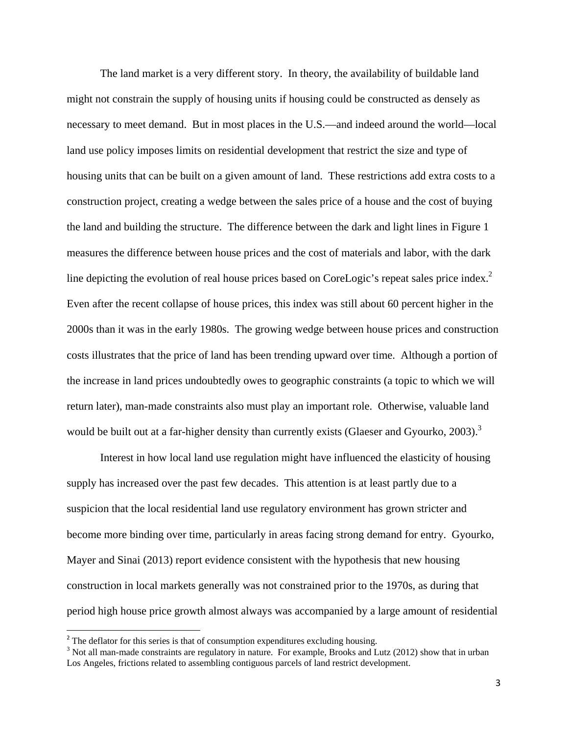The land market is a very different story. In theory, the availability of buildable land might not constrain the supply of housing units if housing could be constructed as densely as necessary to meet demand. But in most places in the U.S.—and indeed around the world—local land use policy imposes limits on residential development that restrict the size and type of housing units that can be built on a given amount of land. These restrictions add extra costs to a construction project, creating a wedge between the sales price of a house and the cost of buying the land and building the structure. The difference between the dark and light lines in Figure 1 measures the difference between house prices and the cost of materials and labor, with the dark line depicting the evolution of real house prices based on CoreLogic's repeat sales price index.[2] Even after the recent collapse of house prices, this index was still about 60 percent higher in the 2000s than it was in the early 1980s. The growing wedge between house prices and construction costs illustrates that the price of land has been trending upward over time. Although a portion of the increase in land prices undoubtedly owes to geographic constraints (a topic to which we will return later), man-made constraints also must play an important role. Otherwise, valuable land would be built out at a far-higher density than currently exists (Glaeser and Gyourko, 2003).[3]

Interest in how local land use regulation might have influenced the elasticity of housing supply has increased over the past few decades. This attention is at least partly due to a suspicion that the local residential land use regulatory environment has grown stricter and become more binding over time, particularly in areas facing strong demand for entry. Gyourko, Mayer and Sinai (2013) report evidence consistent with the hypothesis that new housing construction in local markets generally was not constrained prior to the 1970s, as during that period high house price growth almost always was accompanied by a large amount of residential

[2] The deflator for this series is that of consumption expenditures excluding housing.

[3] Not all man-made constraints are regulatory in nature. For example, Brooks and Lutz (2012) show that in urban Los Angeles, frictions related to assembling contiguous parcels of land restrict development.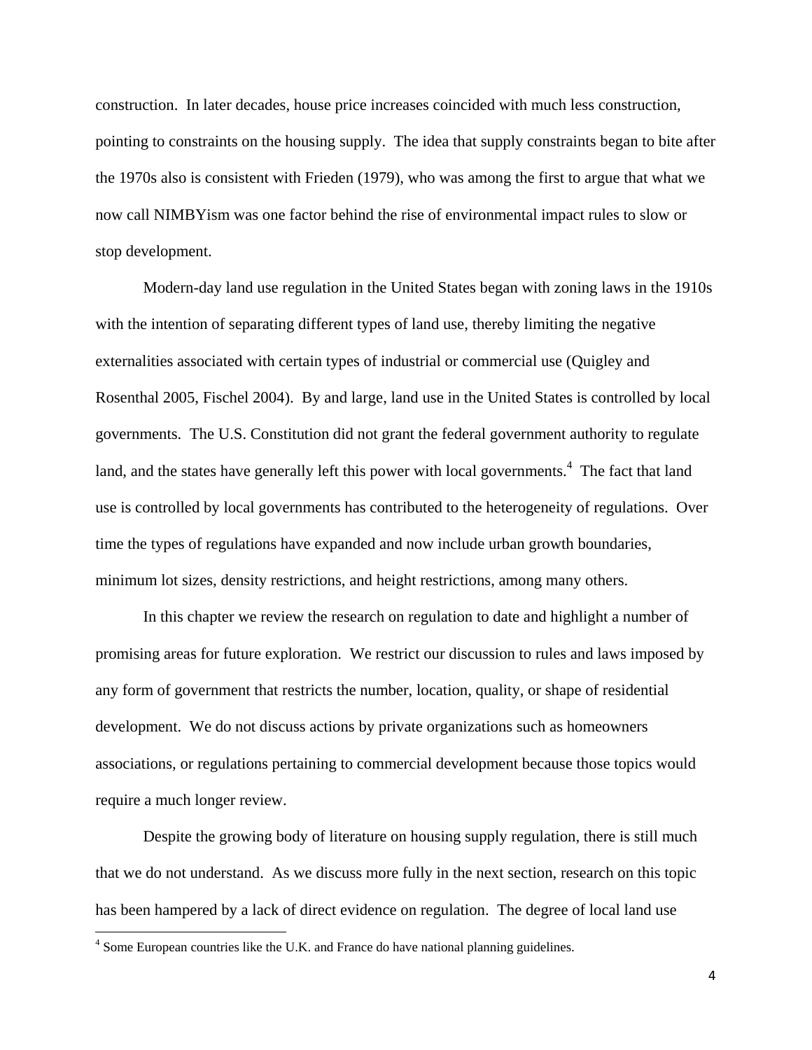construction. In later decades, house price increases coincided with much less construction, pointing to constraints on the housing supply. The idea that supply constraints began to bite after the 1970s also is consistent with Frieden (1979), who was among the first to argue that what we now call NIMBYism was one factor behind the rise of environmental impact rules to slow or stop development.

Modern-day land use regulation in the United States began with zoning laws in the 1910s with the intention of separating different types of land use, thereby limiting the negative externalities associated with certain types of industrial or commercial use (Quigley and Rosenthal 2005, Fischel 2004). By and large, land use in the United States is controlled by local governments. The U.S. Constitution did not grant the federal government authority to regulate land, and the states have generally left this power with local governments.[4] The fact that land use is controlled by local governments has contributed to the heterogeneity of regulations. Over time the types of regulations have expanded and now include urban growth boundaries, minimum lot sizes, density restrictions, and height restrictions, among many others.

In this chapter we review the research on regulation to date and highlight a number of promising areas for future exploration. We restrict our discussion to rules and laws imposed by any form of government that restricts the number, location, quality, or shape of residential development. We do not discuss actions by private organizations such as homeowners associations, or regulations pertaining to commercial development because those topics would require a much longer review.

Despite the growing body of literature on housing supply regulation, there is still much that we do not understand. As we discuss more fully in the next section, research on this topic has been hampered by a lack of direct evidence on regulation. The degree of local land use

[4] Some European countries like the U.K. and France do have national planning guidelines.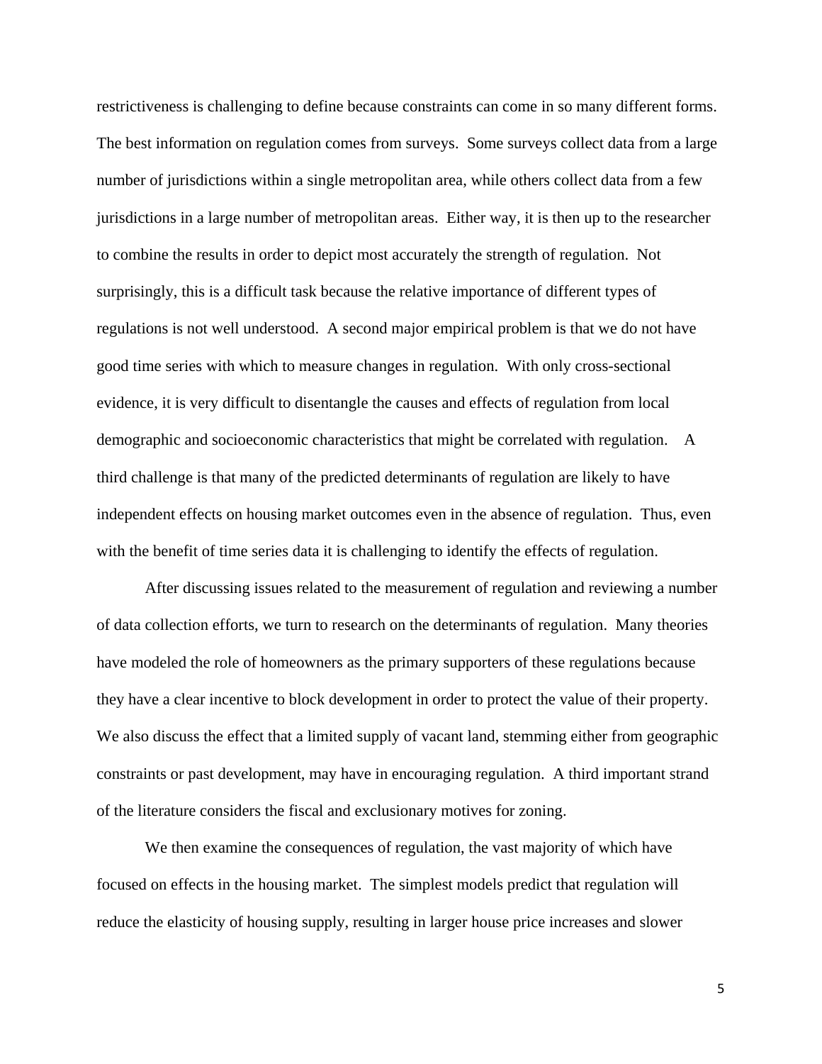restrictiveness is challenging to define because constraints can come in so many different forms. The best information on regulation comes from surveys. Some surveys collect data from a large number of jurisdictions within a single metropolitan area, while others collect data from a few jurisdictions in a large number of metropolitan areas. Either way, it is then up to the researcher to combine the results in order to depict most accurately the strength of regulation. Not surprisingly, this is a difficult task because the relative importance of different types of regulations is not well understood. A second major empirical problem is that we do not have good time series with which to measure changes in regulation. With only cross-sectional evidence, it is very difficult to disentangle the causes and effects of regulation from local demographic and socioeconomic characteristics that might be correlated with regulation. A third challenge is that many of the predicted determinants of regulation are likely to have independent effects on housing market outcomes even in the absence of regulation. Thus, even with the benefit of time series data it is challenging to identify the effects of regulation.

After discussing issues related to the measurement of regulation and reviewing a number of data collection efforts, we turn to research on the determinants of regulation. Many theories have modeled the role of homeowners as the primary supporters of these regulations because they have a clear incentive to block development in order to protect the value of their property. We also discuss the effect that a limited supply of vacant land, stemming either from geographic constraints or past development, may have in encouraging regulation. A third important strand of the literature considers the fiscal and exclusionary motives for zoning.

We then examine the consequences of regulation, the vast majority of which have focused on effects in the housing market. The simplest models predict that regulation will reduce the elasticity of housing supply, resulting in larger house price increases and slower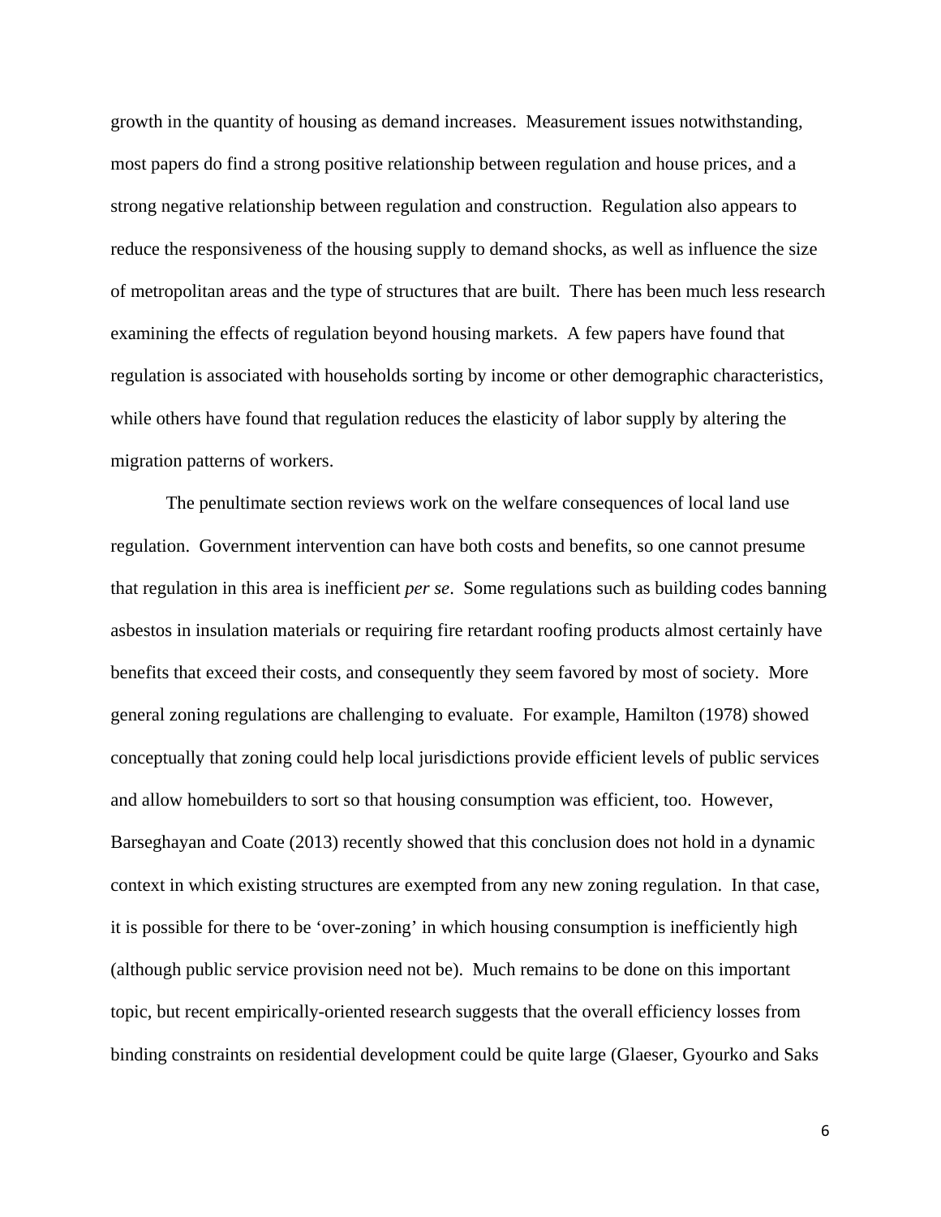growth in the quantity of housing as demand increases. Measurement issues notwithstanding, most papers do find a strong positive relationship between regulation and house prices, and a strong negative relationship between regulation and construction. Regulation also appears to reduce the responsiveness of the housing supply to demand shocks, as well as influence the size of metropolitan areas and the type of structures that are built. There has been much less research examining the effects of regulation beyond housing markets. A few papers have found that regulation is associated with households sorting by income or other demographic characteristics, while others have found that regulation reduces the elasticity of labor supply by altering the migration patterns of workers.

The penultimate section reviews work on the welfare consequences of local land use regulation. Government intervention can have both costs and benefits, so one cannot presume that regulation in this area is inefficient *per se*. Some regulations such as building codes banning asbestos in insulation materials or requiring fire retardant roofing products almost certainly have benefits that exceed their costs, and consequently they seem favored by most of society. More general zoning regulations are challenging to evaluate. For example, Hamilton (1978) showed conceptually that zoning could help local jurisdictions provide efficient levels of public services and allow homebuilders to sort so that housing consumption was efficient, too. However, Barseghayan and Coate (2013) recently showed that this conclusion does not hold in a dynamic context in which existing structures are exempted from any new zoning regulation. In that case, it is possible for there to be 'over-zoning' in which housing consumption is inefficiently high (although public service provision need not be). Much remains to be done on this important topic, but recent empirically-oriented research suggests that the overall efficiency losses from binding constraints on residential development could be quite large (Glaeser, Gyourko and Saks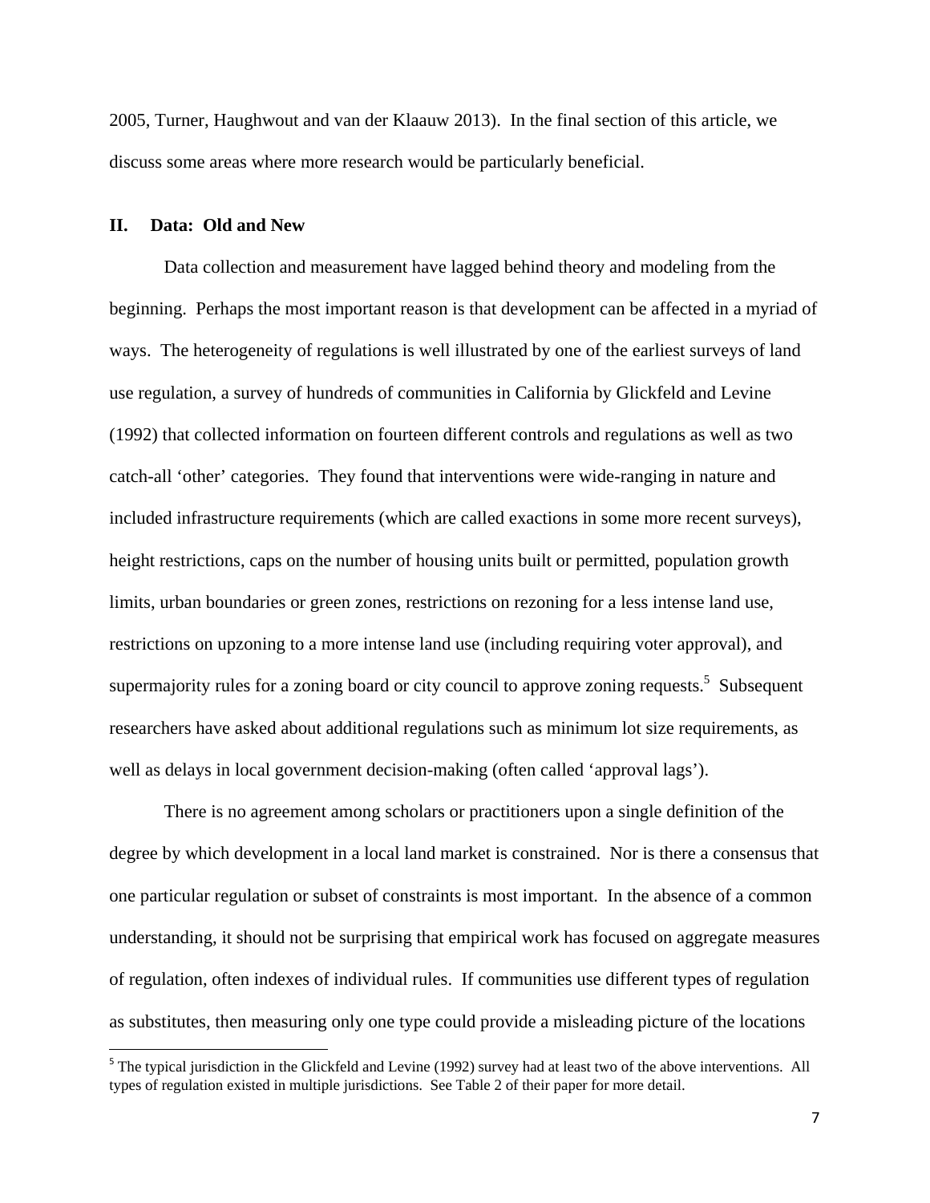2005, Turner, Haughwout and van der Klaauw 2013). In the final section of this article, we discuss some areas where more research would be particularly beneficial.

## II. Data: Old and New

Data collection and measurement have lagged behind theory and modeling from the beginning. Perhaps the most important reason is that development can be affected in a myriad of ways. The heterogeneity of regulations is well illustrated by one of the earliest surveys of land use regulation, a survey of hundreds of communities in California by Glickfeld and Levine (1992) that collected information on fourteen different controls and regulations as well as two catch-all 'other' categories. They found that interventions were wide-ranging in nature and included infrastructure requirements (which are called exactions in some more recent surveys), height restrictions, caps on the number of housing units built or permitted, population growth limits, urban boundaries or green zones, restrictions on rezoning for a less intense land use, restrictions on upzoning to a more intense land use (including requiring voter approval), and supermajority rules for a zoning board or city council to approve zoning requests.[5] Subsequent researchers have asked about additional regulations such as minimum lot size requirements, as well as delays in local government decision-making (often called 'approval lags').

There is no agreement among scholars or practitioners upon a single definition of the degree by which development in a local land market is constrained. Nor is there a consensus that one particular regulation or subset of constraints is most important. In the absence of a common understanding, it should not be surprising that empirical work has focused on aggregate measures of regulation, often indexes of individual rules. If communities use different types of regulation as substitutes, then measuring only one type could provide a misleading picture of the locations

[5] The typical jurisdiction in the Glickfeld and Levine (1992) survey had at least two of the above interventions. All types of regulation existed in multiple jurisdictions. See Table 2 of their paper for more detail.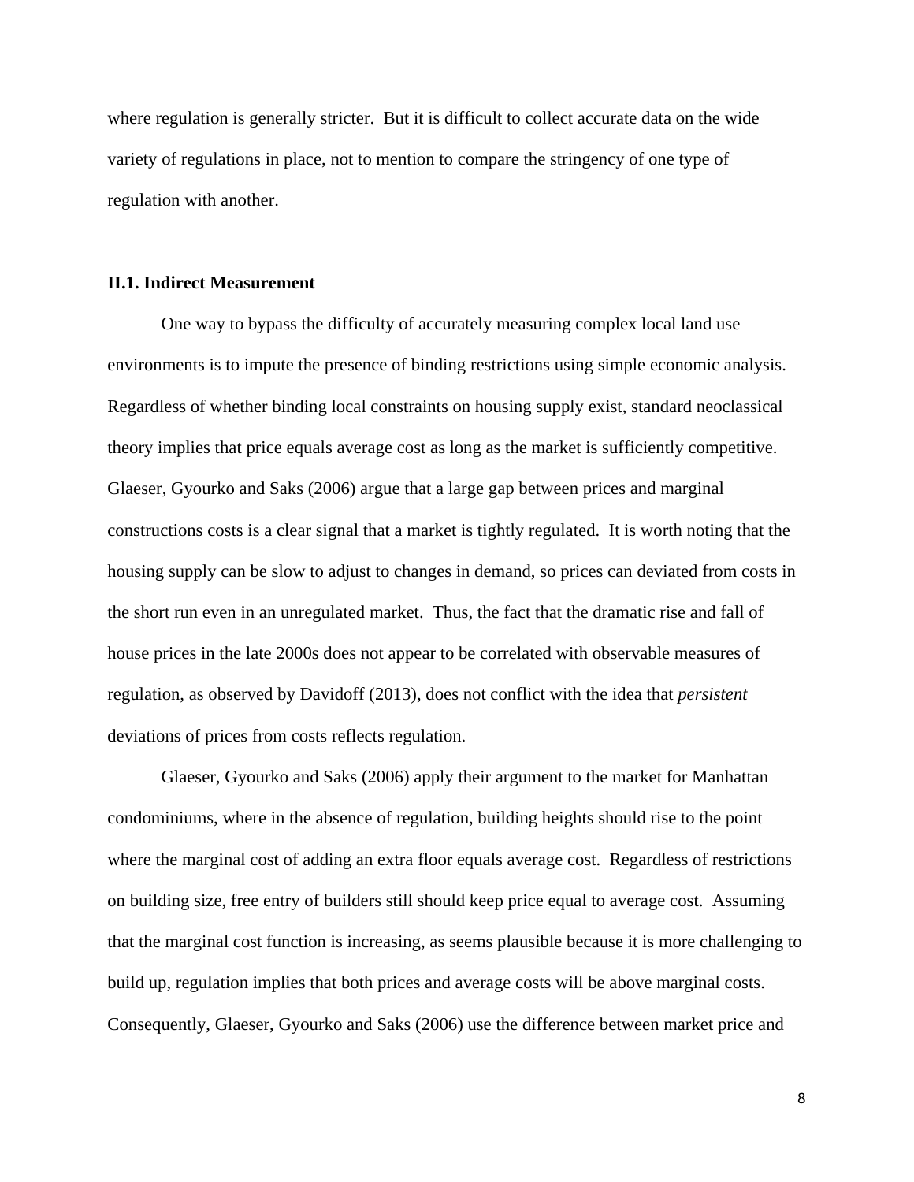where regulation is generally stricter. But it is difficult to collect accurate data on the wide variety of regulations in place, not to mention to compare the stringency of one type of regulation with another.

### II.1. Indirect Measurement

One way to bypass the difficulty of accurately measuring complex local land use environments is to impute the presence of binding restrictions using simple economic analysis. Regardless of whether binding local constraints on housing supply exist, standard neoclassical theory implies that price equals average cost as long as the market is sufficiently competitive. Glaeser, Gyourko and Saks (2006) argue that a large gap between prices and marginal constructions costs is a clear signal that a market is tightly regulated. It is worth noting that the housing supply can be slow to adjust to changes in demand, so prices can deviated from costs in the short run even in an unregulated market. Thus, the fact that the dramatic rise and fall of house prices in the late 2000s does not appear to be correlated with observable measures of regulation, as observed by Davidoff (2013), does not conflict with the idea that *persistent* deviations of prices from costs reflects regulation.

Glaeser, Gyourko and Saks (2006) apply their argument to the market for Manhattan condominiums, where in the absence of regulation, building heights should rise to the point where the marginal cost of adding an extra floor equals average cost. Regardless of restrictions on building size, free entry of builders still should keep price equal to average cost. Assuming that the marginal cost function is increasing, as seems plausible because it is more challenging to build up, regulation implies that both prices and average costs will be above marginal costs. Consequently, Glaeser, Gyourko and Saks (2006) use the difference between market price and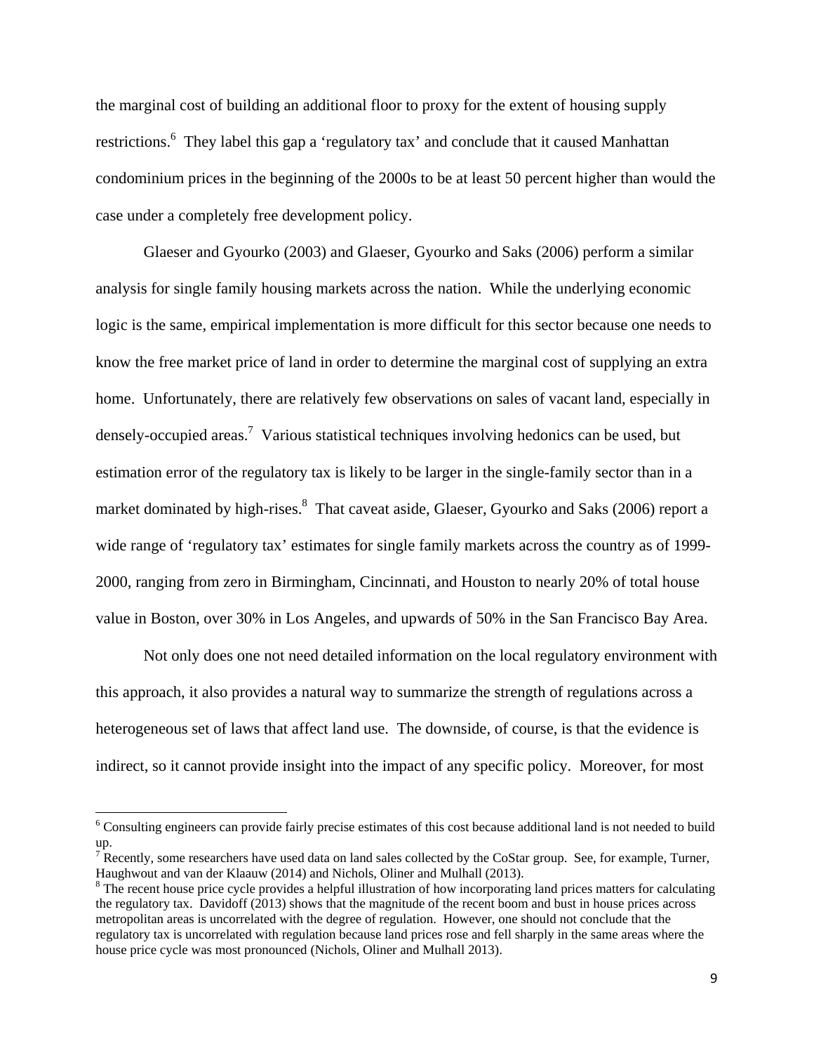the marginal cost of building an additional floor to proxy for the extent of housing supply restrictions.[6] They label this gap a 'regulatory tax' and conclude that it caused Manhattan condominium prices in the beginning of the 2000s to be at least 50 percent higher than would the case under a completely free development policy.

Glaeser and Gyourko (2003) and Glaeser, Gyourko and Saks (2006) perform a similar analysis for single family housing markets across the nation. While the underlying economic logic is the same, empirical implementation is more difficult for this sector because one needs to know the free market price of land in order to determine the marginal cost of supplying an extra home. Unfortunately, there are relatively few observations on sales of vacant land, especially in densely-occupied areas.[7] Various statistical techniques involving hedonics can be used, but estimation error of the regulatory tax is likely to be larger in the single-family sector than in a market dominated by high-rises.[8] That caveat aside, Glaeser, Gyourko and Saks (2006) report a wide range of 'regulatory tax' estimates for single family markets across the country as of 1999-2000, ranging from zero in Birmingham, Cincinnati, and Houston to nearly 20% of total house value in Boston, over 30% in Los Angeles, and upwards of 50% in the San Francisco Bay Area.

Not only does one not need detailed information on the local regulatory environment with this approach, it also provides a natural way to summarize the strength of regulations across a heterogeneous set of laws that affect land use. The downside, of course, is that the evidence is indirect, so it cannot provide insight into the impact of any specific policy. Moreover, for most

---

[6] Consulting engineers can provide fairly precise estimates of this cost because additional land is not needed to build up.

[7] Recently, some researchers have used data on land sales collected by the CoStar group. See, for example, Turner, Haughwout and van der Klaauw (2014) and Nichols, Oliner and Mulhall (2013).

[8] The recent house price cycle provides a helpful illustration of how incorporating land prices matters for calculating the regulatory tax. Davidoff (2013) shows that the magnitude of the recent boom and bust in house prices across metropolitan areas is uncorrelated with the degree of regulation. However, one should not conclude that the regulatory tax is uncorrelated with regulation because land prices rose and fell sharply in the same areas where the house price cycle was most pronounced (Nichols, Oliner and Mulhall 2013).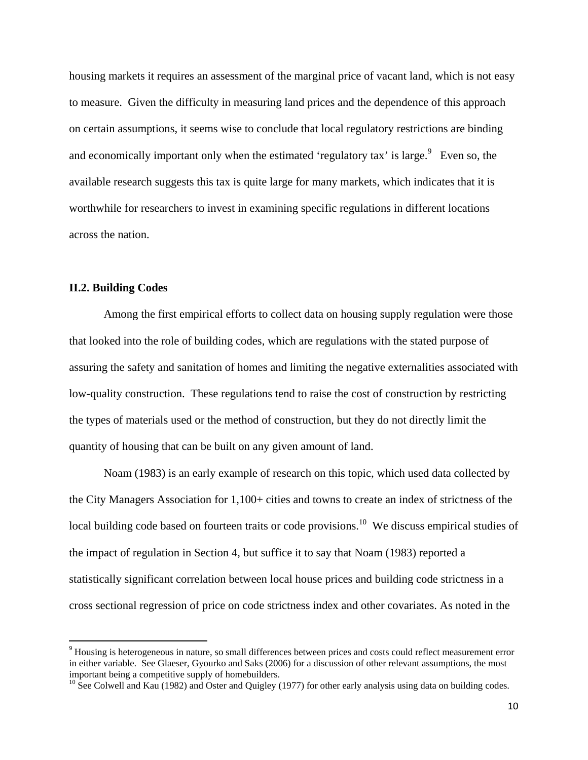housing markets it requires an assessment of the marginal price of vacant land, which is not easy to measure. Given the difficulty in measuring land prices and the dependence of this approach on certain assumptions, it seems wise to conclude that local regulatory restrictions are binding and economically important only when the estimated 'regulatory tax' is large.[9] Even so, the available research suggests this tax is quite large for many markets, which indicates that it is worthwhile for researchers to invest in examining specific regulations in different locations across the nation.

### II.2. Building Codes

Among the first empirical efforts to collect data on housing supply regulation were those that looked into the role of building codes, which are regulations with the stated purpose of assuring the safety and sanitation of homes and limiting the negative externalities associated with low-quality construction. These regulations tend to raise the cost of construction by restricting the types of materials used or the method of construction, but they do not directly limit the quantity of housing that can be built on any given amount of land.

Noam (1983) is an early example of research on this topic, which used data collected by the City Managers Association for 1,100+ cities and towns to create an index of strictness of the local building code based on fourteen traits or code provisions.[10] We discuss empirical studies of the impact of regulation in Section 4, but suffice it to say that Noam (1983) reported a statistically significant correlation between local house prices and building code strictness in a cross sectional regression of price on code strictness index and other covariates. As noted in the

---

[9] Housing is heterogeneous in nature, so small differences between prices and costs could reflect measurement error in either variable. See Glaeser, Gyourko and Saks (2006) for a discussion of other relevant assumptions, the most important being a competitive supply of homebuilders.

[10] See Colwell and Kau (1982) and Oster and Quigley (1977) for other early analysis using data on building codes.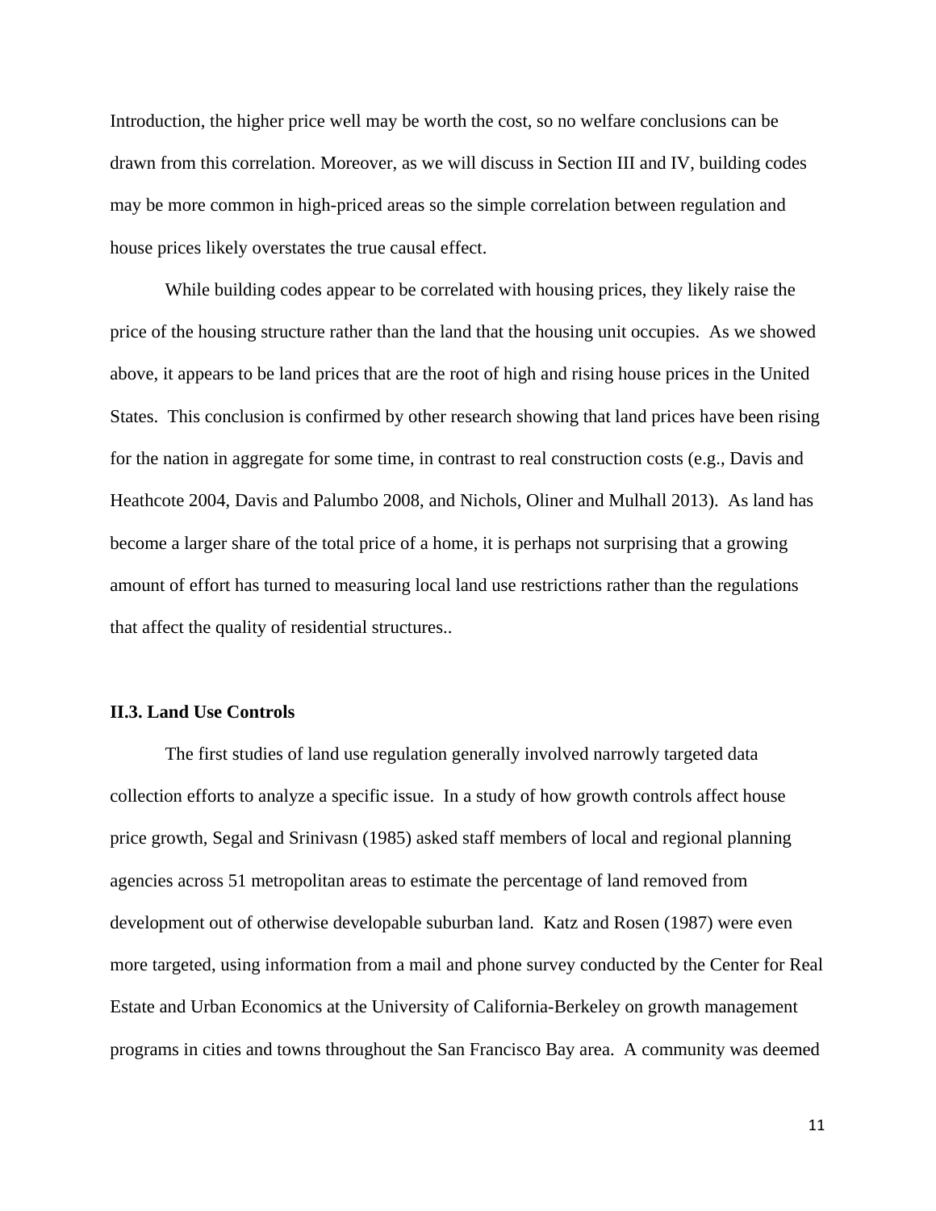Introduction, the higher price well may be worth the cost, so no welfare conclusions can be drawn from this correlation. Moreover, as we will discuss in Section III and IV, building codes may be more common in high-priced areas so the simple correlation between regulation and house prices likely overstates the true causal effect.

While building codes appear to be correlated with housing prices, they likely raise the price of the housing structure rather than the land that the housing unit occupies. As we showed above, it appears to be land prices that are the root of high and rising house prices in the United States. This conclusion is confirmed by other research showing that land prices have been rising for the nation in aggregate for some time, in contrast to real construction costs (e.g., Davis and Heathcote 2004, Davis and Palumbo 2008, and Nichols, Oliner and Mulhall 2013). As land has become a larger share of the total price of a home, it is perhaps not surprising that a growing amount of effort has turned to measuring local land use restrictions rather than the regulations that affect the quality of residential structures..

### II.3. Land Use Controls

The first studies of land use regulation generally involved narrowly targeted data collection efforts to analyze a specific issue. In a study of how growth controls affect house price growth, Segal and Srinivasn (1985) asked staff members of local and regional planning agencies across 51 metropolitan areas to estimate the percentage of land removed from development out of otherwise developable suburban land. Katz and Rosen (1987) were even more targeted, using information from a mail and phone survey conducted by the Center for Real Estate and Urban Economics at the University of California-Berkeley on growth management programs in cities and towns throughout the San Francisco Bay area. A community was deemed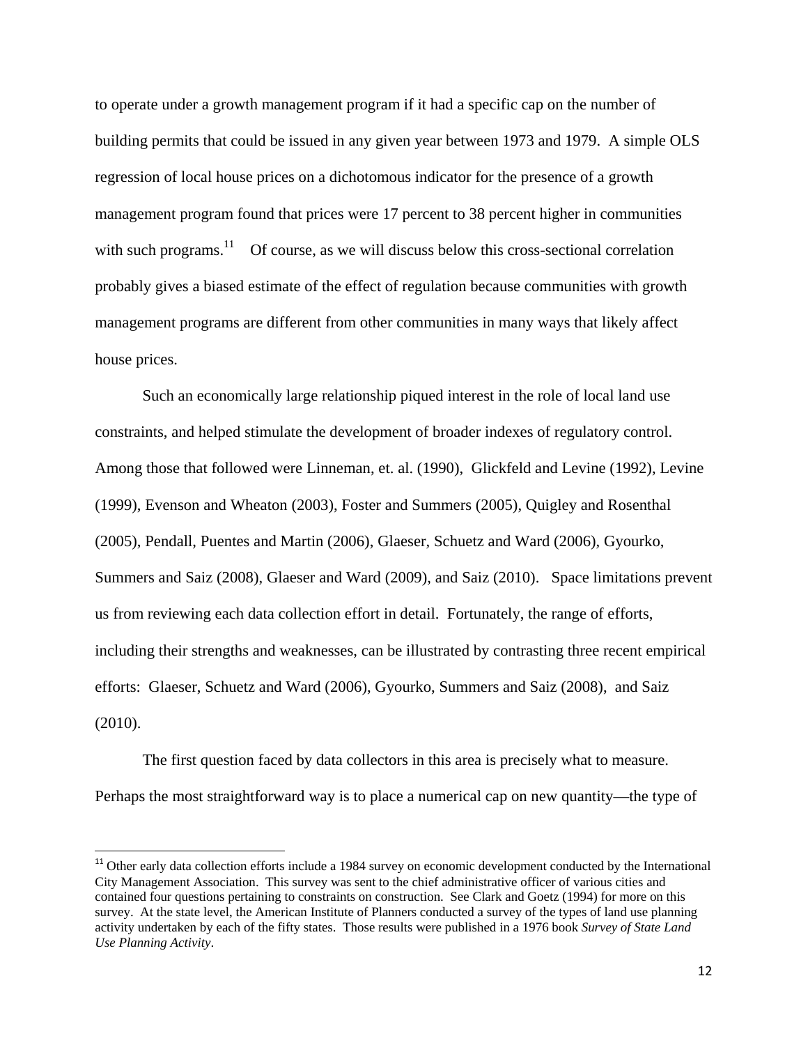to operate under a growth management program if it had a specific cap on the number of building permits that could be issued in any given year between 1973 and 1979. A simple OLS regression of local house prices on a dichotomous indicator for the presence of a growth management program found that prices were 17 percent to 38 percent higher in communities with such programs.[11] Of course, as we will discuss below this cross-sectional correlation probably gives a biased estimate of the effect of regulation because communities with growth management programs are different from other communities in many ways that likely affect house prices.

Such an economically large relationship piqued interest in the role of local land use constraints, and helped stimulate the development of broader indexes of regulatory control. Among those that followed were Linneman, et. al. (1990), Glickfeld and Levine (1992), Levine (1999), Evenson and Wheaton (2003), Foster and Summers (2005), Quigley and Rosenthal (2005), Pendall, Puentes and Martin (2006), Glaeser, Schuetz and Ward (2006), Gyourko, Summers and Saiz (2008), Glaeser and Ward (2009), and Saiz (2010). Space limitations prevent us from reviewing each data collection effort in detail. Fortunately, the range of efforts, including their strengths and weaknesses, can be illustrated by contrasting three recent empirical efforts: Glaeser, Schuetz and Ward (2006), Gyourko, Summers and Saiz (2008), and Saiz (2010).

The first question faced by data collectors in this area is precisely what to measure. Perhaps the most straightforward way is to place a numerical cap on new quantity—the type of

[11] Other early data collection efforts include a 1984 survey on economic development conducted by the International City Management Association. This survey was sent to the chief administrative officer of various cities and contained four questions pertaining to constraints on construction. See Clark and Goetz (1994) for more on this survey. At the state level, the American Institute of Planners conducted a survey of the types of land use planning activity undertaken by each of the fifty states. Those results were published in a 1976 book *Survey of State Land Use Planning Activity*.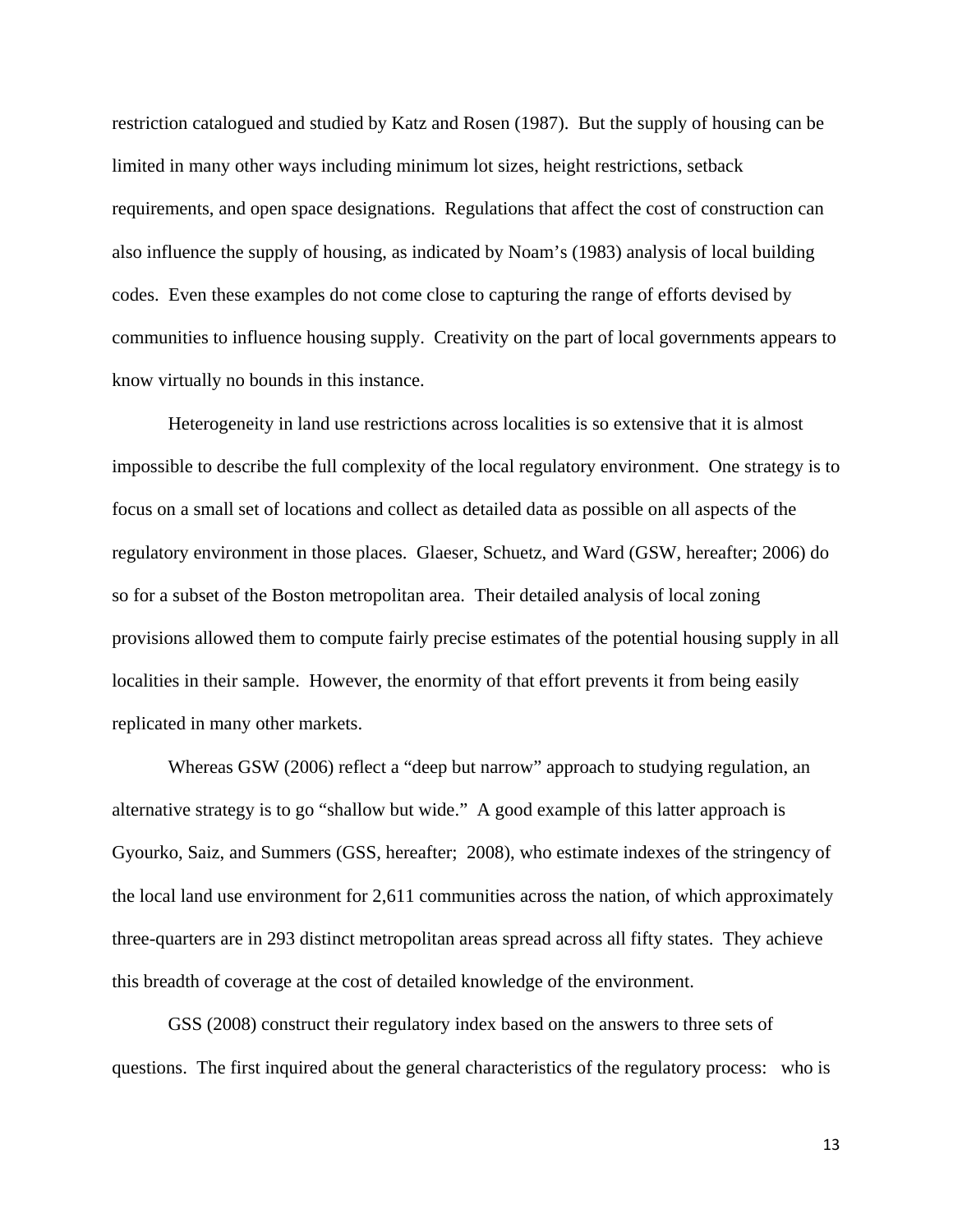restriction catalogued and studied by Katz and Rosen (1987). But the supply of housing can be limited in many other ways including minimum lot sizes, height restrictions, setback requirements, and open space designations. Regulations that affect the cost of construction can also influence the supply of housing, as indicated by Noam's (1983) analysis of local building codes. Even these examples do not come close to capturing the range of efforts devised by communities to influence housing supply. Creativity on the part of local governments appears to know virtually no bounds in this instance.

Heterogeneity in land use restrictions across localities is so extensive that it is almost impossible to describe the full complexity of the local regulatory environment. One strategy is to focus on a small set of locations and collect as detailed data as possible on all aspects of the regulatory environment in those places. Glaeser, Schuetz, and Ward (GSW, hereafter; 2006) do so for a subset of the Boston metropolitan area. Their detailed analysis of local zoning provisions allowed them to compute fairly precise estimates of the potential housing supply in all localities in their sample. However, the enormity of that effort prevents it from being easily replicated in many other markets.

Whereas GSW (2006) reflect a "deep but narrow" approach to studying regulation, an alternative strategy is to go "shallow but wide." A good example of this latter approach is Gyourko, Saiz, and Summers (GSS, hereafter; 2008), who estimate indexes of the stringency of the local land use environment for 2,611 communities across the nation, of which approximately three-quarters are in 293 distinct metropolitan areas spread across all fifty states. They achieve this breadth of coverage at the cost of detailed knowledge of the environment.

GSS (2008) construct their regulatory index based on the answers to three sets of questions. The first inquired about the general characteristics of the regulatory process: who is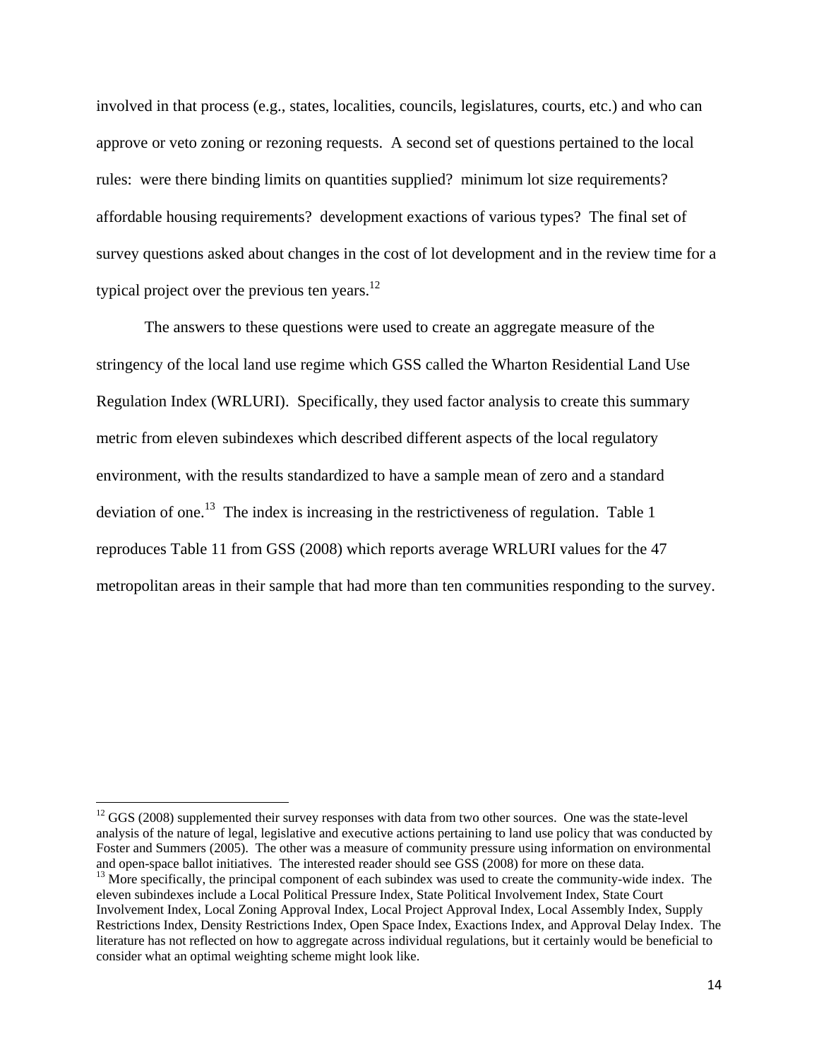involved in that process (e.g., states, localities, councils, legislatures, courts, etc.) and who can approve or veto zoning or rezoning requests. A second set of questions pertained to the local rules: were there binding limits on quantities supplied? minimum lot size requirements? affordable housing requirements? development exactions of various types? The final set of survey questions asked about changes in the cost of lot development and in the review time for a typical project over the previous ten years.[12]

The answers to these questions were used to create an aggregate measure of the stringency of the local land use regime which GSS called the Wharton Residential Land Use Regulation Index (WRLURI). Specifically, they used factor analysis to create this summary metric from eleven subindexes which described different aspects of the local regulatory environment, with the results standardized to have a sample mean of zero and a standard deviation of one.[13] The index is increasing in the restrictiveness of regulation. Table 1 reproduces Table 11 from GSS (2008) which reports average WRLURI values for the 47 metropolitan areas in their sample that had more than ten communities responding to the survey.

---

[12] GGS (2008) supplemented their survey responses with data from two other sources. One was the state-level analysis of the nature of legal, legislative and executive actions pertaining to land use policy that was conducted by Foster and Summers (2005). The other was a measure of community pressure using information on environmental and open-space ballot initiatives. The interested reader should see GSS (2008) for more on these data.

[13] More specifically, the principal component of each subindex was used to create the community-wide index. The eleven subindexes include a Local Political Pressure Index, State Political Involvement Index, State Court Involvement Index, Local Zoning Approval Index, Local Project Approval Index, Local Assembly Index, Supply Restrictions Index, Density Restrictions Index, Open Space Index, Exactions Index, and Approval Delay Index. The literature has not reflected on how to aggregate across individual regulations, but it certainly would be beneficial to consider what an optimal weighting scheme might look like.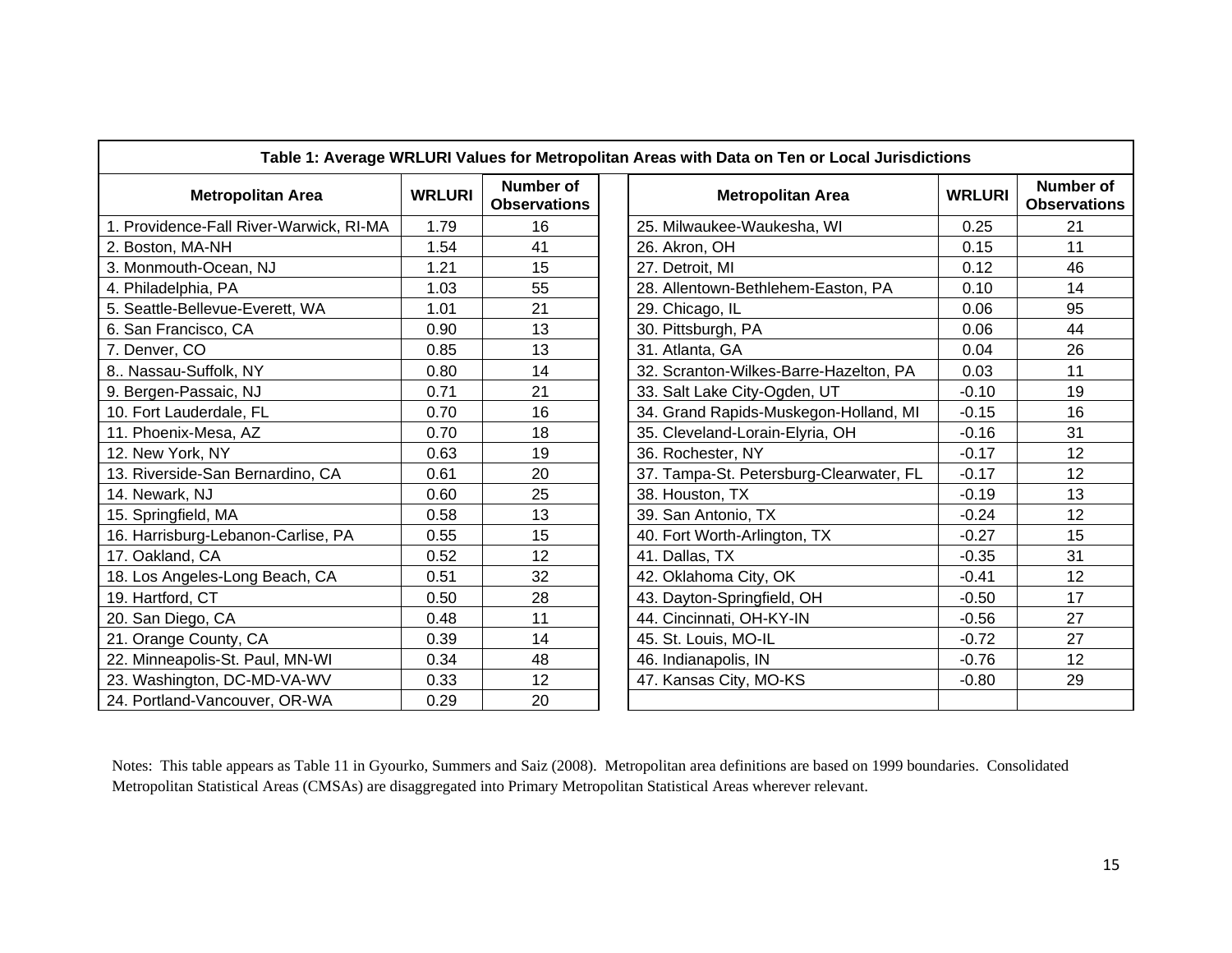**Table 1: Average WRLURI Values for Metropolitan Areas with Data on Ten or Local Jurisdictions**

| Metropolitan Area | WRLURI | Number of Observations | Metropolitan Area | WRLURI | Number of Observations |
|---|---|---|---|---|---|
| 1. Providence-Fall River-Warwick, RI-MA | 1.79 | 16 | 25. Milwaukee-Waukesha, WI | 0.25 | 21 |
| 2. Boston, MA-NH | 1.54 | 41 | 26. Akron, OH | 0.15 | 11 |
| 3. Monmouth-Ocean, NJ | 1.21 | 15 | 27. Detroit, MI | 0.12 | 46 |
| 4. Philadelphia, PA | 1.03 | 55 | 28. Allentown-Bethlehem-Easton, PA | 0.10 | 14 |
| 5. Seattle-Bellevue-Everett, WA | 1.01 | 21 | 29. Chicago, IL | 0.06 | 95 |
| 6. San Francisco, CA | 0.90 | 13 | 30. Pittsburgh, PA | 0.06 | 44 |
| 7. Denver, CO | 0.85 | 13 | 31. Atlanta, GA | 0.04 | 26 |
| 8.. Nassau-Suffolk, NY | 0.80 | 14 | 32. Scranton-Wilkes-Barre-Hazelton, PA | 0.03 | 11 |
| 9. Bergen-Passaic, NJ | 0.71 | 21 | 33. Salt Lake City-Ogden, UT | -0.10 | 19 |
| 10. Fort Lauderdale, FL | 0.70 | 16 | 34. Grand Rapids-Muskegon-Holland, MI | -0.15 | 16 |
| 11. Phoenix-Mesa, AZ | 0.70 | 18 | 35. Cleveland-Lorain-Elyria, OH | -0.16 | 31 |
| 12. New York, NY | 0.63 | 19 | 36. Rochester, NY | -0.17 | 12 |
| 13. Riverside-San Bernardino, CA | 0.61 | 20 | 37. Tampa-St. Petersburg-Clearwater, FL | -0.17 | 12 |
| 14. Newark, NJ | 0.60 | 25 | 38. Houston, TX | -0.19 | 13 |
| 15. Springfield, MA | 0.58 | 13 | 39. San Antonio, TX | -0.24 | 12 |
| 16. Harrisburg-Lebanon-Carlise, PA | 0.55 | 15 | 40. Fort Worth-Arlington, TX | -0.27 | 15 |
| 17. Oakland, CA | 0.52 | 12 | 41. Dallas, TX | -0.35 | 31 |
| 18. Los Angeles-Long Beach, CA | 0.51 | 32 | 42. Oklahoma City, OK | -0.41 | 12 |
| 19. Hartford, CT | 0.50 | 28 | 43. Dayton-Springfield, OH | -0.50 | 17 |
| 20. San Diego, CA | 0.48 | 11 | 44. Cincinnati, OH-KY-IN | -0.56 | 27 |
| 21. Orange County, CA | 0.39 | 14 | 45. St. Louis, MO-IL | -0.72 | 27 |
| 22. Minneapolis-St. Paul, MN-WI | 0.34 | 48 | 46. Indianapolis, IN | -0.76 | 12 |
| 23. Washington, DC-MD-VA-WV | 0.33 | 12 | 47. Kansas City, MO-KS | -0.80 | 29 |
| 24. Portland-Vancouver, OR-WA | 0.29 | 20 | | | |

Notes: This table appears as Table 11 in Gyourko, Summers and Saiz (2008). Metropolitan area definitions are based on 1999 boundaries. Consolidated Metropolitan Statistical Areas (CMSAs) are disaggregated into Primary Metropolitan Statistical Areas wherever relevant.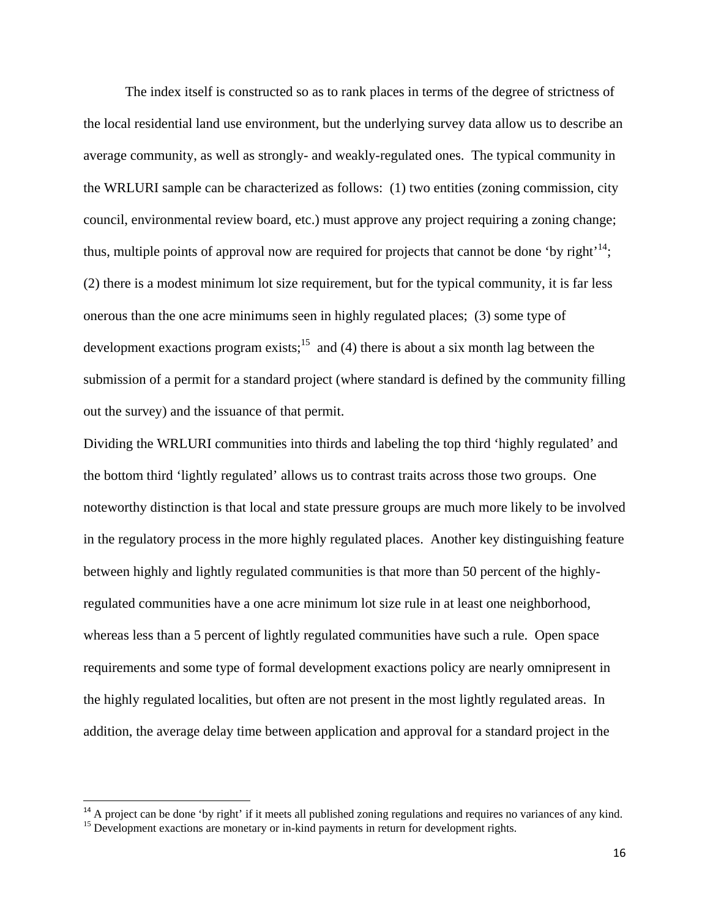The index itself is constructed so as to rank places in terms of the degree of strictness of the local residential land use environment, but the underlying survey data allow us to describe an average community, as well as strongly- and weakly-regulated ones. The typical community in the WRLURI sample can be characterized as follows: (1) two entities (zoning commission, city council, environmental review board, etc.) must approve any project requiring a zoning change; thus, multiple points of approval now are required for projects that cannot be done 'by right'[14]; (2) there is a modest minimum lot size requirement, but for the typical community, it is far less onerous than the one acre minimums seen in highly regulated places; (3) some type of development exactions program exists;[15] and (4) there is about a six month lag between the submission of a permit for a standard project (where standard is defined by the community filling out the survey) and the issuance of that permit.

Dividing the WRLURI communities into thirds and labeling the top third 'highly regulated' and the bottom third 'lightly regulated' allows us to contrast traits across those two groups. One noteworthy distinction is that local and state pressure groups are much more likely to be involved in the regulatory process in the more highly regulated places. Another key distinguishing feature between highly and lightly regulated communities is that more than 50 percent of the highly-regulated communities have a one acre minimum lot size rule in at least one neighborhood, whereas less than a 5 percent of lightly regulated communities have such a rule. Open space requirements and some type of formal development exactions policy are nearly omnipresent in the highly regulated localities, but often are not present in the most lightly regulated areas. In addition, the average delay time between application and approval for a standard project in the

[14] A project can be done 'by right' if it meets all published zoning regulations and requires no variances of any kind.

[15] Development exactions are monetary or in-kind payments in return for development rights.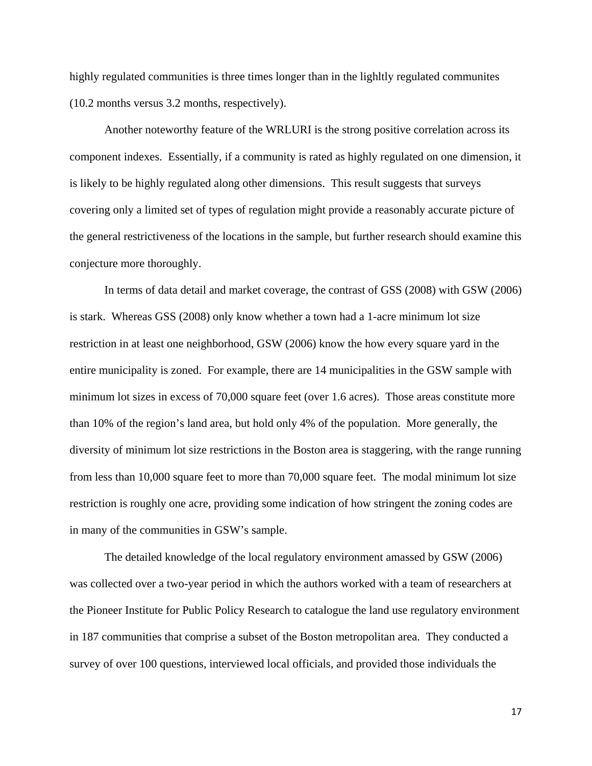highly regulated communities is three times longer than in the lighltly regulated communites (10.2 months versus 3.2 months, respectively).

Another noteworthy feature of the WRLURI is the strong positive correlation across its component indexes. Essentially, if a community is rated as highly regulated on one dimension, it is likely to be highly regulated along other dimensions. This result suggests that surveys covering only a limited set of types of regulation might provide a reasonably accurate picture of the general restrictiveness of the locations in the sample, but further research should examine this conjecture more thoroughly.

In terms of data detail and market coverage, the contrast of GSS (2008) with GSW (2006) is stark. Whereas GSS (2008) only know whether a town had a 1-acre minimum lot size restriction in at least one neighborhood, GSW (2006) know the how every square yard in the entire municipality is zoned. For example, there are 14 municipalities in the GSW sample with minimum lot sizes in excess of 70,000 square feet (over 1.6 acres). Those areas constitute more than 10% of the region's land area, but hold only 4% of the population. More generally, the diversity of minimum lot size restrictions in the Boston area is staggering, with the range running from less than 10,000 square feet to more than 70,000 square feet. The modal minimum lot size restriction is roughly one acre, providing some indication of how stringent the zoning codes are in many of the communities in GSW's sample.

The detailed knowledge of the local regulatory environment amassed by GSW (2006) was collected over a two-year period in which the authors worked with a team of researchers at the Pioneer Institute for Public Policy Research to catalogue the land use regulatory environment in 187 communities that comprise a subset of the Boston metropolitan area. They conducted a survey of over 100 questions, interviewed local officials, and provided those individuals the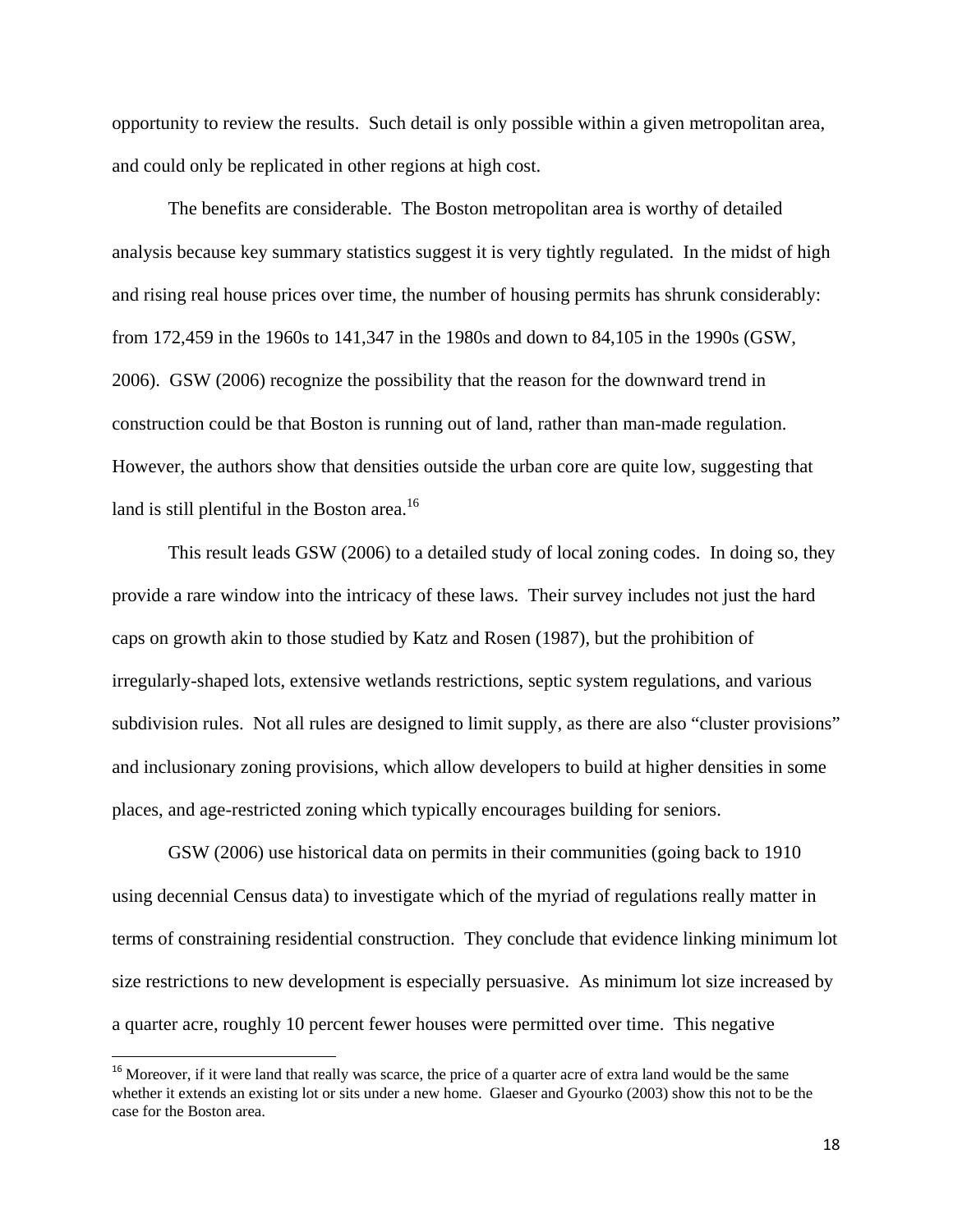opportunity to review the results. Such detail is only possible within a given metropolitan area, and could only be replicated in other regions at high cost.

The benefits are considerable. The Boston metropolitan area is worthy of detailed analysis because key summary statistics suggest it is very tightly regulated. In the midst of high and rising real house prices over time, the number of housing permits has shrunk considerably: from 172,459 in the 1960s to 141,347 in the 1980s and down to 84,105 in the 1990s (GSW, 2006). GSW (2006) recognize the possibility that the reason for the downward trend in construction could be that Boston is running out of land, rather than man-made regulation. However, the authors show that densities outside the urban core are quite low, suggesting that land is still plentiful in the Boston area.[16]

This result leads GSW (2006) to a detailed study of local zoning codes. In doing so, they provide a rare window into the intricacy of these laws. Their survey includes not just the hard caps on growth akin to those studied by Katz and Rosen (1987), but the prohibition of irregularly-shaped lots, extensive wetlands restrictions, septic system regulations, and various subdivision rules. Not all rules are designed to limit supply, as there are also "cluster provisions" and inclusionary zoning provisions, which allow developers to build at higher densities in some places, and age-restricted zoning which typically encourages building for seniors.

GSW (2006) use historical data on permits in their communities (going back to 1910 using decennial Census data) to investigate which of the myriad of regulations really matter in terms of constraining residential construction. They conclude that evidence linking minimum lot size restrictions to new development is especially persuasive. As minimum lot size increased by a quarter acre, roughly 10 percent fewer houses were permitted over time. This negative

[16] Moreover, if it were land that really was scarce, the price of a quarter acre of extra land would be the same whether it extends an existing lot or sits under a new home. Glaeser and Gyourko (2003) show this not to be the case for the Boston area.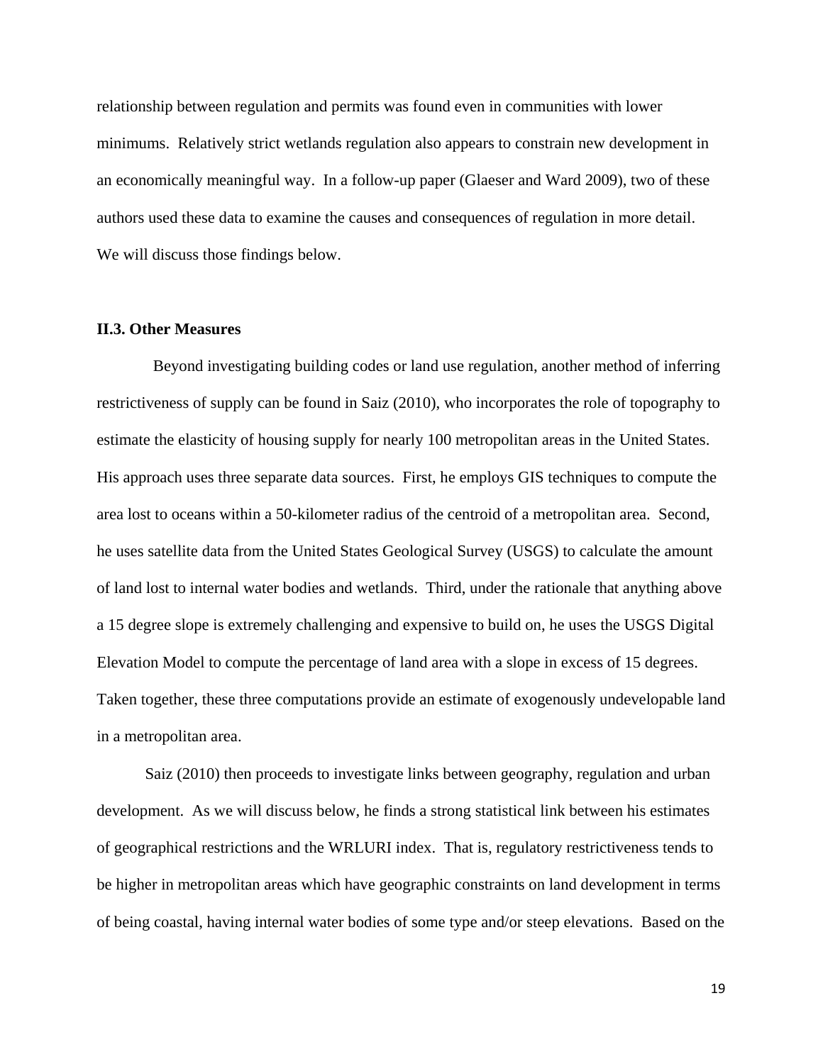relationship between regulation and permits was found even in communities with lower minimums. Relatively strict wetlands regulation also appears to constrain new development in an economically meaningful way. In a follow-up paper (Glaeser and Ward 2009), two of these authors used these data to examine the causes and consequences of regulation in more detail. We will discuss those findings below.

### II.3. Other Measures

Beyond investigating building codes or land use regulation, another method of inferring restrictiveness of supply can be found in Saiz (2010), who incorporates the role of topography to estimate the elasticity of housing supply for nearly 100 metropolitan areas in the United States. His approach uses three separate data sources. First, he employs GIS techniques to compute the area lost to oceans within a 50-kilometer radius of the centroid of a metropolitan area. Second, he uses satellite data from the United States Geological Survey (USGS) to calculate the amount of land lost to internal water bodies and wetlands. Third, under the rationale that anything above a 15 degree slope is extremely challenging and expensive to build on, he uses the USGS Digital Elevation Model to compute the percentage of land area with a slope in excess of 15 degrees. Taken together, these three computations provide an estimate of exogenously undevelopable land in a metropolitan area.

Saiz (2010) then proceeds to investigate links between geography, regulation and urban development. As we will discuss below, he finds a strong statistical link between his estimates of geographical restrictions and the WRLURI index. That is, regulatory restrictiveness tends to be higher in metropolitan areas which have geographic constraints on land development in terms of being coastal, having internal water bodies of some type and/or steep elevations. Based on the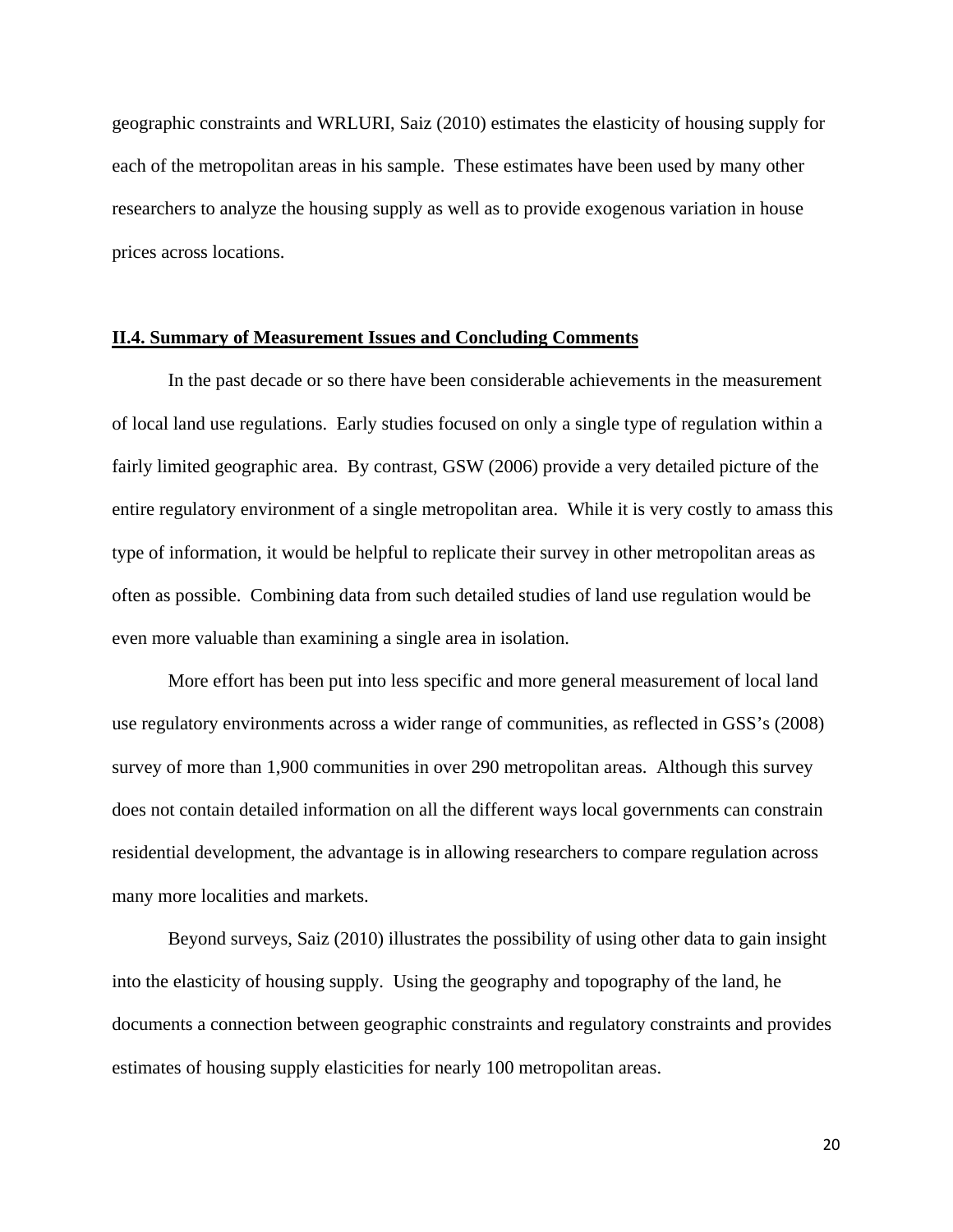geographic constraints and WRLURI, Saiz (2010) estimates the elasticity of housing supply for each of the metropolitan areas in his sample. These estimates have been used by many other researchers to analyze the housing supply as well as to provide exogenous variation in house prices across locations.

### II.4. Summary of Measurement Issues and Concluding Comments

In the past decade or so there have been considerable achievements in the measurement of local land use regulations. Early studies focused on only a single type of regulation within a fairly limited geographic area. By contrast, GSW (2006) provide a very detailed picture of the entire regulatory environment of a single metropolitan area. While it is very costly to amass this type of information, it would be helpful to replicate their survey in other metropolitan areas as often as possible. Combining data from such detailed studies of land use regulation would be even more valuable than examining a single area in isolation.

More effort has been put into less specific and more general measurement of local land use regulatory environments across a wider range of communities, as reflected in GSS's (2008) survey of more than 1,900 communities in over 290 metropolitan areas. Although this survey does not contain detailed information on all the different ways local governments can constrain residential development, the advantage is in allowing researchers to compare regulation across many more localities and markets.

Beyond surveys, Saiz (2010) illustrates the possibility of using other data to gain insight into the elasticity of housing supply. Using the geography and topography of the land, he documents a connection between geographic constraints and regulatory constraints and provides estimates of housing supply elasticities for nearly 100 metropolitan areas.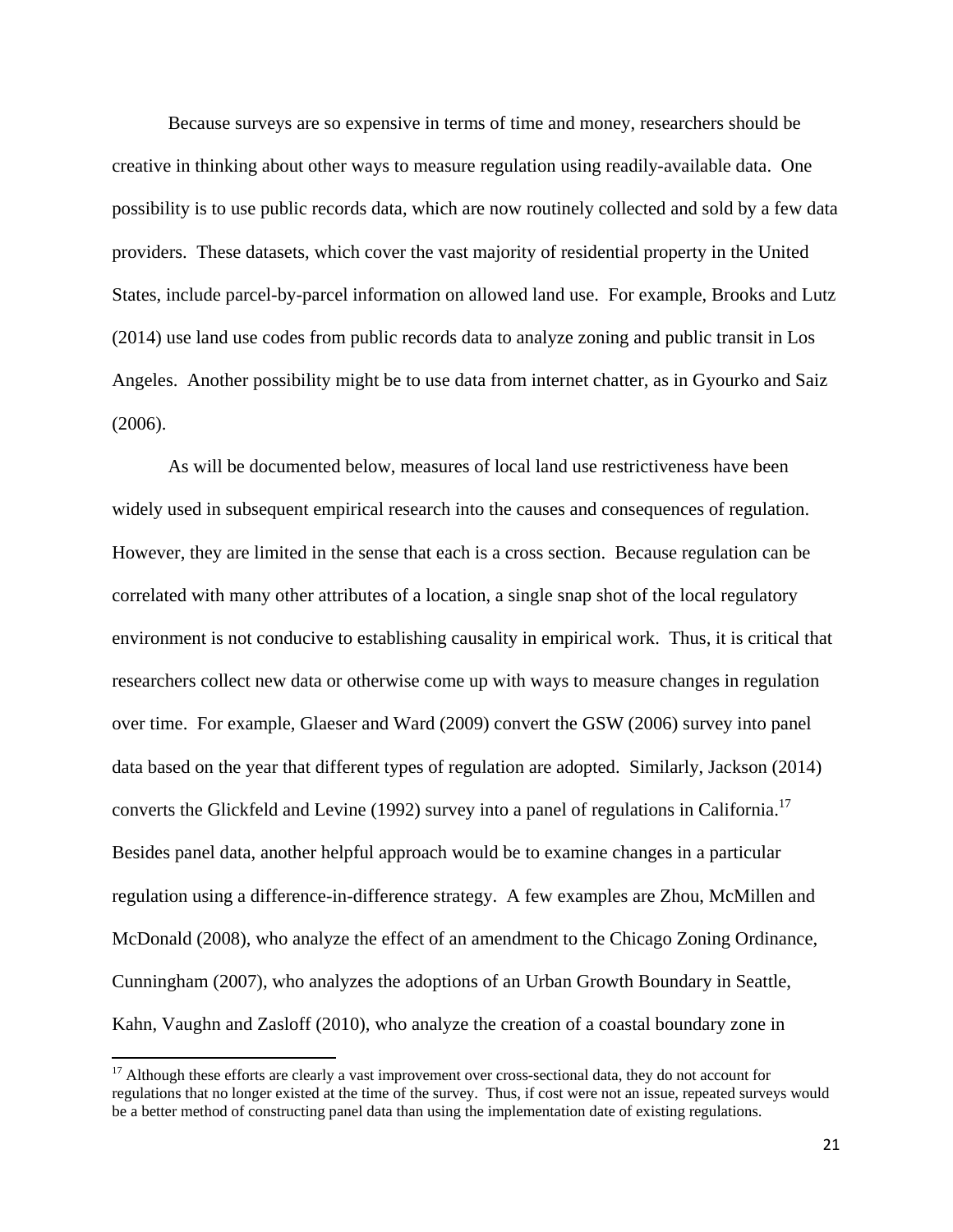Because surveys are so expensive in terms of time and money, researchers should be creative in thinking about other ways to measure regulation using readily-available data. One possibility is to use public records data, which are now routinely collected and sold by a few data providers. These datasets, which cover the vast majority of residential property in the United States, include parcel-by-parcel information on allowed land use. For example, Brooks and Lutz (2014) use land use codes from public records data to analyze zoning and public transit in Los Angeles. Another possibility might be to use data from internet chatter, as in Gyourko and Saiz (2006).

As will be documented below, measures of local land use restrictiveness have been widely used in subsequent empirical research into the causes and consequences of regulation. However, they are limited in the sense that each is a cross section. Because regulation can be correlated with many other attributes of a location, a single snap shot of the local regulatory environment is not conducive to establishing causality in empirical work. Thus, it is critical that researchers collect new data or otherwise come up with ways to measure changes in regulation over time. For example, Glaeser and Ward (2009) convert the GSW (2006) survey into panel data based on the year that different types of regulation are adopted. Similarly, Jackson (2014) converts the Glickfeld and Levine (1992) survey into a panel of regulations in California.[17] Besides panel data, another helpful approach would be to examine changes in a particular regulation using a difference-in-difference strategy. A few examples are Zhou, McMillen and McDonald (2008), who analyze the effect of an amendment to the Chicago Zoning Ordinance, Cunningham (2007), who analyzes the adoptions of an Urban Growth Boundary in Seattle, Kahn, Vaughn and Zasloff (2010), who analyze the creation of a coastal boundary zone in

[17] Although these efforts are clearly a vast improvement over cross-sectional data, they do not account for regulations that no longer existed at the time of the survey. Thus, if cost were not an issue, repeated surveys would be a better method of constructing panel data than using the implementation date of existing regulations.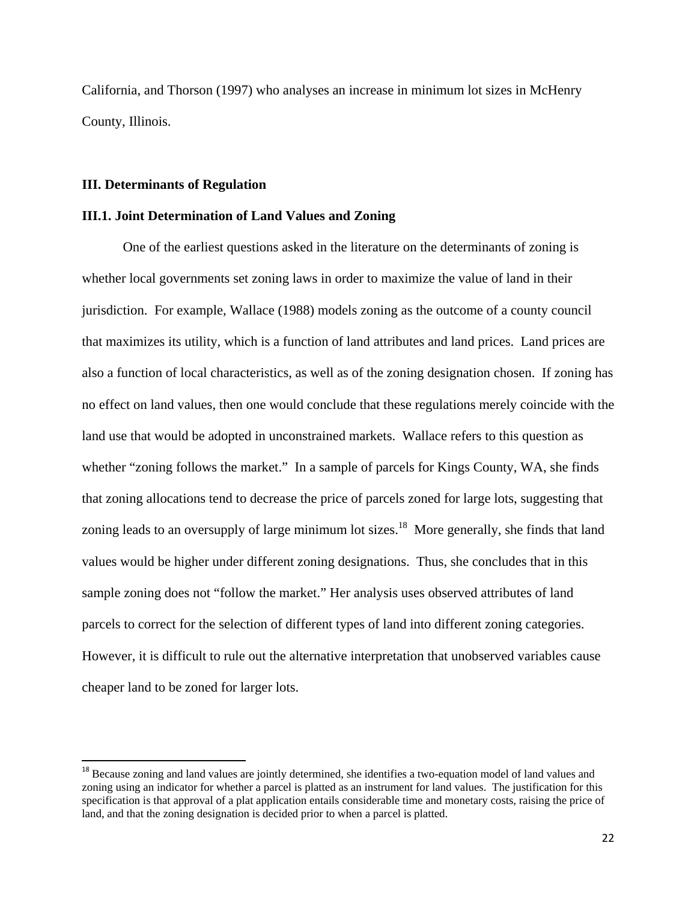California, and Thorson (1997) who analyses an increase in minimum lot sizes in McHenry County, Illinois.

## III. Determinants of Regulation

### III.1. Joint Determination of Land Values and Zoning

One of the earliest questions asked in the literature on the determinants of zoning is whether local governments set zoning laws in order to maximize the value of land in their jurisdiction. For example, Wallace (1988) models zoning as the outcome of a county council that maximizes its utility, which is a function of land attributes and land prices. Land prices are also a function of local characteristics, as well as of the zoning designation chosen. If zoning has no effect on land values, then one would conclude that these regulations merely coincide with the land use that would be adopted in unconstrained markets. Wallace refers to this question as whether "zoning follows the market." In a sample of parcels for Kings County, WA, she finds that zoning allocations tend to decrease the price of parcels zoned for large lots, suggesting that zoning leads to an oversupply of large minimum lot sizes.[18] More generally, she finds that land values would be higher under different zoning designations. Thus, she concludes that in this sample zoning does not "follow the market." Her analysis uses observed attributes of land parcels to correct for the selection of different types of land into different zoning categories. However, it is difficult to rule out the alternative interpretation that unobserved variables cause cheaper land to be zoned for larger lots.

[18] Because zoning and land values are jointly determined, she identifies a two-equation model of land values and zoning using an indicator for whether a parcel is platted as an instrument for land values. The justification for this specification is that approval of a plat application entails considerable time and monetary costs, raising the price of land, and that the zoning designation is decided prior to when a parcel is platted.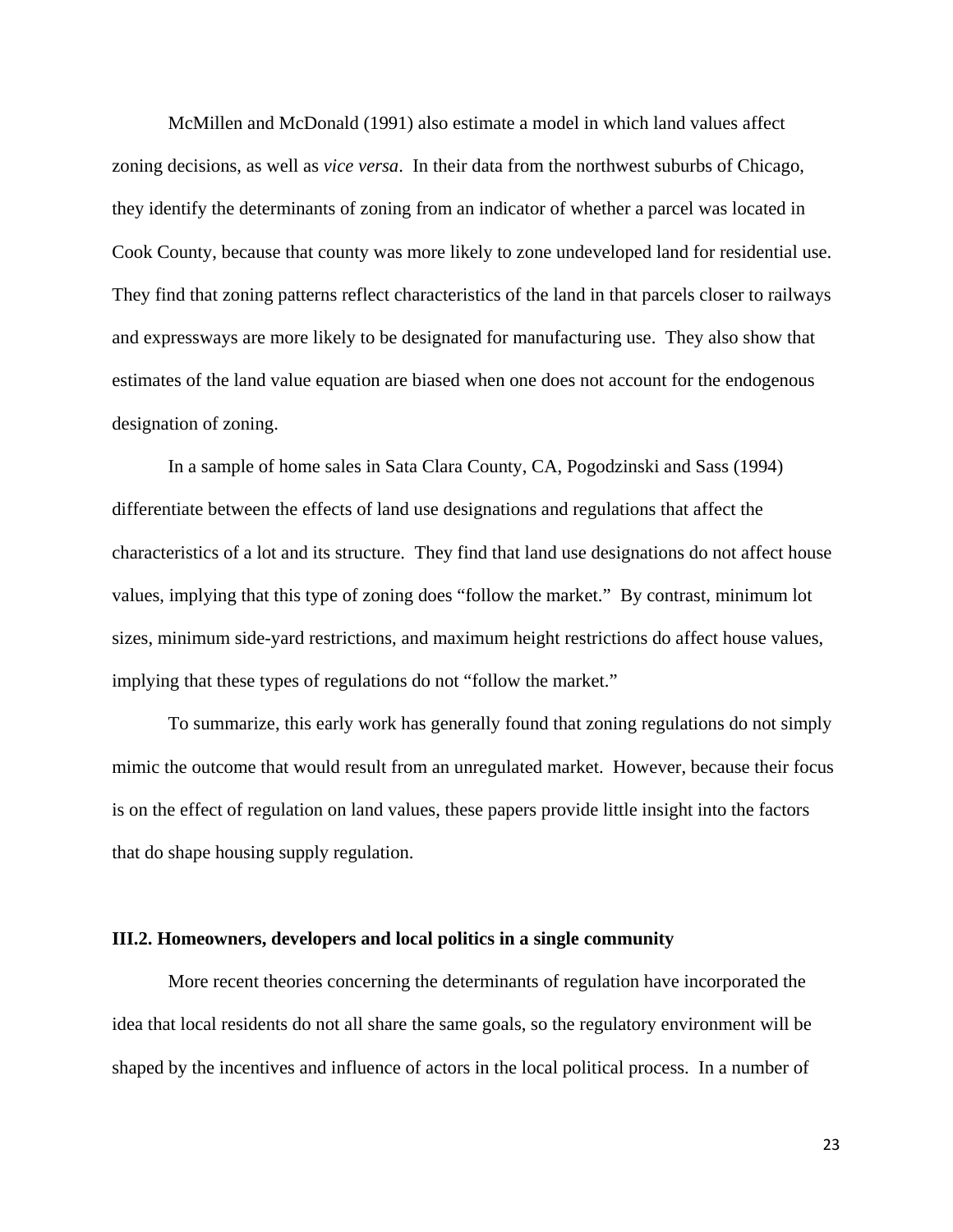McMillen and McDonald (1991) also estimate a model in which land values affect zoning decisions, as well as *vice versa*. In their data from the northwest suburbs of Chicago, they identify the determinants of zoning from an indicator of whether a parcel was located in Cook County, because that county was more likely to zone undeveloped land for residential use. They find that zoning patterns reflect characteristics of the land in that parcels closer to railways and expressways are more likely to be designated for manufacturing use. They also show that estimates of the land value equation are biased when one does not account for the endogenous designation of zoning.

In a sample of home sales in Sata Clara County, CA, Pogodzinski and Sass (1994) differentiate between the effects of land use designations and regulations that affect the characteristics of a lot and its structure. They find that land use designations do not affect house values, implying that this type of zoning does "follow the market." By contrast, minimum lot sizes, minimum side-yard restrictions, and maximum height restrictions do affect house values, implying that these types of regulations do not "follow the market."

To summarize, this early work has generally found that zoning regulations do not simply mimic the outcome that would result from an unregulated market. However, because their focus is on the effect of regulation on land values, these papers provide little insight into the factors that do shape housing supply regulation.

### III.2. Homeowners, developers and local politics in a single community

More recent theories concerning the determinants of regulation have incorporated the idea that local residents do not all share the same goals, so the regulatory environment will be shaped by the incentives and influence of actors in the local political process. In a number of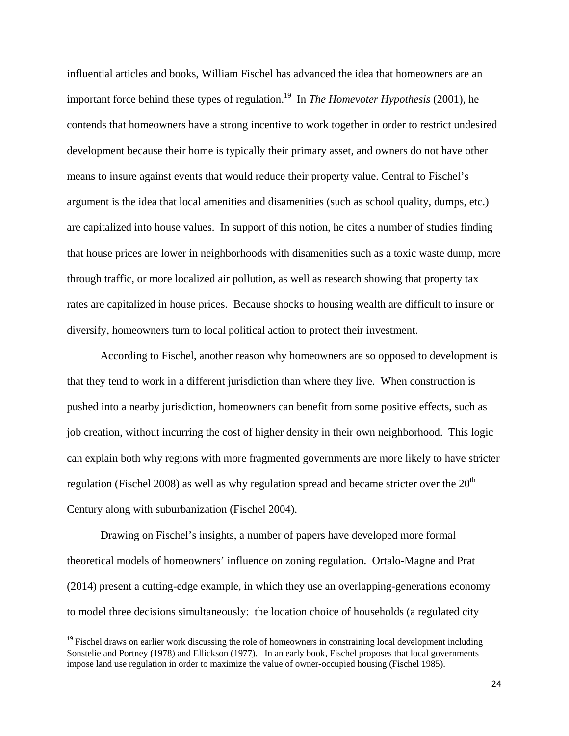influential articles and books, William Fischel has advanced the idea that homeowners are an important force behind these types of regulation.[19] In *The Homevoter Hypothesis* (2001), he contends that homeowners have a strong incentive to work together in order to restrict undesired development because their home is typically their primary asset, and owners do not have other means to insure against events that would reduce their property value. Central to Fischel's argument is the idea that local amenities and disamenities (such as school quality, dumps, etc.) are capitalized into house values. In support of this notion, he cites a number of studies finding that house prices are lower in neighborhoods with disamenities such as a toxic waste dump, more through traffic, or more localized air pollution, as well as research showing that property tax rates are capitalized in house prices. Because shocks to housing wealth are difficult to insure or diversify, homeowners turn to local political action to protect their investment.

According to Fischel, another reason why homeowners are so opposed to development is that they tend to work in a different jurisdiction than where they live. When construction is pushed into a nearby jurisdiction, homeowners can benefit from some positive effects, such as job creation, without incurring the cost of higher density in their own neighborhood. This logic can explain both why regions with more fragmented governments are more likely to have stricter regulation (Fischel 2008) as well as why regulation spread and became stricter over the 20th Century along with suburbanization (Fischel 2004).

Drawing on Fischel's insights, a number of papers have developed more formal theoretical models of homeowners' influence on zoning regulation. Ortalo-Magne and Prat (2014) present a cutting-edge example, in which they use an overlapping-generations economy to model three decisions simultaneously: the location choice of households (a regulated city

---

[19] Fischel draws on earlier work discussing the role of homeowners in constraining local development including Sonstelie and Portney (1978) and Ellickson (1977). In an early book, Fischel proposes that local governments impose land use regulation in order to maximize the value of owner-occupied housing (Fischel 1985).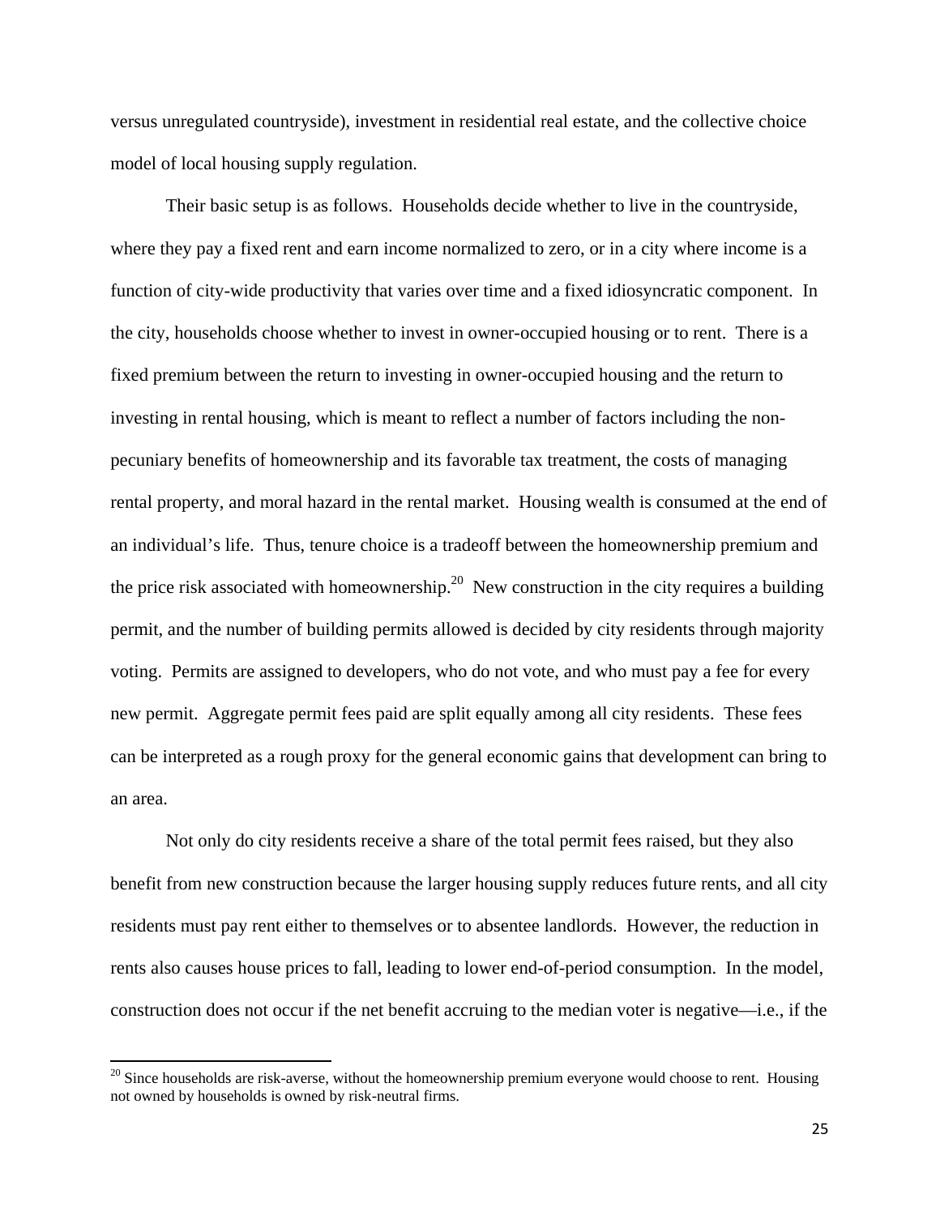versus unregulated countryside), investment in residential real estate, and the collective choice model of local housing supply regulation.

Their basic setup is as follows. Households decide whether to live in the countryside, where they pay a fixed rent and earn income normalized to zero, or in a city where income is a function of city-wide productivity that varies over time and a fixed idiosyncratic component. In the city, households choose whether to invest in owner-occupied housing or to rent. There is a fixed premium between the return to investing in owner-occupied housing and the return to investing in rental housing, which is meant to reflect a number of factors including the non-pecuniary benefits of homeownership and its favorable tax treatment, the costs of managing rental property, and moral hazard in the rental market. Housing wealth is consumed at the end of an individual's life. Thus, tenure choice is a tradeoff between the homeownership premium and the price risk associated with homeownership.[20] New construction in the city requires a building permit, and the number of building permits allowed is decided by city residents through majority voting. Permits are assigned to developers, who do not vote, and who must pay a fee for every new permit. Aggregate permit fees paid are split equally among all city residents. These fees can be interpreted as a rough proxy for the general economic gains that development can bring to an area.

Not only do city residents receive a share of the total permit fees raised, but they also benefit from new construction because the larger housing supply reduces future rents, and all city residents must pay rent either to themselves or to absentee landlords. However, the reduction in rents also causes house prices to fall, leading to lower end-of-period consumption. In the model, construction does not occur if the net benefit accruing to the median voter is negative—i.e., if the

[20] Since households are risk-averse, without the homeownership premium everyone would choose to rent. Housing not owned by households is owned by risk-neutral firms.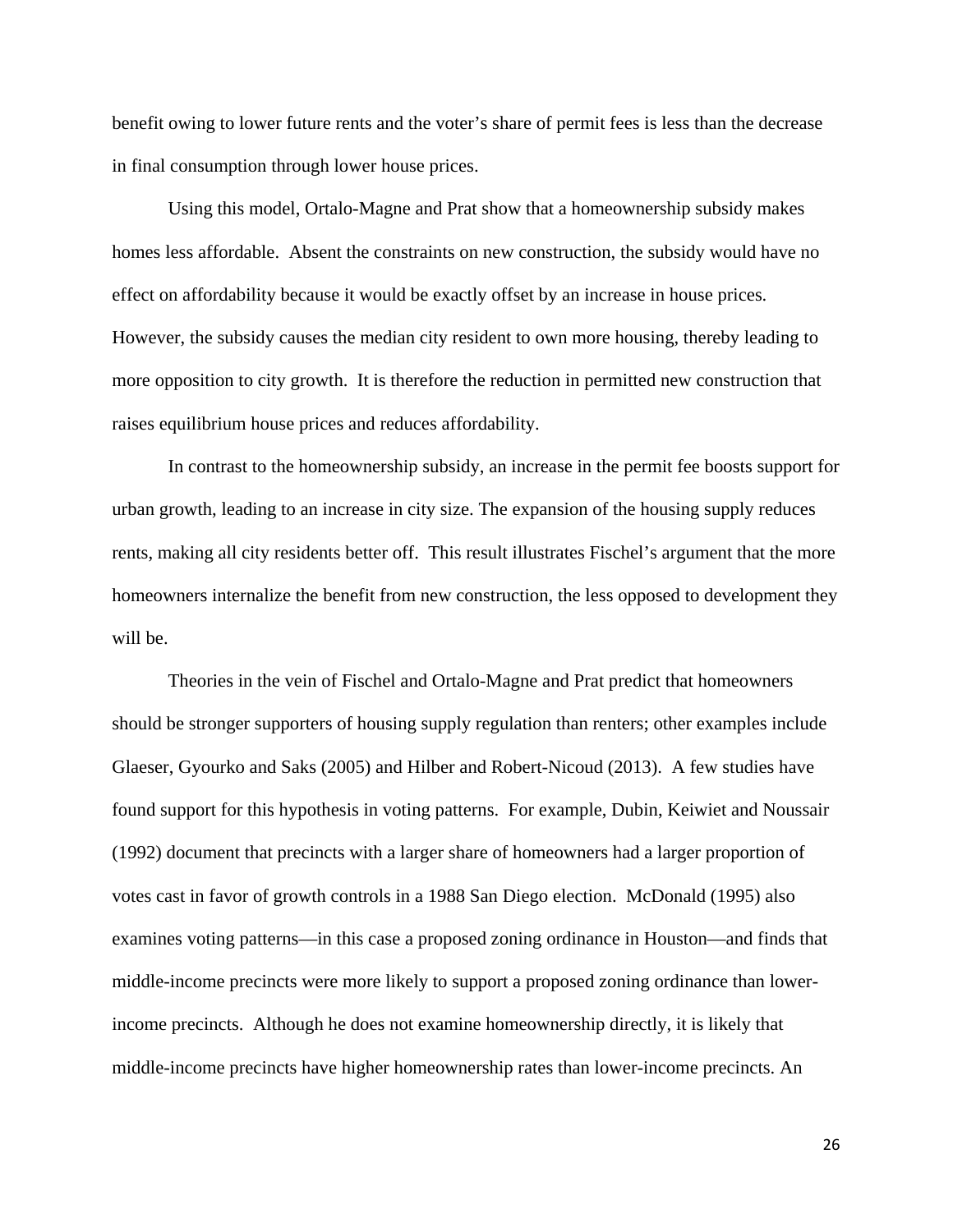benefit owing to lower future rents and the voter's share of permit fees is less than the decrease in final consumption through lower house prices.

Using this model, Ortalo-Magne and Prat show that a homeownership subsidy makes homes less affordable. Absent the constraints on new construction, the subsidy would have no effect on affordability because it would be exactly offset by an increase in house prices. However, the subsidy causes the median city resident to own more housing, thereby leading to more opposition to city growth. It is therefore the reduction in permitted new construction that raises equilibrium house prices and reduces affordability.

In contrast to the homeownership subsidy, an increase in the permit fee boosts support for urban growth, leading to an increase in city size. The expansion of the housing supply reduces rents, making all city residents better off. This result illustrates Fischel's argument that the more homeowners internalize the benefit from new construction, the less opposed to development they will be.

Theories in the vein of Fischel and Ortalo-Magne and Prat predict that homeowners should be stronger supporters of housing supply regulation than renters; other examples include Glaeser, Gyourko and Saks (2005) and Hilber and Robert-Nicoud (2013). A few studies have found support for this hypothesis in voting patterns. For example, Dubin, Keiwiet and Noussair (1992) document that precincts with a larger share of homeowners had a larger proportion of votes cast in favor of growth controls in a 1988 San Diego election. McDonald (1995) also examines voting patterns—in this case a proposed zoning ordinance in Houston—and finds that middle-income precincts were more likely to support a proposed zoning ordinance than lower-income precincts. Although he does not examine homeownership directly, it is likely that middle-income precincts have higher homeownership rates than lower-income precincts. An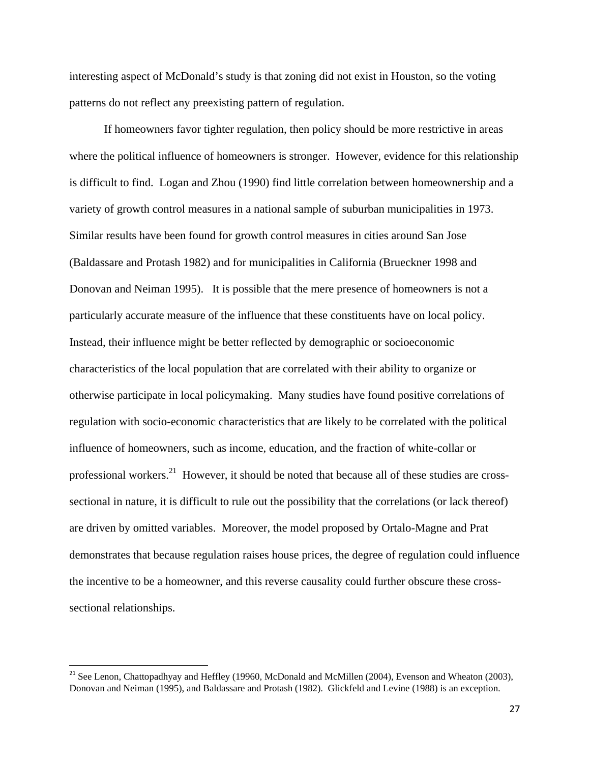interesting aspect of McDonald's study is that zoning did not exist in Houston, so the voting patterns do not reflect any preexisting pattern of regulation.

If homeowners favor tighter regulation, then policy should be more restrictive in areas where the political influence of homeowners is stronger. However, evidence for this relationship is difficult to find. Logan and Zhou (1990) find little correlation between homeownership and a variety of growth control measures in a national sample of suburban municipalities in 1973. Similar results have been found for growth control measures in cities around San Jose (Baldassare and Protash 1982) and for municipalities in California (Brueckner 1998 and Donovan and Neiman 1995). It is possible that the mere presence of homeowners is not a particularly accurate measure of the influence that these constituents have on local policy. Instead, their influence might be better reflected by demographic or socioeconomic characteristics of the local population that are correlated with their ability to organize or otherwise participate in local policymaking. Many studies have found positive correlations of regulation with socio-economic characteristics that are likely to be correlated with the political influence of homeowners, such as income, education, and the fraction of white-collar or professional workers.[21] However, it should be noted that because all of these studies are cross-sectional in nature, it is difficult to rule out the possibility that the correlations (or lack thereof) are driven by omitted variables. Moreover, the model proposed by Ortalo-Magne and Prat demonstrates that because regulation raises house prices, the degree of regulation could influence the incentive to be a homeowner, and this reverse causality could further obscure these cross-sectional relationships.

---

[21] See Lenon, Chattopadhyay and Heffley (19960, McDonald and McMillen (2004), Evenson and Wheaton (2003), Donovan and Neiman (1995), and Baldassare and Protash (1982). Glickfeld and Levine (1988) is an exception.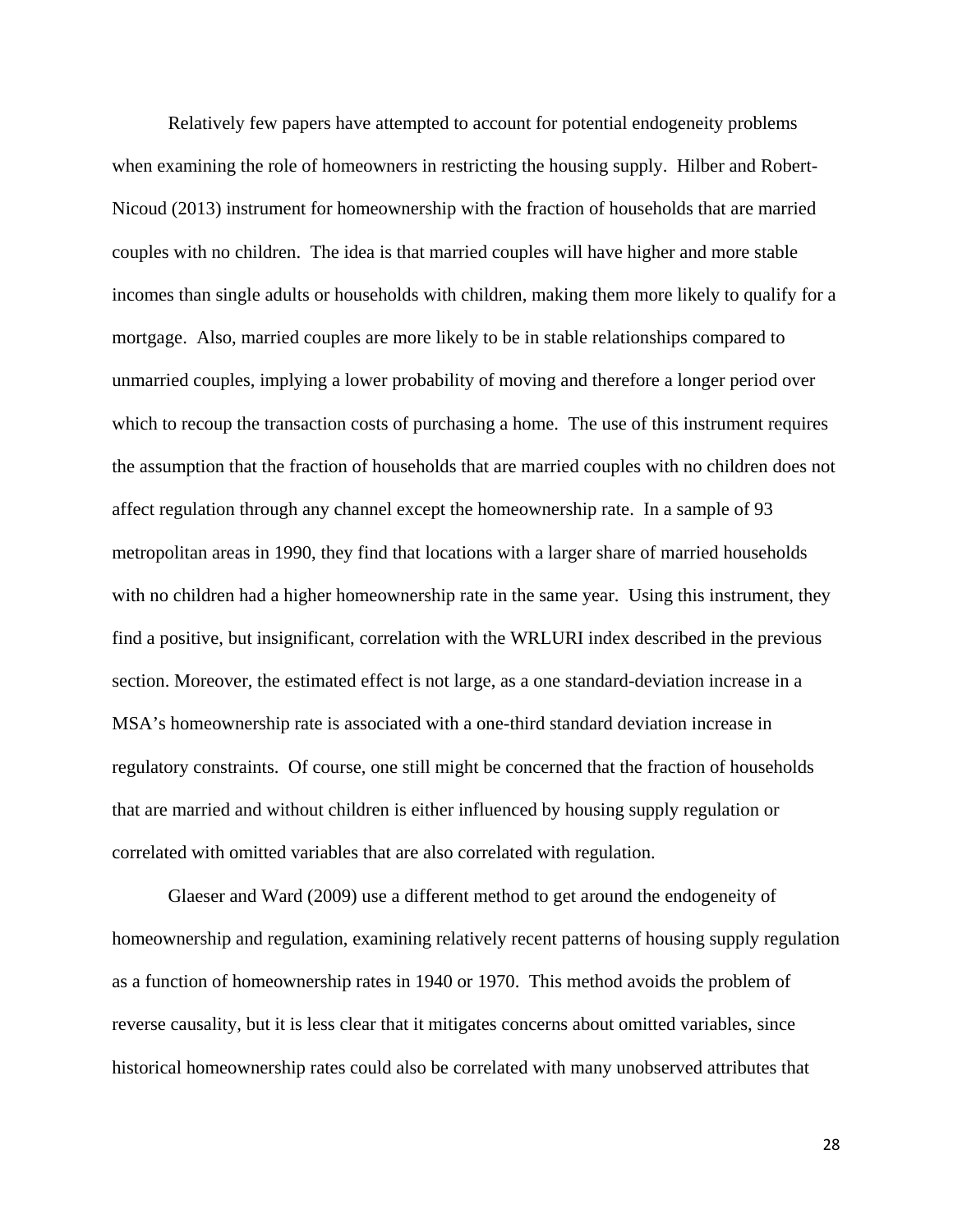Relatively few papers have attempted to account for potential endogeneity problems when examining the role of homeowners in restricting the housing supply. Hilber and Robert-Nicoud (2013) instrument for homeownership with the fraction of households that are married couples with no children. The idea is that married couples will have higher and more stable incomes than single adults or households with children, making them more likely to qualify for a mortgage. Also, married couples are more likely to be in stable relationships compared to unmarried couples, implying a lower probability of moving and therefore a longer period over which to recoup the transaction costs of purchasing a home. The use of this instrument requires the assumption that the fraction of households that are married couples with no children does not affect regulation through any channel except the homeownership rate. In a sample of 93 metropolitan areas in 1990, they find that locations with a larger share of married households with no children had a higher homeownership rate in the same year. Using this instrument, they find a positive, but insignificant, correlation with the WRLURI index described in the previous section. Moreover, the estimated effect is not large, as a one standard-deviation increase in a MSA's homeownership rate is associated with a one-third standard deviation increase in regulatory constraints. Of course, one still might be concerned that the fraction of households that are married and without children is either influenced by housing supply regulation or correlated with omitted variables that are also correlated with regulation.

Glaeser and Ward (2009) use a different method to get around the endogeneity of homeownership and regulation, examining relatively recent patterns of housing supply regulation as a function of homeownership rates in 1940 or 1970. This method avoids the problem of reverse causality, but it is less clear that it mitigates concerns about omitted variables, since historical homeownership rates could also be correlated with many unobserved attributes that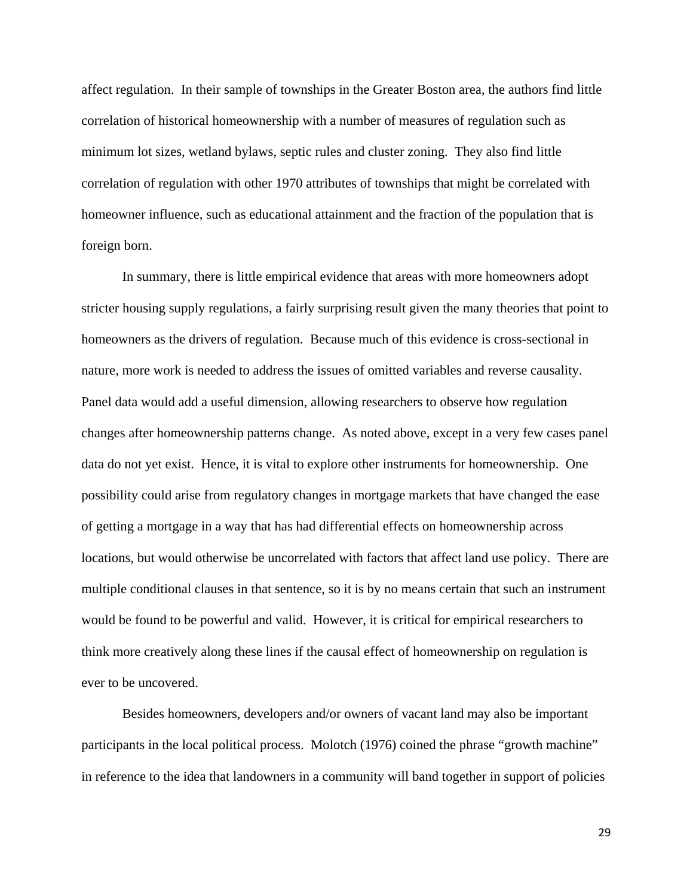affect regulation. In their sample of townships in the Greater Boston area, the authors find little correlation of historical homeownership with a number of measures of regulation such as minimum lot sizes, wetland bylaws, septic rules and cluster zoning. They also find little correlation of regulation with other 1970 attributes of townships that might be correlated with homeowner influence, such as educational attainment and the fraction of the population that is foreign born.

In summary, there is little empirical evidence that areas with more homeowners adopt stricter housing supply regulations, a fairly surprising result given the many theories that point to homeowners as the drivers of regulation. Because much of this evidence is cross-sectional in nature, more work is needed to address the issues of omitted variables and reverse causality. Panel data would add a useful dimension, allowing researchers to observe how regulation changes after homeownership patterns change. As noted above, except in a very few cases panel data do not yet exist. Hence, it is vital to explore other instruments for homeownership. One possibility could arise from regulatory changes in mortgage markets that have changed the ease of getting a mortgage in a way that has had differential effects on homeownership across locations, but would otherwise be uncorrelated with factors that affect land use policy. There are multiple conditional clauses in that sentence, so it is by no means certain that such an instrument would be found to be powerful and valid. However, it is critical for empirical researchers to think more creatively along these lines if the causal effect of homeownership on regulation is ever to be uncovered.

Besides homeowners, developers and/or owners of vacant land may also be important participants in the local political process. Molotch (1976) coined the phrase "growth machine" in reference to the idea that landowners in a community will band together in support of policies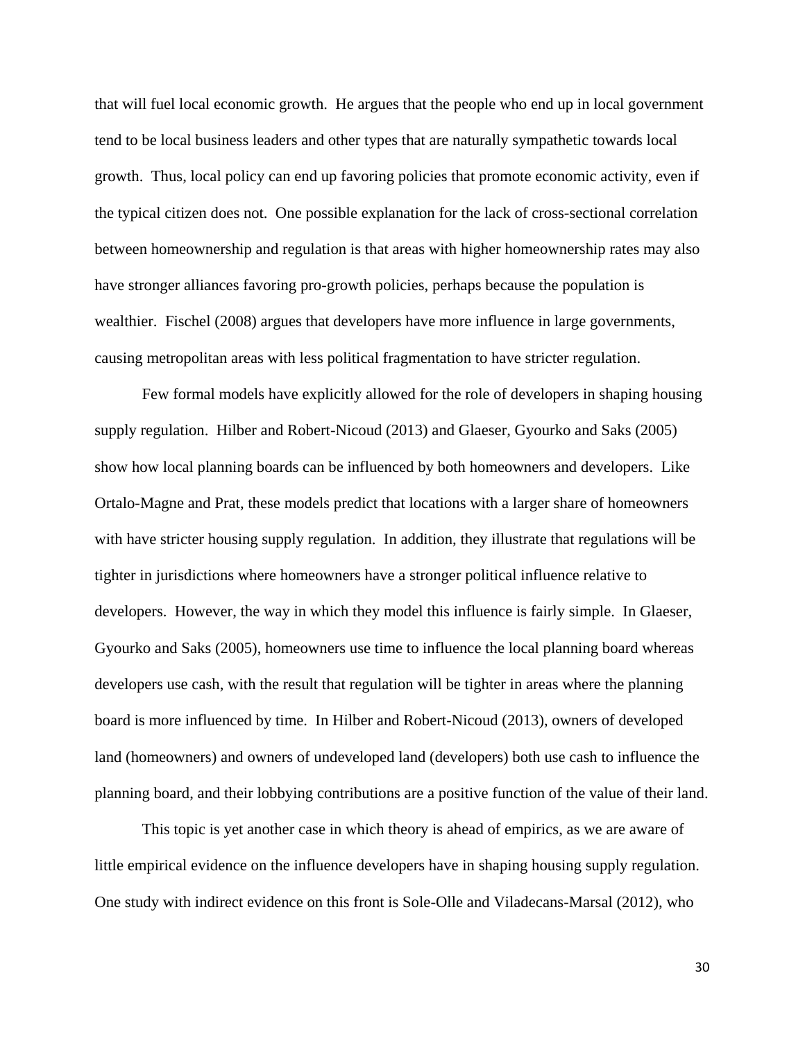that will fuel local economic growth. He argues that the people who end up in local government tend to be local business leaders and other types that are naturally sympathetic towards local growth. Thus, local policy can end up favoring policies that promote economic activity, even if the typical citizen does not. One possible explanation for the lack of cross-sectional correlation between homeownership and regulation is that areas with higher homeownership rates may also have stronger alliances favoring pro-growth policies, perhaps because the population is wealthier. Fischel (2008) argues that developers have more influence in large governments, causing metropolitan areas with less political fragmentation to have stricter regulation.

Few formal models have explicitly allowed for the role of developers in shaping housing supply regulation. Hilber and Robert-Nicoud (2013) and Glaeser, Gyourko and Saks (2005) show how local planning boards can be influenced by both homeowners and developers. Like Ortalo-Magne and Prat, these models predict that locations with a larger share of homeowners with have stricter housing supply regulation. In addition, they illustrate that regulations will be tighter in jurisdictions where homeowners have a stronger political influence relative to developers. However, the way in which they model this influence is fairly simple. In Glaeser, Gyourko and Saks (2005), homeowners use time to influence the local planning board whereas developers use cash, with the result that regulation will be tighter in areas where the planning board is more influenced by time. In Hilber and Robert-Nicoud (2013), owners of developed land (homeowners) and owners of undeveloped land (developers) both use cash to influence the planning board, and their lobbying contributions are a positive function of the value of their land.

This topic is yet another case in which theory is ahead of empirics, as we are aware of little empirical evidence on the influence developers have in shaping housing supply regulation. One study with indirect evidence on this front is Sole-Olle and Viladecans-Marsal (2012), who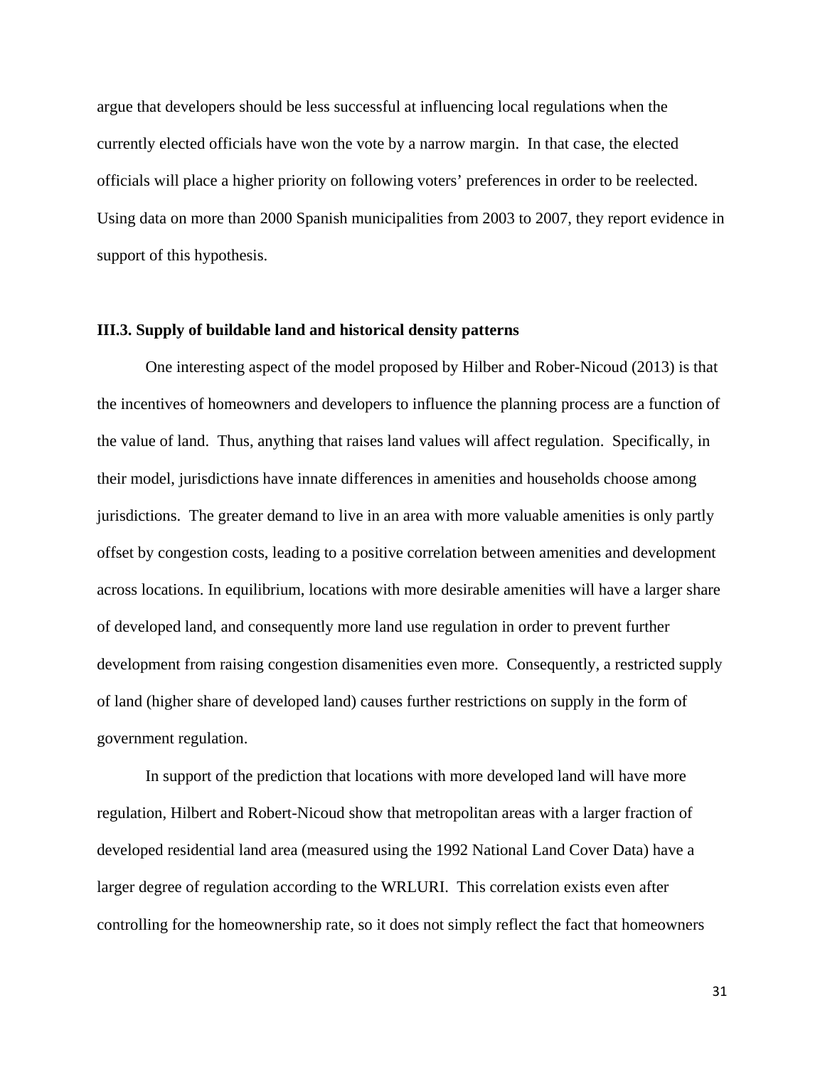argue that developers should be less successful at influencing local regulations when the currently elected officials have won the vote by a narrow margin. In that case, the elected officials will place a higher priority on following voters' preferences in order to be reelected. Using data on more than 2000 Spanish municipalities from 2003 to 2007, they report evidence in support of this hypothesis.

### III.3. Supply of buildable land and historical density patterns

One interesting aspect of the model proposed by Hilber and Rober-Nicoud (2013) is that the incentives of homeowners and developers to influence the planning process are a function of the value of land. Thus, anything that raises land values will affect regulation. Specifically, in their model, jurisdictions have innate differences in amenities and households choose among jurisdictions. The greater demand to live in an area with more valuable amenities is only partly offset by congestion costs, leading to a positive correlation between amenities and development across locations. In equilibrium, locations with more desirable amenities will have a larger share of developed land, and consequently more land use regulation in order to prevent further development from raising congestion disamenities even more. Consequently, a restricted supply of land (higher share of developed land) causes further restrictions on supply in the form of government regulation.

In support of the prediction that locations with more developed land will have more regulation, Hilbert and Robert-Nicoud show that metropolitan areas with a larger fraction of developed residential land area (measured using the 1992 National Land Cover Data) have a larger degree of regulation according to the WRLURI. This correlation exists even after controlling for the homeownership rate, so it does not simply reflect the fact that homeowners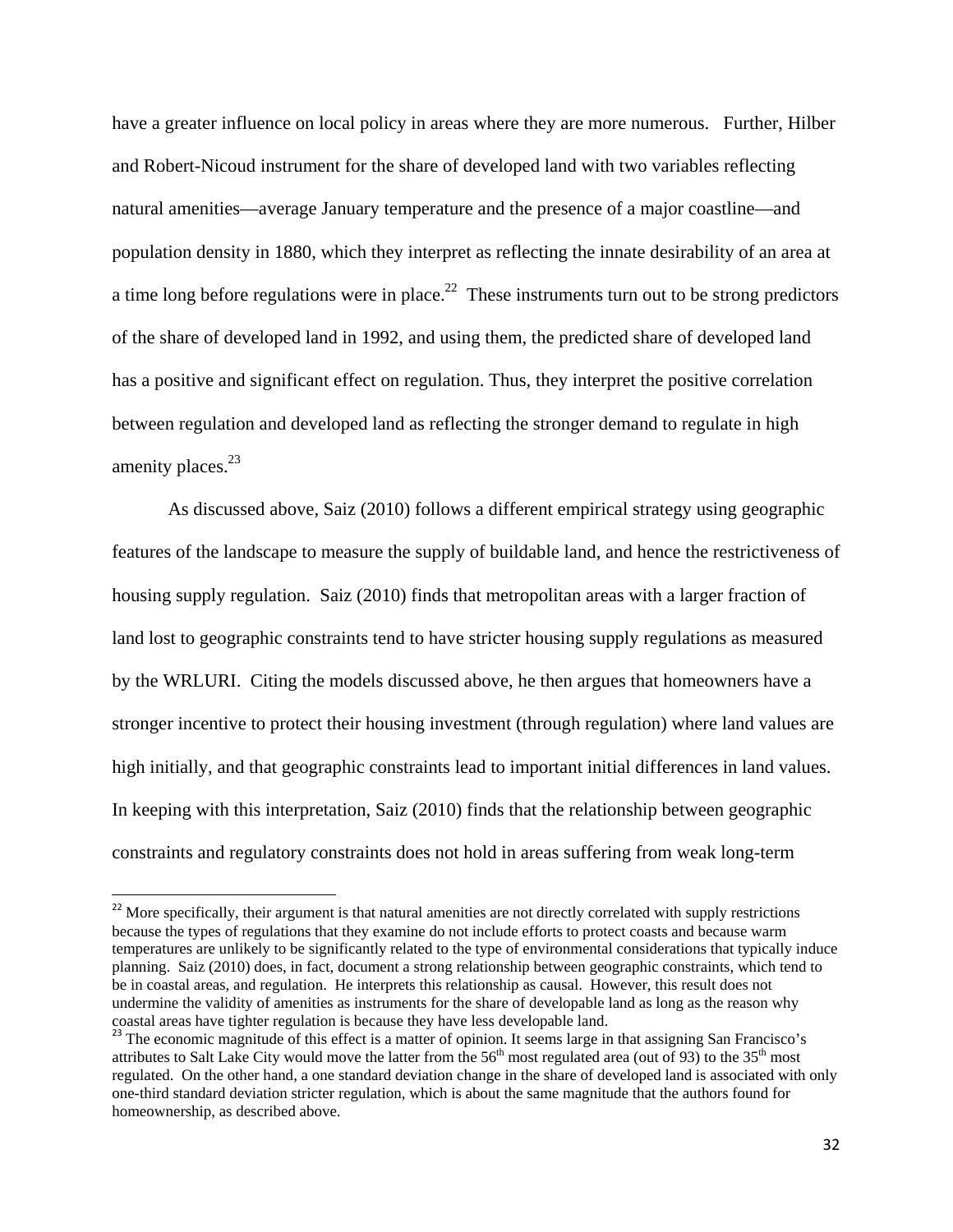have a greater influence on local policy in areas where they are more numerous. Further, Hilber and Robert-Nicoud instrument for the share of developed land with two variables reflecting natural amenities—average January temperature and the presence of a major coastline—and population density in 1880, which they interpret as reflecting the innate desirability of an area at a time long before regulations were in place.[22] These instruments turn out to be strong predictors of the share of developed land in 1992, and using them, the predicted share of developed land has a positive and significant effect on regulation. Thus, they interpret the positive correlation between regulation and developed land as reflecting the stronger demand to regulate in high amenity places.[23]

As discussed above, Saiz (2010) follows a different empirical strategy using geographic features of the landscape to measure the supply of buildable land, and hence the restrictiveness of housing supply regulation. Saiz (2010) finds that metropolitan areas with a larger fraction of land lost to geographic constraints tend to have stricter housing supply regulations as measured by the WRLURI. Citing the models discussed above, he then argues that homeowners have a stronger incentive to protect their housing investment (through regulation) where land values are high initially, and that geographic constraints lead to important initial differences in land values. In keeping with this interpretation, Saiz (2010) finds that the relationship between geographic constraints and regulatory constraints does not hold in areas suffering from weak long-term

---

[22] More specifically, their argument is that natural amenities are not directly correlated with supply restrictions because the types of regulations that they examine do not include efforts to protect coasts and because warm temperatures are unlikely to be significantly related to the type of environmental considerations that typically induce planning. Saiz (2010) does, in fact, document a strong relationship between geographic constraints, which tend to be in coastal areas, and regulation. He interprets this relationship as causal. However, this result does not undermine the validity of amenities as instruments for the share of developable land as long as the reason why coastal areas have tighter regulation is because they have less developable land.

[23] The economic magnitude of this effect is a matter of opinion. It seems large in that assigning San Francisco's attributes to Salt Lake City would move the latter from the 56th most regulated area (out of 93) to the 35th most regulated. On the other hand, a one standard deviation change in the share of developed land is associated with only one-third standard deviation stricter regulation, which is about the same magnitude that the authors found for homeownership, as described above.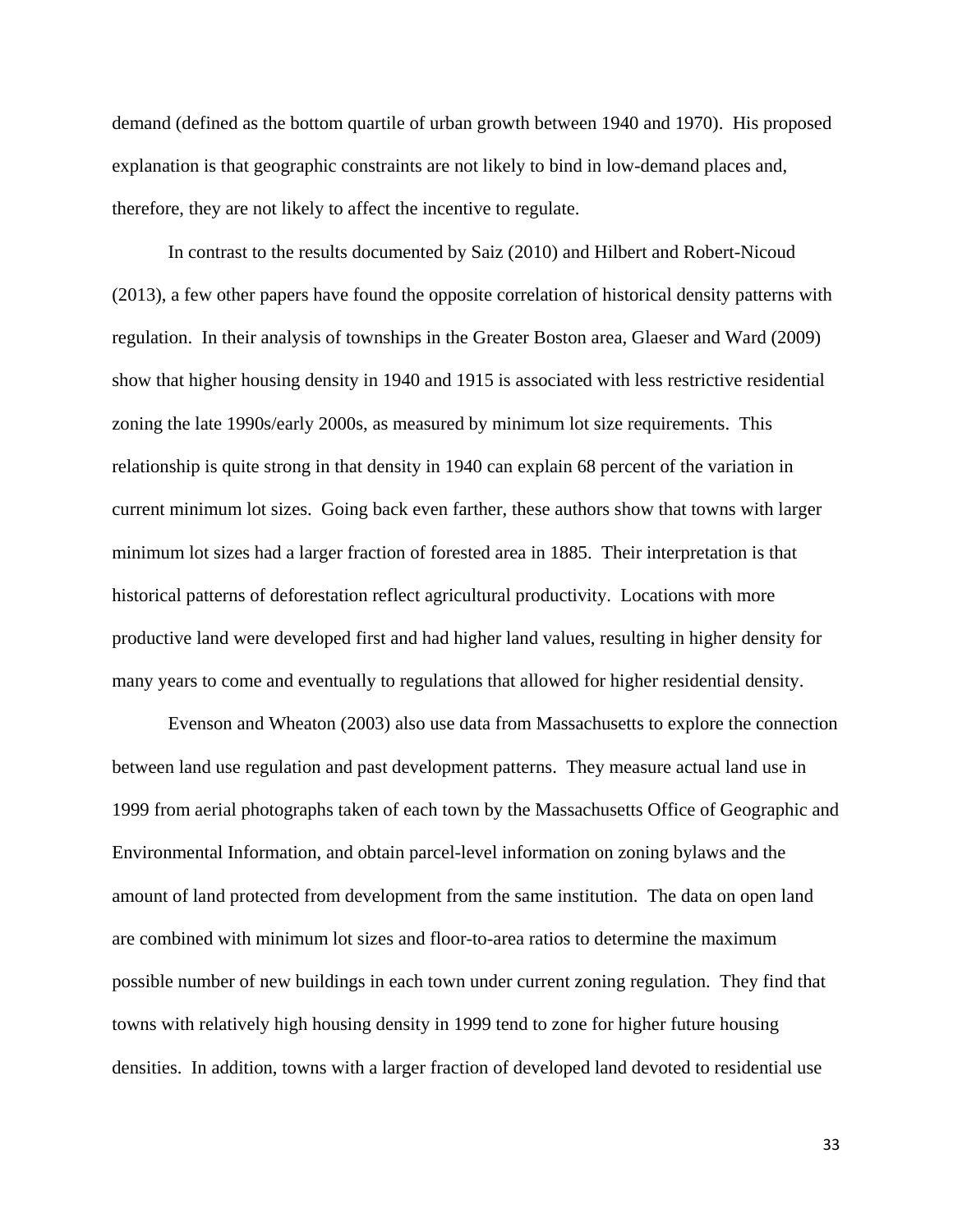demand (defined as the bottom quartile of urban growth between 1940 and 1970). His proposed explanation is that geographic constraints are not likely to bind in low-demand places and, therefore, they are not likely to affect the incentive to regulate.

In contrast to the results documented by Saiz (2010) and Hilbert and Robert-Nicoud (2013), a few other papers have found the opposite correlation of historical density patterns with regulation. In their analysis of townships in the Greater Boston area, Glaeser and Ward (2009) show that higher housing density in 1940 and 1915 is associated with less restrictive residential zoning the late 1990s/early 2000s, as measured by minimum lot size requirements. This relationship is quite strong in that density in 1940 can explain 68 percent of the variation in current minimum lot sizes. Going back even farther, these authors show that towns with larger minimum lot sizes had a larger fraction of forested area in 1885. Their interpretation is that historical patterns of deforestation reflect agricultural productivity. Locations with more productive land were developed first and had higher land values, resulting in higher density for many years to come and eventually to regulations that allowed for higher residential density.

Evenson and Wheaton (2003) also use data from Massachusetts to explore the connection between land use regulation and past development patterns. They measure actual land use in 1999 from aerial photographs taken of each town by the Massachusetts Office of Geographic and Environmental Information, and obtain parcel-level information on zoning bylaws and the amount of land protected from development from the same institution. The data on open land are combined with minimum lot sizes and floor-to-area ratios to determine the maximum possible number of new buildings in each town under current zoning regulation. They find that towns with relatively high housing density in 1999 tend to zone for higher future housing densities. In addition, towns with a larger fraction of developed land devoted to residential use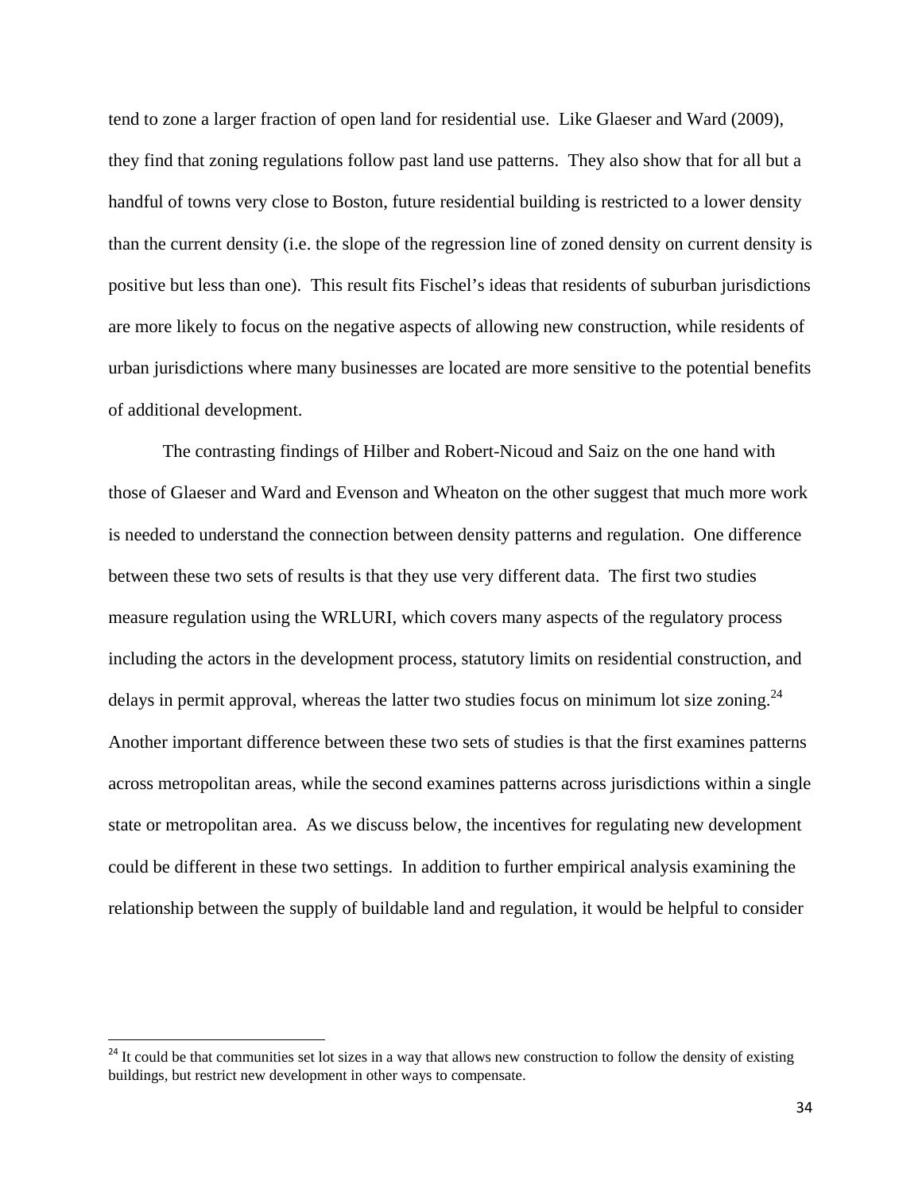tend to zone a larger fraction of open land for residential use. Like Glaeser and Ward (2009), they find that zoning regulations follow past land use patterns. They also show that for all but a handful of towns very close to Boston, future residential building is restricted to a lower density than the current density (i.e. the slope of the regression line of zoned density on current density is positive but less than one). This result fits Fischel's ideas that residents of suburban jurisdictions are more likely to focus on the negative aspects of allowing new construction, while residents of urban jurisdictions where many businesses are located are more sensitive to the potential benefits of additional development.

The contrasting findings of Hilber and Robert-Nicoud and Saiz on the one hand with those of Glaeser and Ward and Evenson and Wheaton on the other suggest that much more work is needed to understand the connection between density patterns and regulation. One difference between these two sets of results is that they use very different data. The first two studies measure regulation using the WRLURI, which covers many aspects of the regulatory process including the actors in the development process, statutory limits on residential construction, and delays in permit approval, whereas the latter two studies focus on minimum lot size zoning.[24] Another important difference between these two sets of studies is that the first examines patterns across metropolitan areas, while the second examines patterns across jurisdictions within a single state or metropolitan area. As we discuss below, the incentives for regulating new development could be different in these two settings. In addition to further empirical analysis examining the relationship between the supply of buildable land and regulation, it would be helpful to consider

[24] It could be that communities set lot sizes in a way that allows new construction to follow the density of existing buildings, but restrict new development in other ways to compensate.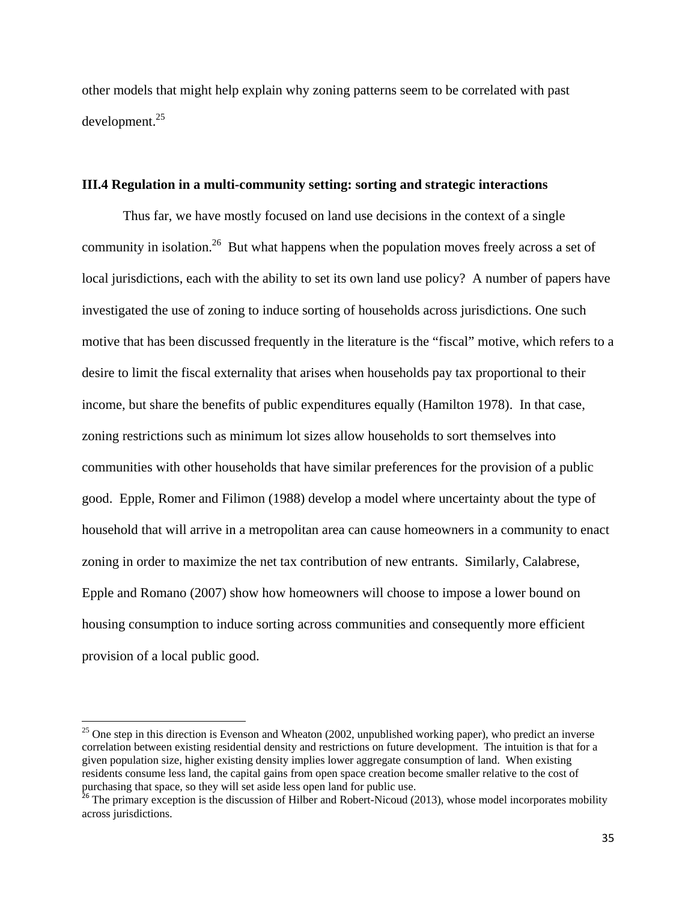other models that might help explain why zoning patterns seem to be correlated with past development.[25]

### III.4 Regulation in a multi-community setting: sorting and strategic interactions

Thus far, we have mostly focused on land use decisions in the context of a single community in isolation.[26] But what happens when the population moves freely across a set of local jurisdictions, each with the ability to set its own land use policy? A number of papers have investigated the use of zoning to induce sorting of households across jurisdictions. One such motive that has been discussed frequently in the literature is the "fiscal" motive, which refers to a desire to limit the fiscal externality that arises when households pay tax proportional to their income, but share the benefits of public expenditures equally (Hamilton 1978). In that case, zoning restrictions such as minimum lot sizes allow households to sort themselves into communities with other households that have similar preferences for the provision of a public good. Epple, Romer and Filimon (1988) develop a model where uncertainty about the type of household that will arrive in a metropolitan area can cause homeowners in a community to enact zoning in order to maximize the net tax contribution of new entrants. Similarly, Calabrese, Epple and Romano (2007) show how homeowners will choose to impose a lower bound on housing consumption to induce sorting across communities and consequently more efficient provision of a local public good.

[25] One step in this direction is Evenson and Wheaton (2002, unpublished working paper), who predict an inverse correlation between existing residential density and restrictions on future development. The intuition is that for a given population size, higher existing density implies lower aggregate consumption of land. When existing residents consume less land, the capital gains from open space creation become smaller relative to the cost of purchasing that space, so they will set aside less open land for public use.

[26] The primary exception is the discussion of Hilber and Robert-Nicoud (2013), whose model incorporates mobility across jurisdictions.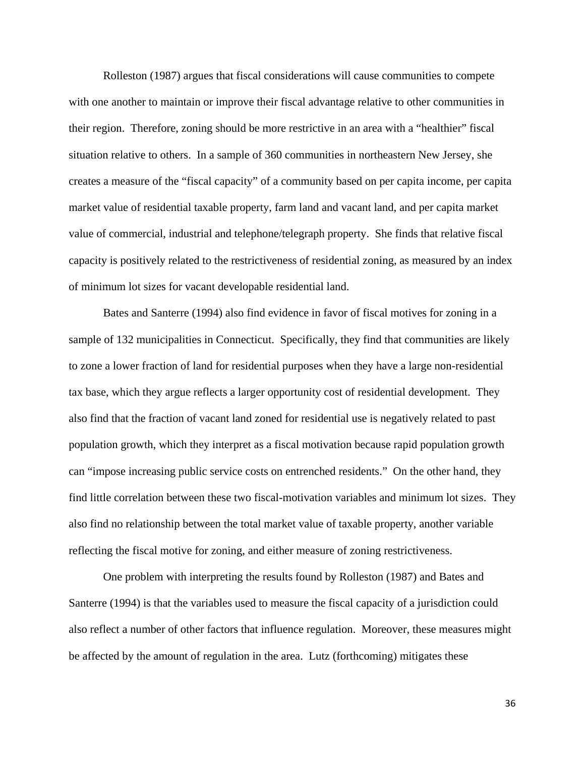Rolleston (1987) argues that fiscal considerations will cause communities to compete with one another to maintain or improve their fiscal advantage relative to other communities in their region. Therefore, zoning should be more restrictive in an area with a "healthier" fiscal situation relative to others. In a sample of 360 communities in northeastern New Jersey, she creates a measure of the "fiscal capacity" of a community based on per capita income, per capita market value of residential taxable property, farm land and vacant land, and per capita market value of commercial, industrial and telephone/telegraph property. She finds that relative fiscal capacity is positively related to the restrictiveness of residential zoning, as measured by an index of minimum lot sizes for vacant developable residential land.

Bates and Santerre (1994) also find evidence in favor of fiscal motives for zoning in a sample of 132 municipalities in Connecticut. Specifically, they find that communities are likely to zone a lower fraction of land for residential purposes when they have a large non-residential tax base, which they argue reflects a larger opportunity cost of residential development. They also find that the fraction of vacant land zoned for residential use is negatively related to past population growth, which they interpret as a fiscal motivation because rapid population growth can "impose increasing public service costs on entrenched residents." On the other hand, they find little correlation between these two fiscal-motivation variables and minimum lot sizes. They also find no relationship between the total market value of taxable property, another variable reflecting the fiscal motive for zoning, and either measure of zoning restrictiveness.

One problem with interpreting the results found by Rolleston (1987) and Bates and Santerre (1994) is that the variables used to measure the fiscal capacity of a jurisdiction could also reflect a number of other factors that influence regulation. Moreover, these measures might be affected by the amount of regulation in the area. Lutz (forthcoming) mitigates these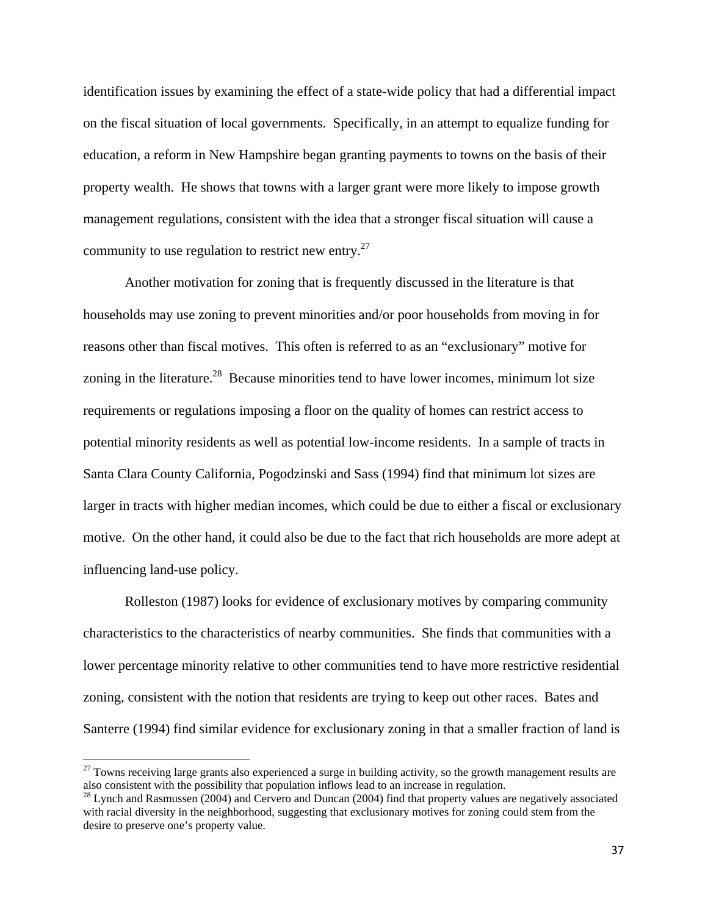identification issues by examining the effect of a state-wide policy that had a differential impact on the fiscal situation of local governments. Specifically, in an attempt to equalize funding for education, a reform in New Hampshire began granting payments to towns on the basis of their property wealth. He shows that towns with a larger grant were more likely to impose growth management regulations, consistent with the idea that a stronger fiscal situation will cause a community to use regulation to restrict new entry.[27]

Another motivation for zoning that is frequently discussed in the literature is that households may use zoning to prevent minorities and/or poor households from moving in for reasons other than fiscal motives. This often is referred to as an "exclusionary" motive for zoning in the literature.[28] Because minorities tend to have lower incomes, minimum lot size requirements or regulations imposing a floor on the quality of homes can restrict access to potential minority residents as well as potential low-income residents. In a sample of tracts in Santa Clara County California, Pogodzinski and Sass (1994) find that minimum lot sizes are larger in tracts with higher median incomes, which could be due to either a fiscal or exclusionary motive. On the other hand, it could also be due to the fact that rich households are more adept at influencing land-use policy.

Rolleston (1987) looks for evidence of exclusionary motives by comparing community characteristics to the characteristics of nearby communities. She finds that communities with a lower percentage minority relative to other communities tend to have more restrictive residential zoning, consistent with the notion that residents are trying to keep out other races. Bates and Santerre (1994) find similar evidence for exclusionary zoning in that a smaller fraction of land is

[27] Towns receiving large grants also experienced a surge in building activity, so the growth management results are also consistent with the possibility that population inflows lead to an increase in regulation.

[28] Lynch and Rasmussen (2004) and Cervero and Duncan (2004) find that property values are negatively associated with racial diversity in the neighborhood, suggesting that exclusionary motives for zoning could stem from the desire to preserve one's property value.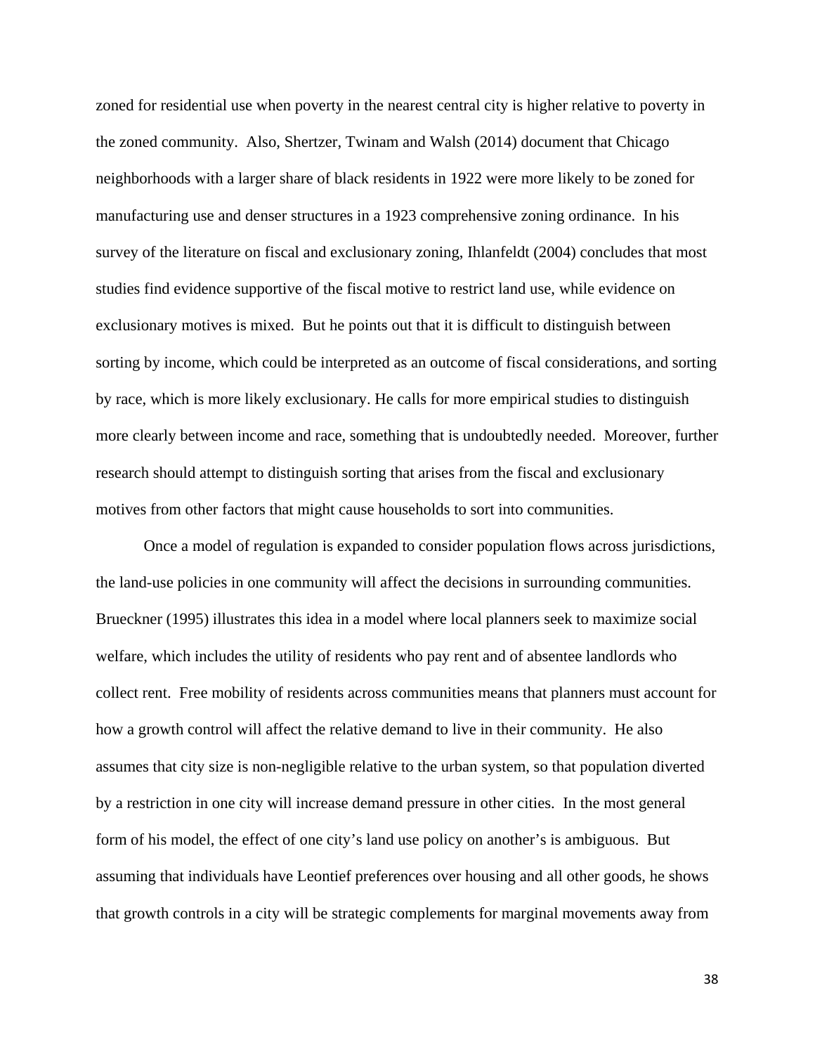zoned for residential use when poverty in the nearest central city is higher relative to poverty in the zoned community. Also, Shertzer, Twinam and Walsh (2014) document that Chicago neighborhoods with a larger share of black residents in 1922 were more likely to be zoned for manufacturing use and denser structures in a 1923 comprehensive zoning ordinance. In his survey of the literature on fiscal and exclusionary zoning, Ihlanfeldt (2004) concludes that most studies find evidence supportive of the fiscal motive to restrict land use, while evidence on exclusionary motives is mixed. But he points out that it is difficult to distinguish between sorting by income, which could be interpreted as an outcome of fiscal considerations, and sorting by race, which is more likely exclusionary. He calls for more empirical studies to distinguish more clearly between income and race, something that is undoubtedly needed. Moreover, further research should attempt to distinguish sorting that arises from the fiscal and exclusionary motives from other factors that might cause households to sort into communities.

Once a model of regulation is expanded to consider population flows across jurisdictions, the land-use policies in one community will affect the decisions in surrounding communities. Brueckner (1995) illustrates this idea in a model where local planners seek to maximize social welfare, which includes the utility of residents who pay rent and of absentee landlords who collect rent. Free mobility of residents across communities means that planners must account for how a growth control will affect the relative demand to live in their community. He also assumes that city size is non-negligible relative to the urban system, so that population diverted by a restriction in one city will increase demand pressure in other cities. In the most general form of his model, the effect of one city's land use policy on another's is ambiguous. But assuming that individuals have Leontief preferences over housing and all other goods, he shows that growth controls in a city will be strategic complements for marginal movements away from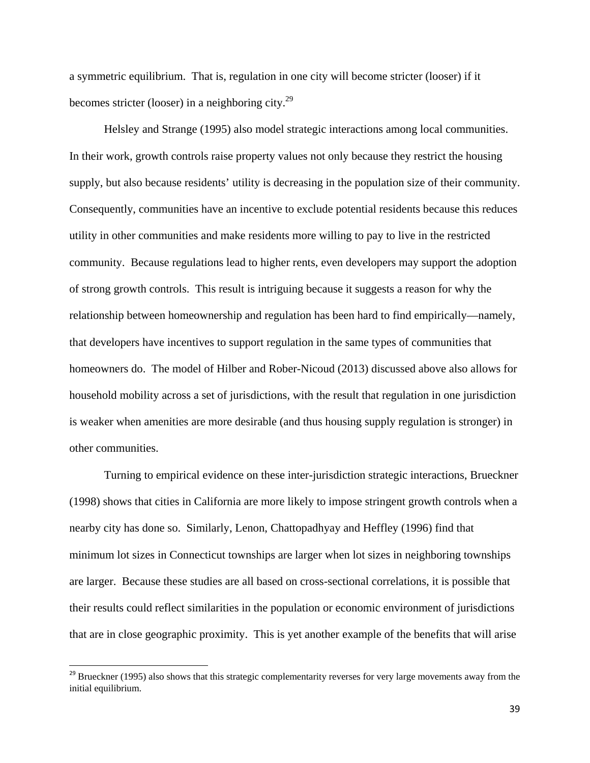a symmetric equilibrium. That is, regulation in one city will become stricter (looser) if it becomes stricter (looser) in a neighboring city.[29]

Helsley and Strange (1995) also model strategic interactions among local communities. In their work, growth controls raise property values not only because they restrict the housing supply, but also because residents' utility is decreasing in the population size of their community. Consequently, communities have an incentive to exclude potential residents because this reduces utility in other communities and make residents more willing to pay to live in the restricted community. Because regulations lead to higher rents, even developers may support the adoption of strong growth controls. This result is intriguing because it suggests a reason for why the relationship between homeownership and regulation has been hard to find empirically—namely, that developers have incentives to support regulation in the same types of communities that homeowners do. The model of Hilber and Rober-Nicoud (2013) discussed above also allows for household mobility across a set of jurisdictions, with the result that regulation in one jurisdiction is weaker when amenities are more desirable (and thus housing supply regulation is stronger) in other communities.

Turning to empirical evidence on these inter-jurisdiction strategic interactions, Brueckner (1998) shows that cities in California are more likely to impose stringent growth controls when a nearby city has done so. Similarly, Lenon, Chattopadhyay and Heffley (1996) find that minimum lot sizes in Connecticut townships are larger when lot sizes in neighboring townships are larger. Because these studies are all based on cross-sectional correlations, it is possible that their results could reflect similarities in the population or economic environment of jurisdictions that are in close geographic proximity. This is yet another example of the benefits that will arise

[29] Brueckner (1995) also shows that this strategic complementarity reverses for very large movements away from the initial equilibrium.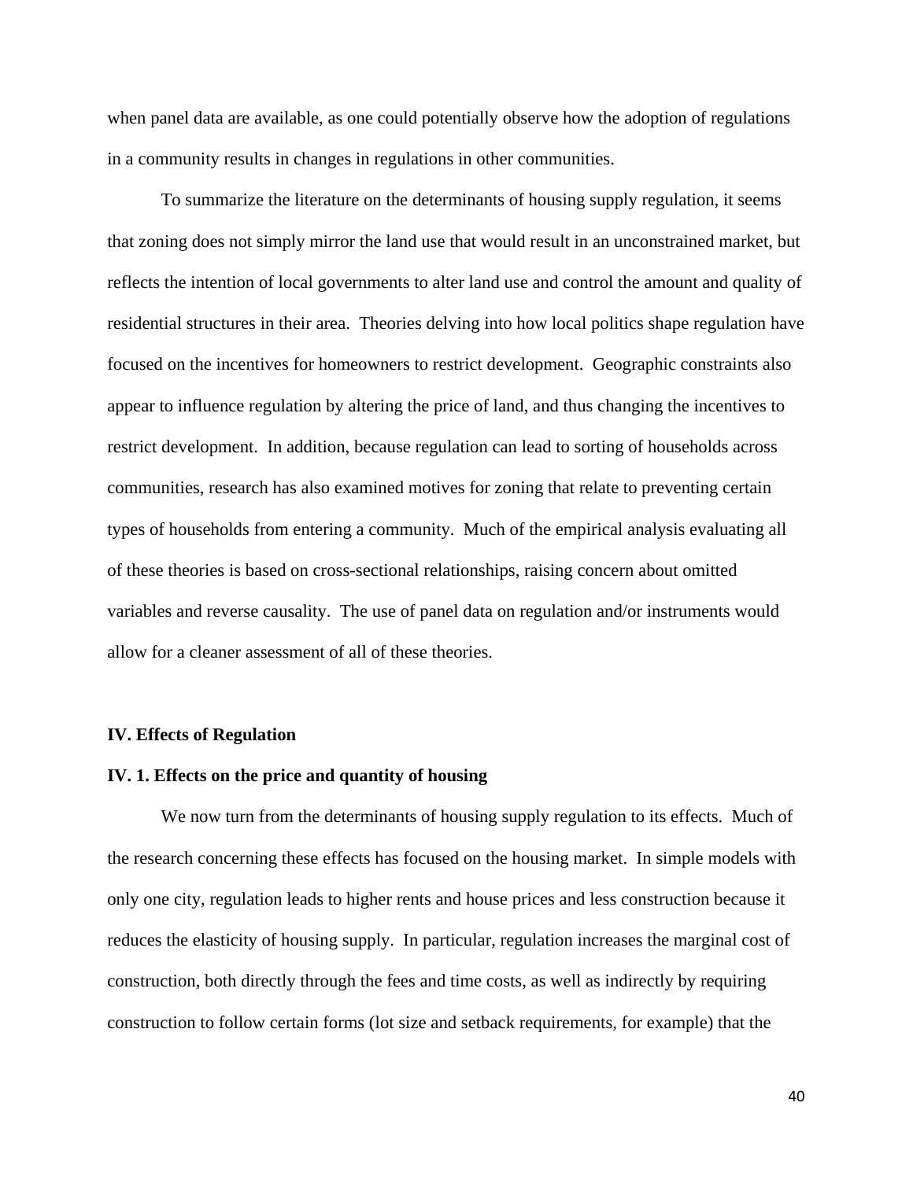when panel data are available, as one could potentially observe how the adoption of regulations in a community results in changes in regulations in other communities.

To summarize the literature on the determinants of housing supply regulation, it seems that zoning does not simply mirror the land use that would result in an unconstrained market, but reflects the intention of local governments to alter land use and control the amount and quality of residential structures in their area. Theories delving into how local politics shape regulation have focused on the incentives for homeowners to restrict development. Geographic constraints also appear to influence regulation by altering the price of land, and thus changing the incentives to restrict development. In addition, because regulation can lead to sorting of households across communities, research has also examined motives for zoning that relate to preventing certain types of households from entering a community. Much of the empirical analysis evaluating all of these theories is based on cross-sectional relationships, raising concern about omitted variables and reverse causality. The use of panel data on regulation and/or instruments would allow for a cleaner assessment of all of these theories.

## IV. Effects of Regulation

### IV. 1. Effects on the price and quantity of housing

We now turn from the determinants of housing supply regulation to its effects. Much of the research concerning these effects has focused on the housing market. In simple models with only one city, regulation leads to higher rents and house prices and less construction because it reduces the elasticity of housing supply. In particular, regulation increases the marginal cost of construction, both directly through the fees and time costs, as well as indirectly by requiring construction to follow certain forms (lot size and setback requirements, for example) that the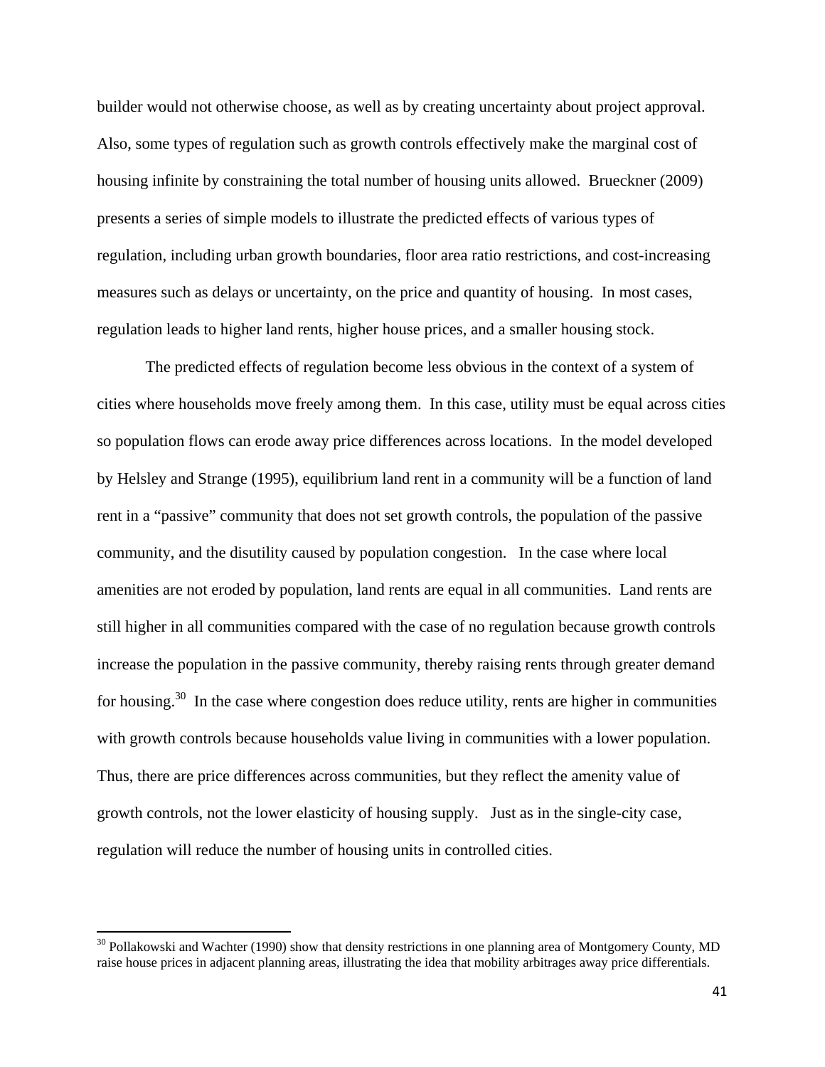builder would not otherwise choose, as well as by creating uncertainty about project approval. Also, some types of regulation such as growth controls effectively make the marginal cost of housing infinite by constraining the total number of housing units allowed. Brueckner (2009) presents a series of simple models to illustrate the predicted effects of various types of regulation, including urban growth boundaries, floor area ratio restrictions, and cost-increasing measures such as delays or uncertainty, on the price and quantity of housing. In most cases, regulation leads to higher land rents, higher house prices, and a smaller housing stock.

The predicted effects of regulation become less obvious in the context of a system of cities where households move freely among them. In this case, utility must be equal across cities so population flows can erode away price differences across locations. In the model developed by Helsley and Strange (1995), equilibrium land rent in a community will be a function of land rent in a "passive" community that does not set growth controls, the population of the passive community, and the disutility caused by population congestion. In the case where local amenities are not eroded by population, land rents are equal in all communities. Land rents are still higher in all communities compared with the case of no regulation because growth controls increase the population in the passive community, thereby raising rents through greater demand for housing.[30] In the case where congestion does reduce utility, rents are higher in communities with growth controls because households value living in communities with a lower population. Thus, there are price differences across communities, but they reflect the amenity value of growth controls, not the lower elasticity of housing supply. Just as in the single-city case, regulation will reduce the number of housing units in controlled cities.

[30] Pollakowski and Wachter (1990) show that density restrictions in one planning area of Montgomery County, MD raise house prices in adjacent planning areas, illustrating the idea that mobility arbitrages away price differentials.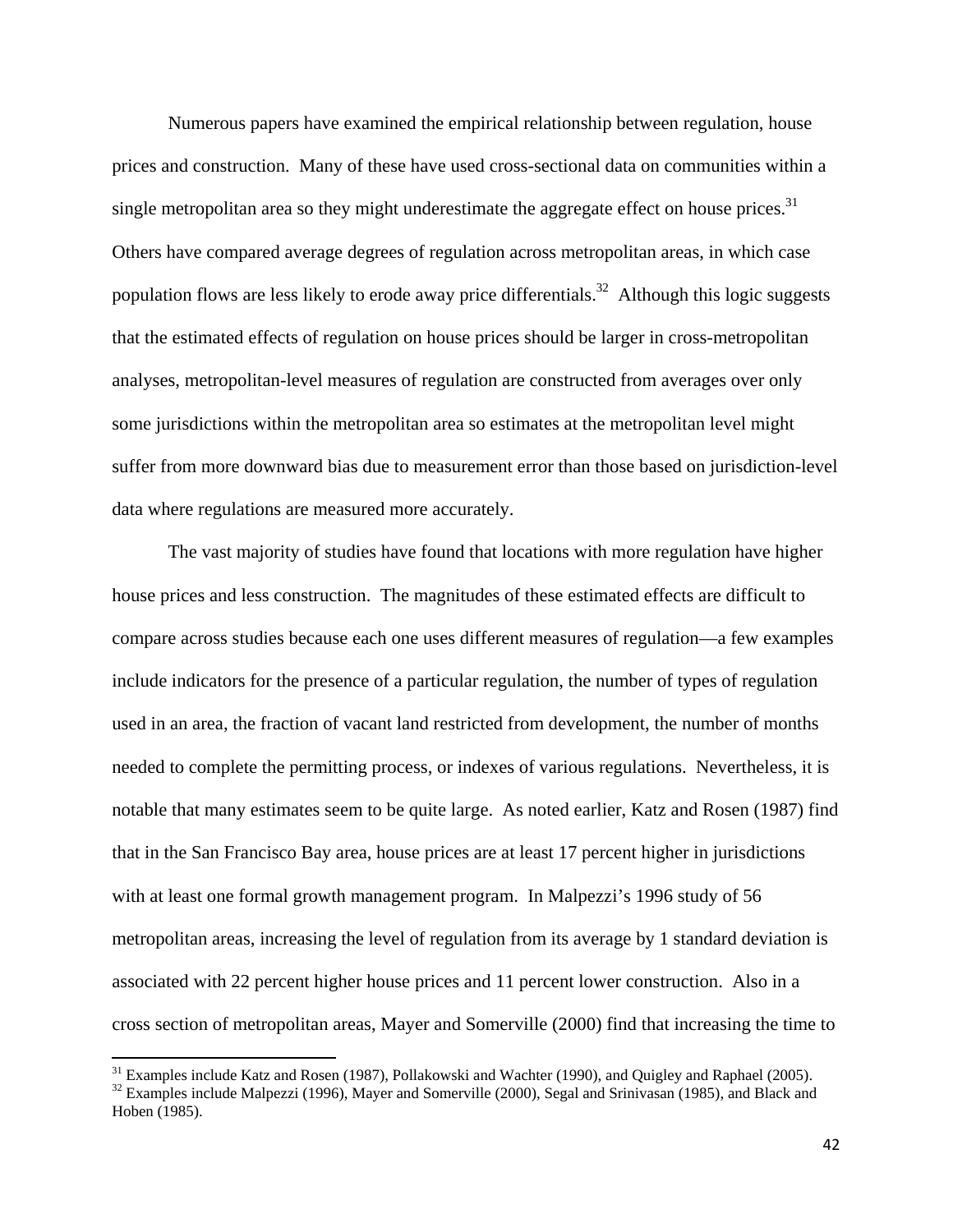Numerous papers have examined the empirical relationship between regulation, house prices and construction. Many of these have used cross-sectional data on communities within a single metropolitan area so they might underestimate the aggregate effect on house prices.[31] Others have compared average degrees of regulation across metropolitan areas, in which case population flows are less likely to erode away price differentials.[32] Although this logic suggests that the estimated effects of regulation on house prices should be larger in cross-metropolitan analyses, metropolitan-level measures of regulation are constructed from averages over only some jurisdictions within the metropolitan area so estimates at the metropolitan level might suffer from more downward bias due to measurement error than those based on jurisdiction-level data where regulations are measured more accurately.

The vast majority of studies have found that locations with more regulation have higher house prices and less construction. The magnitudes of these estimated effects are difficult to compare across studies because each one uses different measures of regulation—a few examples include indicators for the presence of a particular regulation, the number of types of regulation used in an area, the fraction of vacant land restricted from development, the number of months needed to complete the permitting process, or indexes of various regulations. Nevertheless, it is notable that many estimates seem to be quite large. As noted earlier, Katz and Rosen (1987) find that in the San Francisco Bay area, house prices are at least 17 percent higher in jurisdictions with at least one formal growth management program. In Malpezzi's 1996 study of 56 metropolitan areas, increasing the level of regulation from its average by 1 standard deviation is associated with 22 percent higher house prices and 11 percent lower construction. Also in a cross section of metropolitan areas, Mayer and Somerville (2000) find that increasing the time to

---

[31] Examples include Katz and Rosen (1987), Pollakowski and Wachter (1990), and Quigley and Raphael (2005).

[32] Examples include Malpezzi (1996), Mayer and Somerville (2000), Segal and Srinivasan (1985), and Black and Hoben (1985).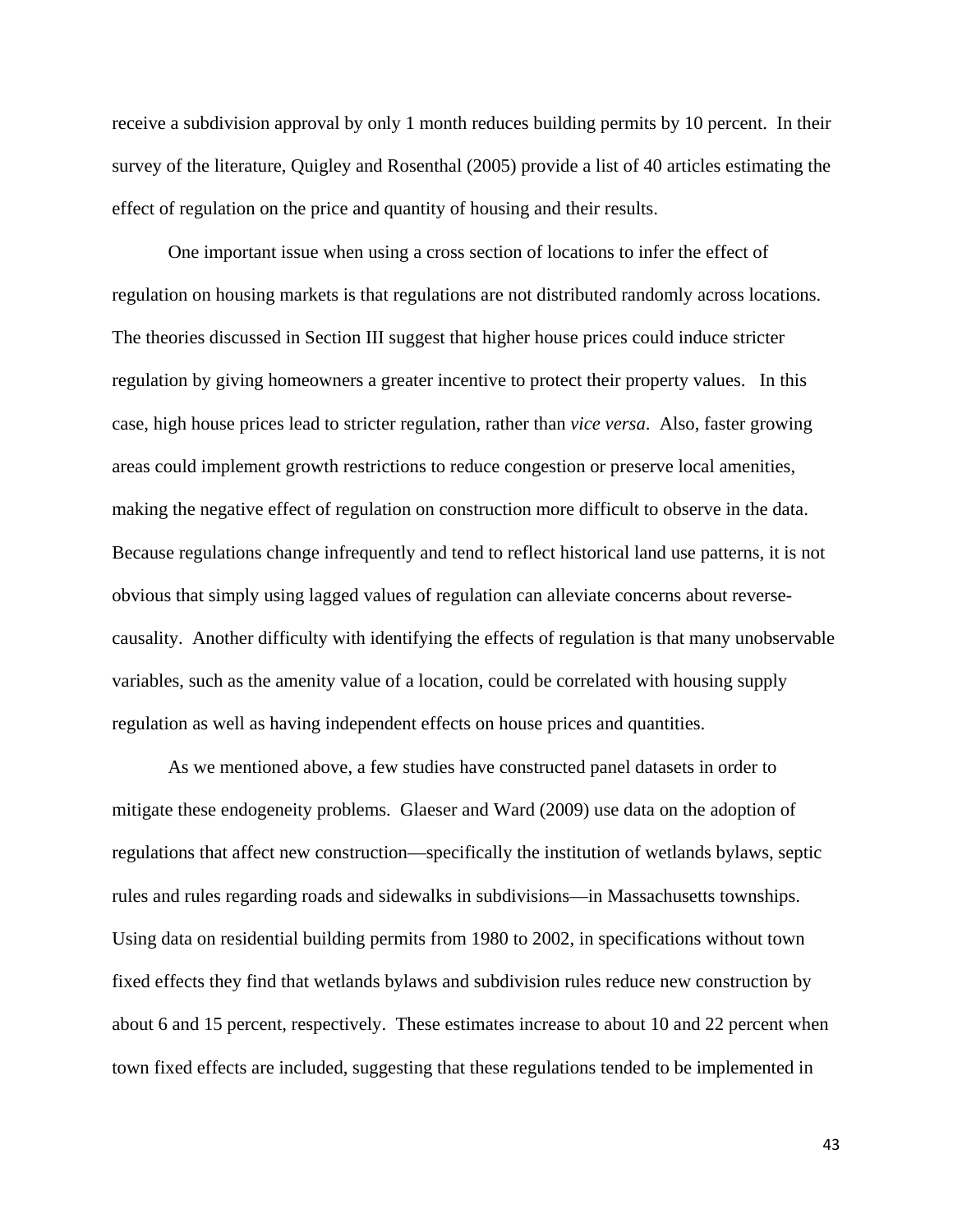receive a subdivision approval by only 1 month reduces building permits by 10 percent. In their survey of the literature, Quigley and Rosenthal (2005) provide a list of 40 articles estimating the effect of regulation on the price and quantity of housing and their results.

One important issue when using a cross section of locations to infer the effect of regulation on housing markets is that regulations are not distributed randomly across locations. The theories discussed in Section III suggest that higher house prices could induce stricter regulation by giving homeowners a greater incentive to protect their property values. In this case, high house prices lead to stricter regulation, rather than *vice versa*. Also, faster growing areas could implement growth restrictions to reduce congestion or preserve local amenities, making the negative effect of regulation on construction more difficult to observe in the data. Because regulations change infrequently and tend to reflect historical land use patterns, it is not obvious that simply using lagged values of regulation can alleviate concerns about reverse-causality. Another difficulty with identifying the effects of regulation is that many unobservable variables, such as the amenity value of a location, could be correlated with housing supply regulation as well as having independent effects on house prices and quantities.

As we mentioned above, a few studies have constructed panel datasets in order to mitigate these endogeneity problems. Glaeser and Ward (2009) use data on the adoption of regulations that affect new construction—specifically the institution of wetlands bylaws, septic rules and rules regarding roads and sidewalks in subdivisions—in Massachusetts townships. Using data on residential building permits from 1980 to 2002, in specifications without town fixed effects they find that wetlands bylaws and subdivision rules reduce new construction by about 6 and 15 percent, respectively. These estimates increase to about 10 and 22 percent when town fixed effects are included, suggesting that these regulations tended to be implemented in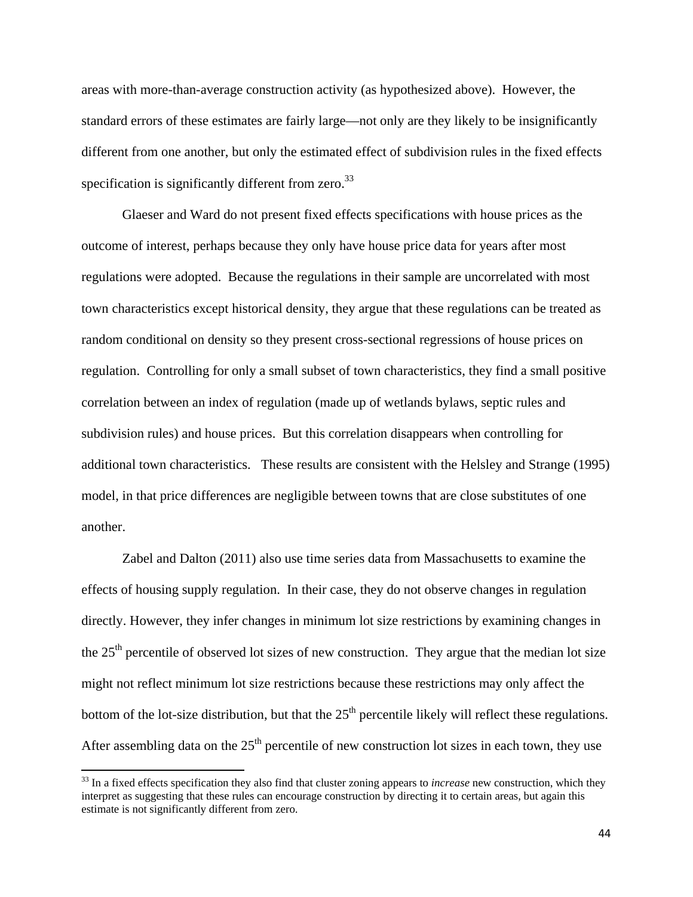areas with more-than-average construction activity (as hypothesized above). However, the standard errors of these estimates are fairly large—not only are they likely to be insignificantly different from one another, but only the estimated effect of subdivision rules in the fixed effects specification is significantly different from zero.[33]

Glaeser and Ward do not present fixed effects specifications with house prices as the outcome of interest, perhaps because they only have house price data for years after most regulations were adopted. Because the regulations in their sample are uncorrelated with most town characteristics except historical density, they argue that these regulations can be treated as random conditional on density so they present cross-sectional regressions of house prices on regulation. Controlling for only a small subset of town characteristics, they find a small positive correlation between an index of regulation (made up of wetlands bylaws, septic rules and subdivision rules) and house prices. But this correlation disappears when controlling for additional town characteristics. These results are consistent with the Helsley and Strange (1995) model, in that price differences are negligible between towns that are close substitutes of one another.

Zabel and Dalton (2011) also use time series data from Massachusetts to examine the effects of housing supply regulation. In their case, they do not observe changes in regulation directly. However, they infer changes in minimum lot size restrictions by examining changes in the 25th percentile of observed lot sizes of new construction. They argue that the median lot size might not reflect minimum lot size restrictions because these restrictions may only affect the bottom of the lot-size distribution, but that the 25th percentile likely will reflect these regulations. After assembling data on the 25th percentile of new construction lot sizes in each town, they use

[33] In a fixed effects specification they also find that cluster zoning appears to *increase* new construction, which they interpret as suggesting that these rules can encourage construction by directing it to certain areas, but again this estimate is not significantly different from zero.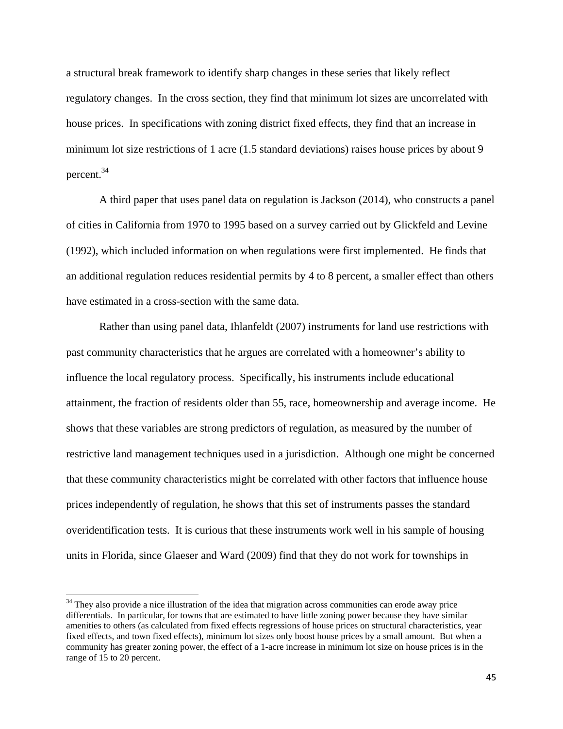a structural break framework to identify sharp changes in these series that likely reflect regulatory changes. In the cross section, they find that minimum lot sizes are uncorrelated with house prices. In specifications with zoning district fixed effects, they find that an increase in minimum lot size restrictions of 1 acre (1.5 standard deviations) raises house prices by about 9 percent.[34]

A third paper that uses panel data on regulation is Jackson (2014), who constructs a panel of cities in California from 1970 to 1995 based on a survey carried out by Glickfeld and Levine (1992), which included information on when regulations were first implemented. He finds that an additional regulation reduces residential permits by 4 to 8 percent, a smaller effect than others have estimated in a cross-section with the same data.

Rather than using panel data, Ihlanfeldt (2007) instruments for land use restrictions with past community characteristics that he argues are correlated with a homeowner's ability to influence the local regulatory process. Specifically, his instruments include educational attainment, the fraction of residents older than 55, race, homeownership and average income. He shows that these variables are strong predictors of regulation, as measured by the number of restrictive land management techniques used in a jurisdiction. Although one might be concerned that these community characteristics might be correlated with other factors that influence house prices independently of regulation, he shows that this set of instruments passes the standard overidentification tests. It is curious that these instruments work well in his sample of housing units in Florida, since Glaeser and Ward (2009) find that they do not work for townships in

[34] They also provide a nice illustration of the idea that migration across communities can erode away price differentials. In particular, for towns that are estimated to have little zoning power because they have similar amenities to others (as calculated from fixed effects regressions of house prices on structural characteristics, year fixed effects, and town fixed effects), minimum lot sizes only boost house prices by a small amount. But when a community has greater zoning power, the effect of a 1-acre increase in minimum lot size on house prices is in the range of 15 to 20 percent.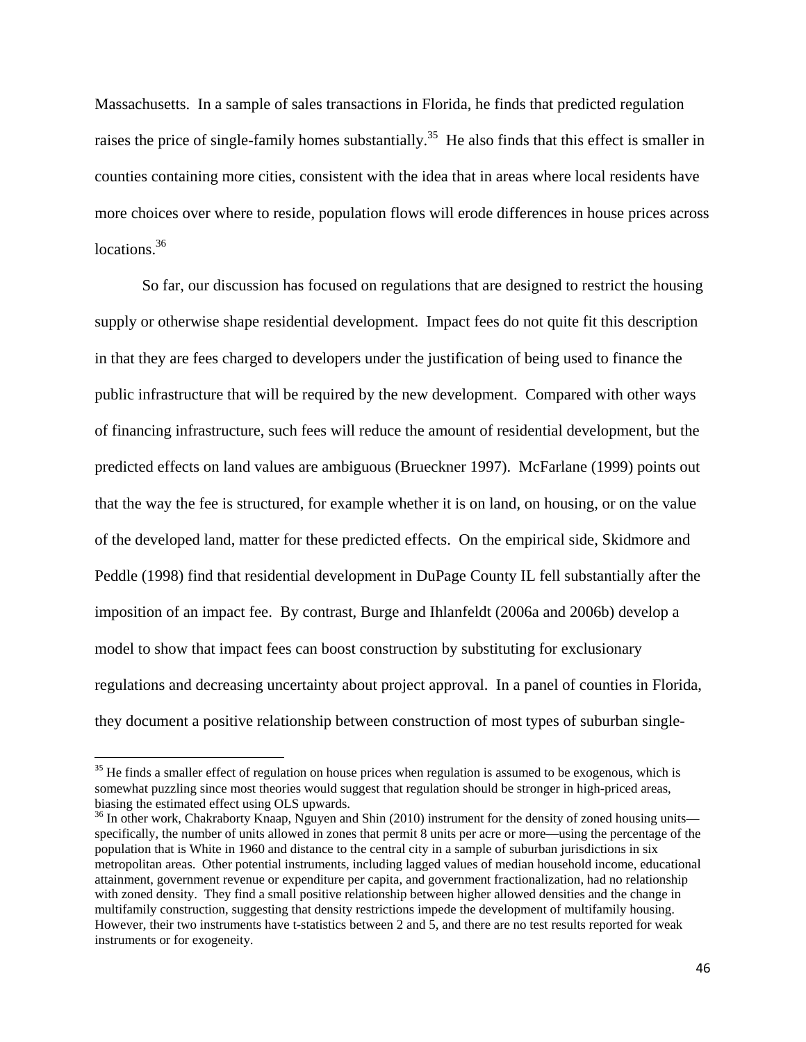Massachusetts. In a sample of sales transactions in Florida, he finds that predicted regulation raises the price of single-family homes substantially.[35] He also finds that this effect is smaller in counties containing more cities, consistent with the idea that in areas where local residents have more choices over where to reside, population flows will erode differences in house prices across locations.[36]

So far, our discussion has focused on regulations that are designed to restrict the housing supply or otherwise shape residential development. Impact fees do not quite fit this description in that they are fees charged to developers under the justification of being used to finance the public infrastructure that will be required by the new development. Compared with other ways of financing infrastructure, such fees will reduce the amount of residential development, but the predicted effects on land values are ambiguous (Brueckner 1997). McFarlane (1999) points out that the way the fee is structured, for example whether it is on land, on housing, or on the value of the developed land, matter for these predicted effects. On the empirical side, Skidmore and Peddle (1998) find that residential development in DuPage County IL fell substantially after the imposition of an impact fee. By contrast, Burge and Ihlanfeldt (2006a and 2006b) develop a model to show that impact fees can boost construction by substituting for exclusionary regulations and decreasing uncertainty about project approval. In a panel of counties in Florida, they document a positive relationship between construction of most types of suburban single-

[35] He finds a smaller effect of regulation on house prices when regulation is assumed to be exogenous, which is somewhat puzzling since most theories would suggest that regulation should be stronger in high-priced areas, biasing the estimated effect using OLS upwards.

[36] In other work, Chakraborty Knaap, Nguyen and Shin (2010) instrument for the density of zoned housing units—specifically, the number of units allowed in zones that permit 8 units per acre or more—using the percentage of the population that is White in 1960 and distance to the central city in a sample of suburban jurisdictions in six metropolitan areas. Other potential instruments, including lagged values of median household income, educational attainment, government revenue or expenditure per capita, and government fractionalization, had no relationship with zoned density. They find a small positive relationship between higher allowed densities and the change in multifamily construction, suggesting that density restrictions impede the development of multifamily housing. However, their two instruments have t-statistics between 2 and 5, and there are no test results reported for weak instruments or for exogeneity.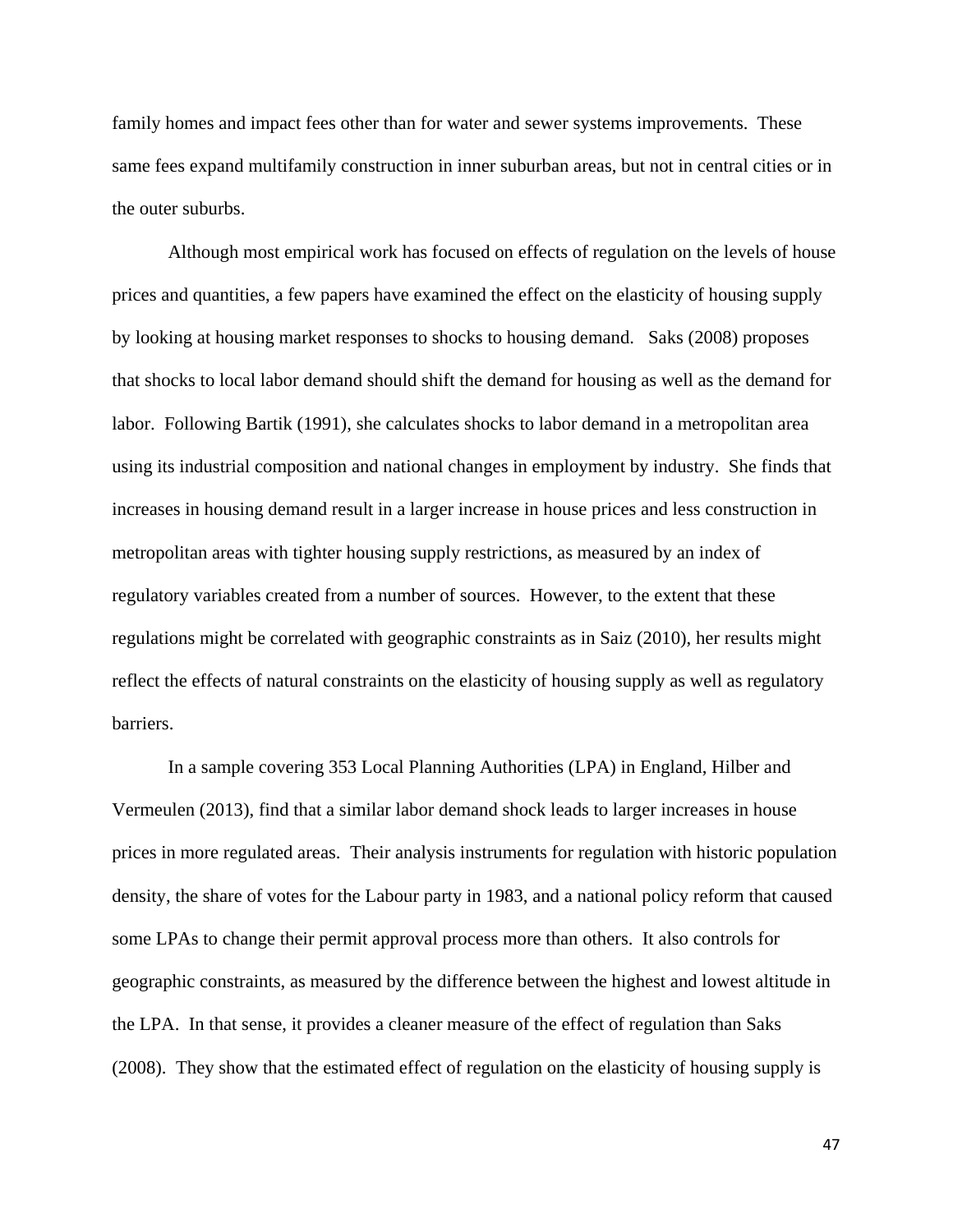family homes and impact fees other than for water and sewer systems improvements. These same fees expand multifamily construction in inner suburban areas, but not in central cities or in the outer suburbs.

Although most empirical work has focused on effects of regulation on the levels of house prices and quantities, a few papers have examined the effect on the elasticity of housing supply by looking at housing market responses to shocks to housing demand. Saks (2008) proposes that shocks to local labor demand should shift the demand for housing as well as the demand for labor. Following Bartik (1991), she calculates shocks to labor demand in a metropolitan area using its industrial composition and national changes in employment by industry. She finds that increases in housing demand result in a larger increase in house prices and less construction in metropolitan areas with tighter housing supply restrictions, as measured by an index of regulatory variables created from a number of sources. However, to the extent that these regulations might be correlated with geographic constraints as in Saiz (2010), her results might reflect the effects of natural constraints on the elasticity of housing supply as well as regulatory barriers.

In a sample covering 353 Local Planning Authorities (LPA) in England, Hilber and Vermeulen (2013), find that a similar labor demand shock leads to larger increases in house prices in more regulated areas. Their analysis instruments for regulation with historic population density, the share of votes for the Labour party in 1983, and a national policy reform that caused some LPAs to change their permit approval process more than others. It also controls for geographic constraints, as measured by the difference between the highest and lowest altitude in the LPA. In that sense, it provides a cleaner measure of the effect of regulation than Saks (2008). They show that the estimated effect of regulation on the elasticity of housing supply is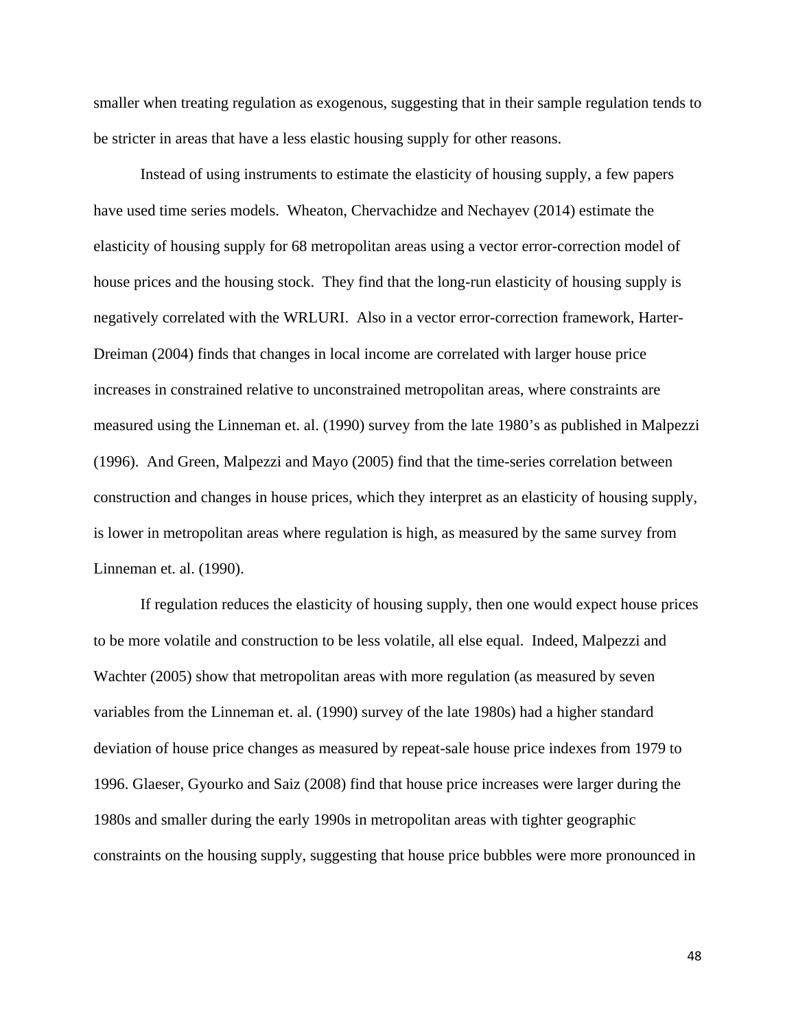smaller when treating regulation as exogenous, suggesting that in their sample regulation tends to be stricter in areas that have a less elastic housing supply for other reasons.

Instead of using instruments to estimate the elasticity of housing supply, a few papers have used time series models. Wheaton, Chervachidze and Nechayev (2014) estimate the elasticity of housing supply for 68 metropolitan areas using a vector error-correction model of house prices and the housing stock. They find that the long-run elasticity of housing supply is negatively correlated with the WRLURI. Also in a vector error-correction framework, Harter-Dreiman (2004) finds that changes in local income are correlated with larger house price increases in constrained relative to unconstrained metropolitan areas, where constraints are measured using the Linneman et. al. (1990) survey from the late 1980's as published in Malpezzi (1996). And Green, Malpezzi and Mayo (2005) find that the time-series correlation between construction and changes in house prices, which they interpret as an elasticity of housing supply, is lower in metropolitan areas where regulation is high, as measured by the same survey from Linneman et. al. (1990).

If regulation reduces the elasticity of housing supply, then one would expect house prices to be more volatile and construction to be less volatile, all else equal. Indeed, Malpezzi and Wachter (2005) show that metropolitan areas with more regulation (as measured by seven variables from the Linneman et. al. (1990) survey of the late 1980s) had a higher standard deviation of house price changes as measured by repeat-sale house price indexes from 1979 to 1996. Glaeser, Gyourko and Saiz (2008) find that house price increases were larger during the 1980s and smaller during the early 1990s in metropolitan areas with tighter geographic constraints on the housing supply, suggesting that house price bubbles were more pronounced in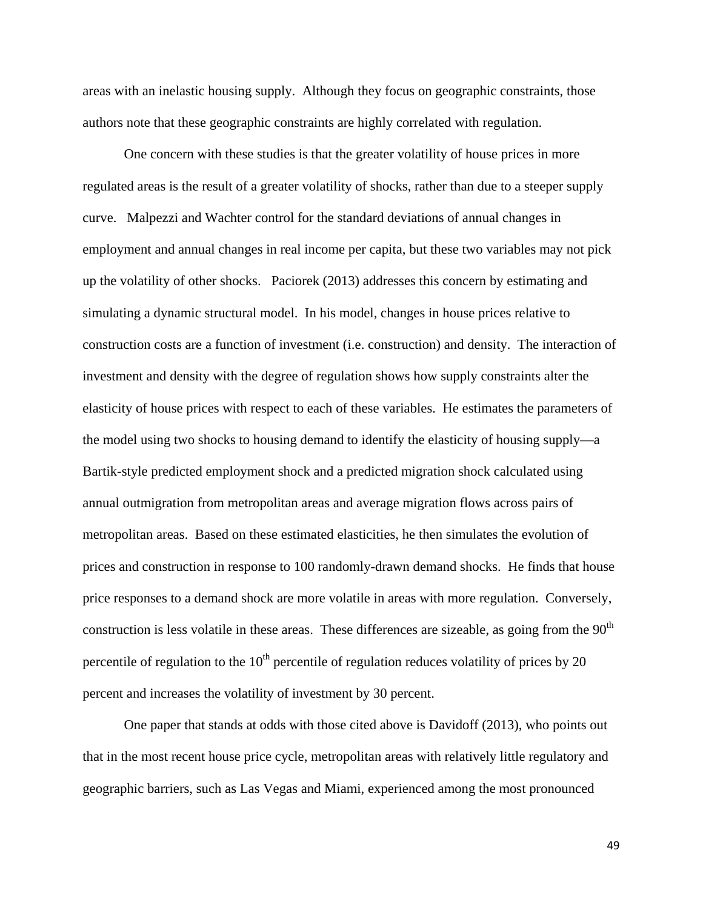areas with an inelastic housing supply. Although they focus on geographic constraints, those authors note that these geographic constraints are highly correlated with regulation.

One concern with these studies is that the greater volatility of house prices in more regulated areas is the result of a greater volatility of shocks, rather than due to a steeper supply curve. Malpezzi and Wachter control for the standard deviations of annual changes in employment and annual changes in real income per capita, but these two variables may not pick up the volatility of other shocks. Paciorek (2013) addresses this concern by estimating and simulating a dynamic structural model. In his model, changes in house prices relative to construction costs are a function of investment (i.e. construction) and density. The interaction of investment and density with the degree of regulation shows how supply constraints alter the elasticity of house prices with respect to each of these variables. He estimates the parameters of the model using two shocks to housing demand to identify the elasticity of housing supply—a Bartik-style predicted employment shock and a predicted migration shock calculated using annual outmigration from metropolitan areas and average migration flows across pairs of metropolitan areas. Based on these estimated elasticities, he then simulates the evolution of prices and construction in response to 100 randomly-drawn demand shocks. He finds that house price responses to a demand shock are more volatile in areas with more regulation. Conversely, construction is less volatile in these areas. These differences are sizeable, as going from the 90th percentile of regulation to the 10th percentile of regulation reduces volatility of prices by 20 percent and increases the volatility of investment by 30 percent.

One paper that stands at odds with those cited above is Davidoff (2013), who points out that in the most recent house price cycle, metropolitan areas with relatively little regulatory and geographic barriers, such as Las Vegas and Miami, experienced among the most pronounced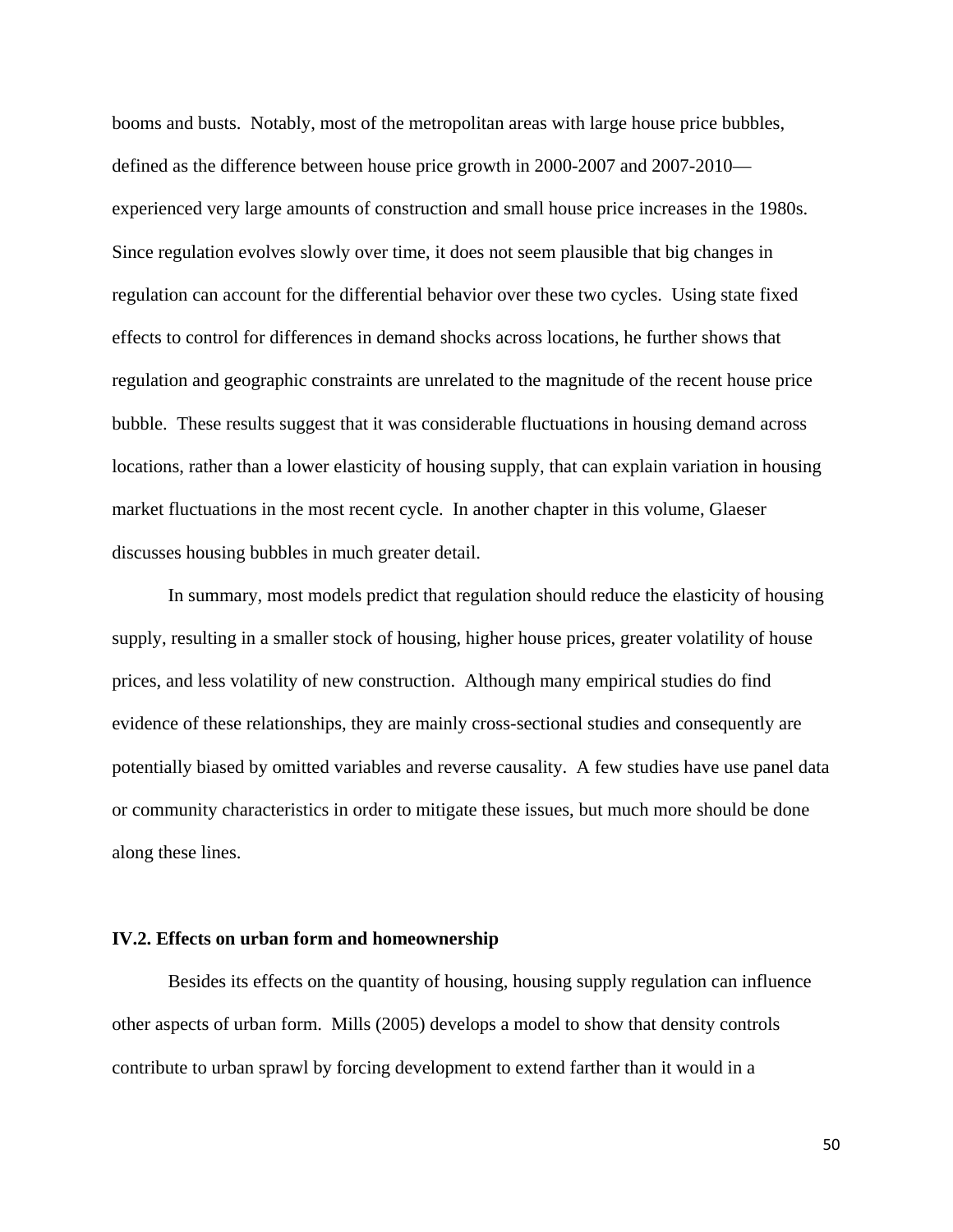booms and busts. Notably, most of the metropolitan areas with large house price bubbles, defined as the difference between house price growth in 2000-2007 and 2007-2010—experienced very large amounts of construction and small house price increases in the 1980s. Since regulation evolves slowly over time, it does not seem plausible that big changes in regulation can account for the differential behavior over these two cycles. Using state fixed effects to control for differences in demand shocks across locations, he further shows that regulation and geographic constraints are unrelated to the magnitude of the recent house price bubble. These results suggest that it was considerable fluctuations in housing demand across locations, rather than a lower elasticity of housing supply, that can explain variation in housing market fluctuations in the most recent cycle. In another chapter in this volume, Glaeser discusses housing bubbles in much greater detail.

In summary, most models predict that regulation should reduce the elasticity of housing supply, resulting in a smaller stock of housing, higher house prices, greater volatility of house prices, and less volatility of new construction. Although many empirical studies do find evidence of these relationships, they are mainly cross-sectional studies and consequently are potentially biased by omitted variables and reverse causality. A few studies have use panel data or community characteristics in order to mitigate these issues, but much more should be done along these lines.

### IV.2. Effects on urban form and homeownership

Besides its effects on the quantity of housing, housing supply regulation can influence other aspects of urban form. Mills (2005) develops a model to show that density controls contribute to urban sprawl by forcing development to extend farther than it would in a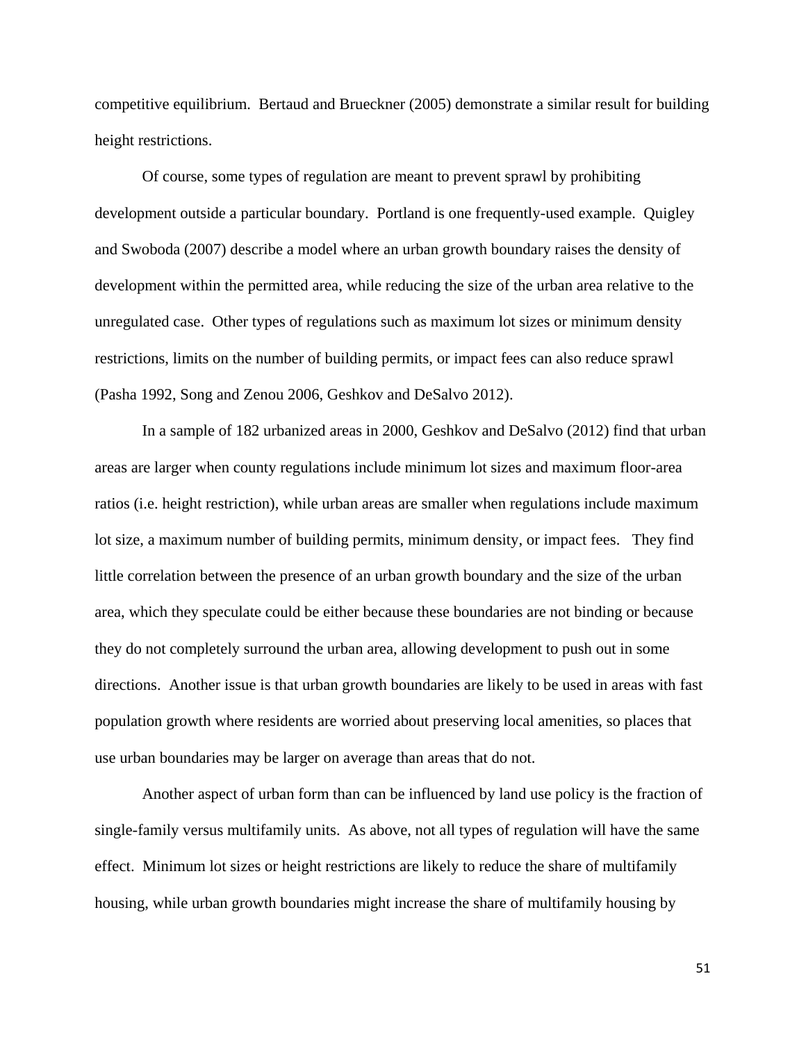competitive equilibrium. Bertaud and Brueckner (2005) demonstrate a similar result for building height restrictions.

Of course, some types of regulation are meant to prevent sprawl by prohibiting development outside a particular boundary. Portland is one frequently-used example. Quigley and Swoboda (2007) describe a model where an urban growth boundary raises the density of development within the permitted area, while reducing the size of the urban area relative to the unregulated case. Other types of regulations such as maximum lot sizes or minimum density restrictions, limits on the number of building permits, or impact fees can also reduce sprawl (Pasha 1992, Song and Zenou 2006, Geshkov and DeSalvo 2012).

In a sample of 182 urbanized areas in 2000, Geshkov and DeSalvo (2012) find that urban areas are larger when county regulations include minimum lot sizes and maximum floor-area ratios (i.e. height restriction), while urban areas are smaller when regulations include maximum lot size, a maximum number of building permits, minimum density, or impact fees. They find little correlation between the presence of an urban growth boundary and the size of the urban area, which they speculate could be either because these boundaries are not binding or because they do not completely surround the urban area, allowing development to push out in some directions. Another issue is that urban growth boundaries are likely to be used in areas with fast population growth where residents are worried about preserving local amenities, so places that use urban boundaries may be larger on average than areas that do not.

Another aspect of urban form than can be influenced by land use policy is the fraction of single-family versus multifamily units. As above, not all types of regulation will have the same effect. Minimum lot sizes or height restrictions are likely to reduce the share of multifamily housing, while urban growth boundaries might increase the share of multifamily housing by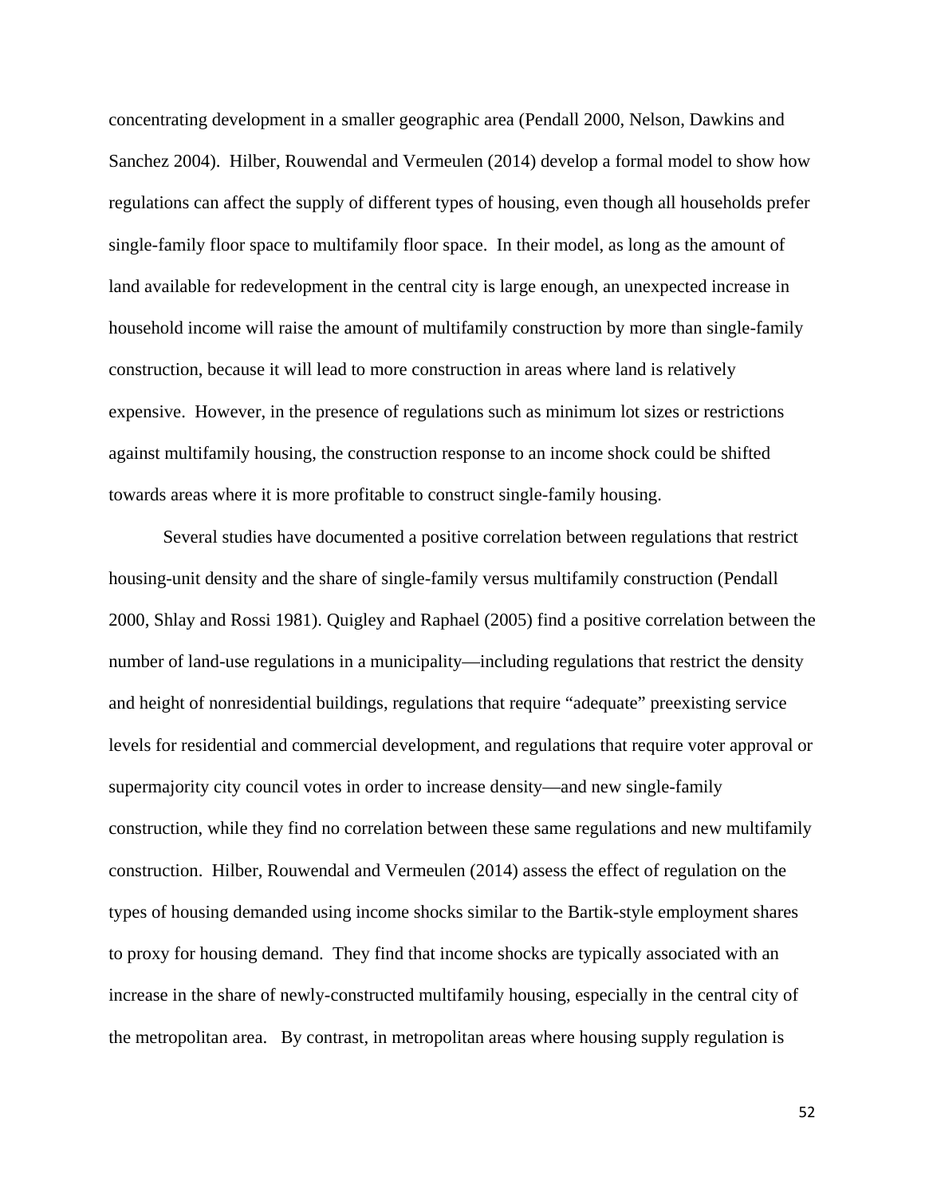concentrating development in a smaller geographic area (Pendall 2000, Nelson, Dawkins and Sanchez 2004). Hilber, Rouwendal and Vermeulen (2014) develop a formal model to show how regulations can affect the supply of different types of housing, even though all households prefer single-family floor space to multifamily floor space. In their model, as long as the amount of land available for redevelopment in the central city is large enough, an unexpected increase in household income will raise the amount of multifamily construction by more than single-family construction, because it will lead to more construction in areas where land is relatively expensive. However, in the presence of regulations such as minimum lot sizes or restrictions against multifamily housing, the construction response to an income shock could be shifted towards areas where it is more profitable to construct single-family housing.

Several studies have documented a positive correlation between regulations that restrict housing-unit density and the share of single-family versus multifamily construction (Pendall 2000, Shlay and Rossi 1981). Quigley and Raphael (2005) find a positive correlation between the number of land-use regulations in a municipality—including regulations that restrict the density and height of nonresidential buildings, regulations that require "adequate" preexisting service levels for residential and commercial development, and regulations that require voter approval or supermajority city council votes in order to increase density—and new single-family construction, while they find no correlation between these same regulations and new multifamily construction. Hilber, Rouwendal and Vermeulen (2014) assess the effect of regulation on the types of housing demanded using income shocks similar to the Bartik-style employment shares to proxy for housing demand. They find that income shocks are typically associated with an increase in the share of newly-constructed multifamily housing, especially in the central city of the metropolitan area. By contrast, in metropolitan areas where housing supply regulation is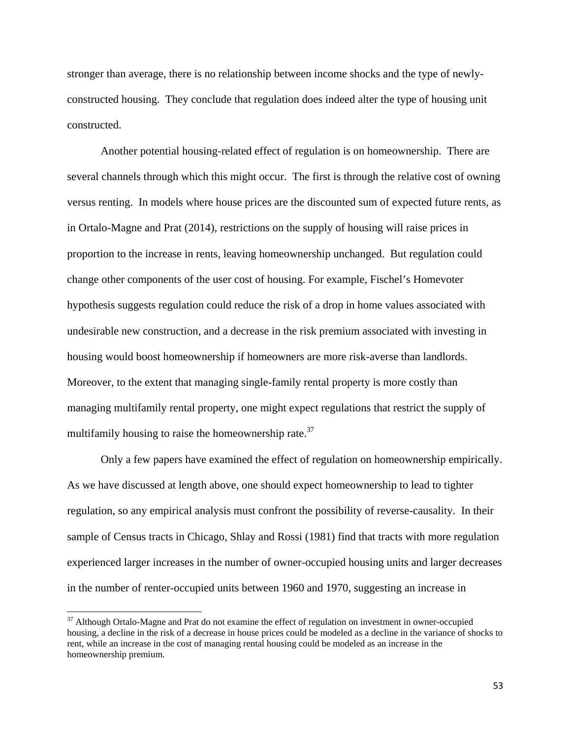stronger than average, there is no relationship between income shocks and the type of newly-constructed housing. They conclude that regulation does indeed alter the type of housing unit constructed.

Another potential housing-related effect of regulation is on homeownership. There are several channels through which this might occur. The first is through the relative cost of owning versus renting. In models where house prices are the discounted sum of expected future rents, as in Ortalo-Magne and Prat (2014), restrictions on the supply of housing will raise prices in proportion to the increase in rents, leaving homeownership unchanged. But regulation could change other components of the user cost of housing. For example, Fischel's Homevoter hypothesis suggests regulation could reduce the risk of a drop in home values associated with undesirable new construction, and a decrease in the risk premium associated with investing in housing would boost homeownership if homeowners are more risk-averse than landlords. Moreover, to the extent that managing single-family rental property is more costly than managing multifamily rental property, one might expect regulations that restrict the supply of multifamily housing to raise the homeownership rate.[37]

Only a few papers have examined the effect of regulation on homeownership empirically. As we have discussed at length above, one should expect homeownership to lead to tighter regulation, so any empirical analysis must confront the possibility of reverse-causality. In their sample of Census tracts in Chicago, Shlay and Rossi (1981) find that tracts with more regulation experienced larger increases in the number of owner-occupied housing units and larger decreases in the number of renter-occupied units between 1960 and 1970, suggesting an increase in

---

[37] Although Ortalo-Magne and Prat do not examine the effect of regulation on investment in owner-occupied housing, a decline in the risk of a decrease in house prices could be modeled as a decline in the variance of shocks to rent, while an increase in the cost of managing rental housing could be modeled as an increase in the homeownership premium.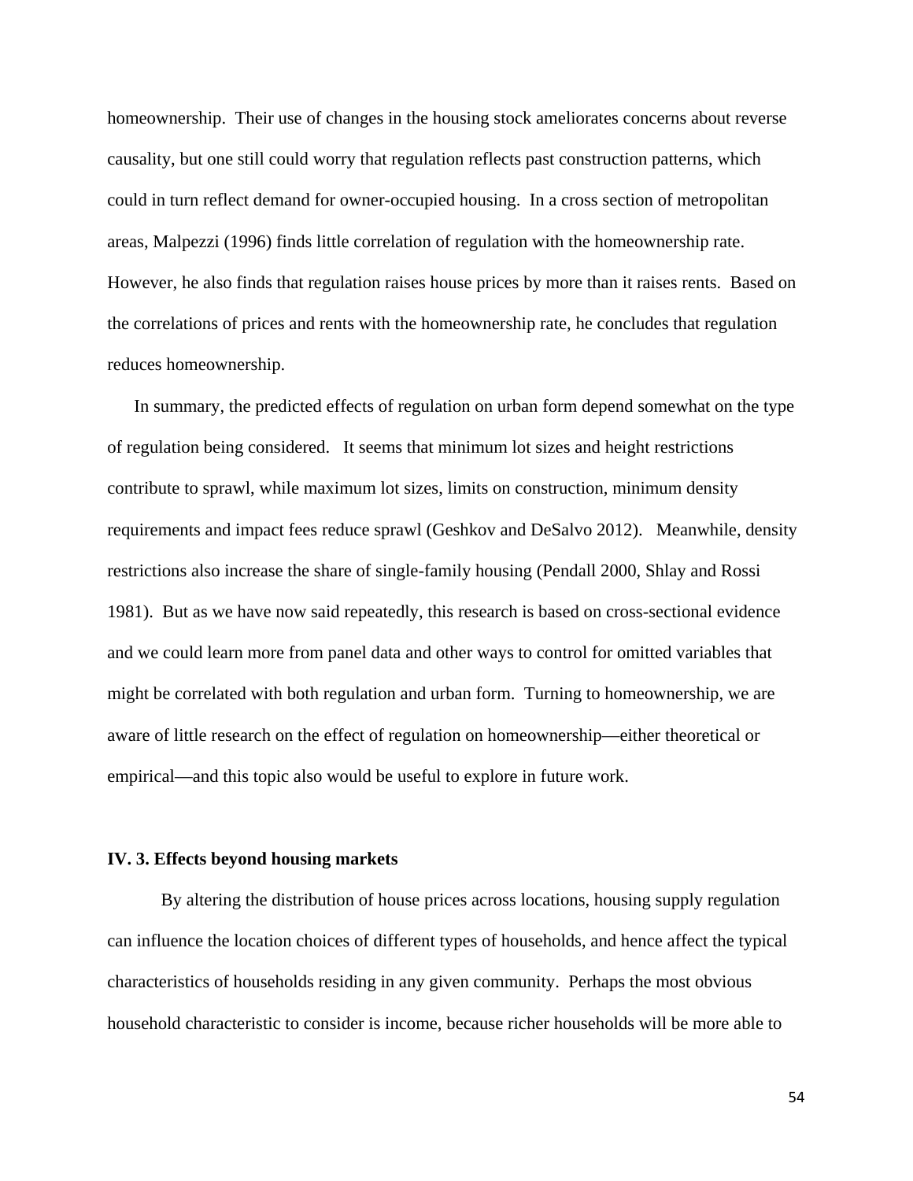homeownership. Their use of changes in the housing stock ameliorates concerns about reverse causality, but one still could worry that regulation reflects past construction patterns, which could in turn reflect demand for owner-occupied housing. In a cross section of metropolitan areas, Malpezzi (1996) finds little correlation of regulation with the homeownership rate. However, he also finds that regulation raises house prices by more than it raises rents. Based on the correlations of prices and rents with the homeownership rate, he concludes that regulation reduces homeownership.

In summary, the predicted effects of regulation on urban form depend somewhat on the type of regulation being considered. It seems that minimum lot sizes and height restrictions contribute to sprawl, while maximum lot sizes, limits on construction, minimum density requirements and impact fees reduce sprawl (Geshkov and DeSalvo 2012). Meanwhile, density restrictions also increase the share of single-family housing (Pendall 2000, Shlay and Rossi 1981). But as we have now said repeatedly, this research is based on cross-sectional evidence and we could learn more from panel data and other ways to control for omitted variables that might be correlated with both regulation and urban form. Turning to homeownership, we are aware of little research on the effect of regulation on homeownership—either theoretical or empirical—and this topic also would be useful to explore in future work.

### IV. 3. Effects beyond housing markets

By altering the distribution of house prices across locations, housing supply regulation can influence the location choices of different types of households, and hence affect the typical characteristics of households residing in any given community. Perhaps the most obvious household characteristic to consider is income, because richer households will be more able to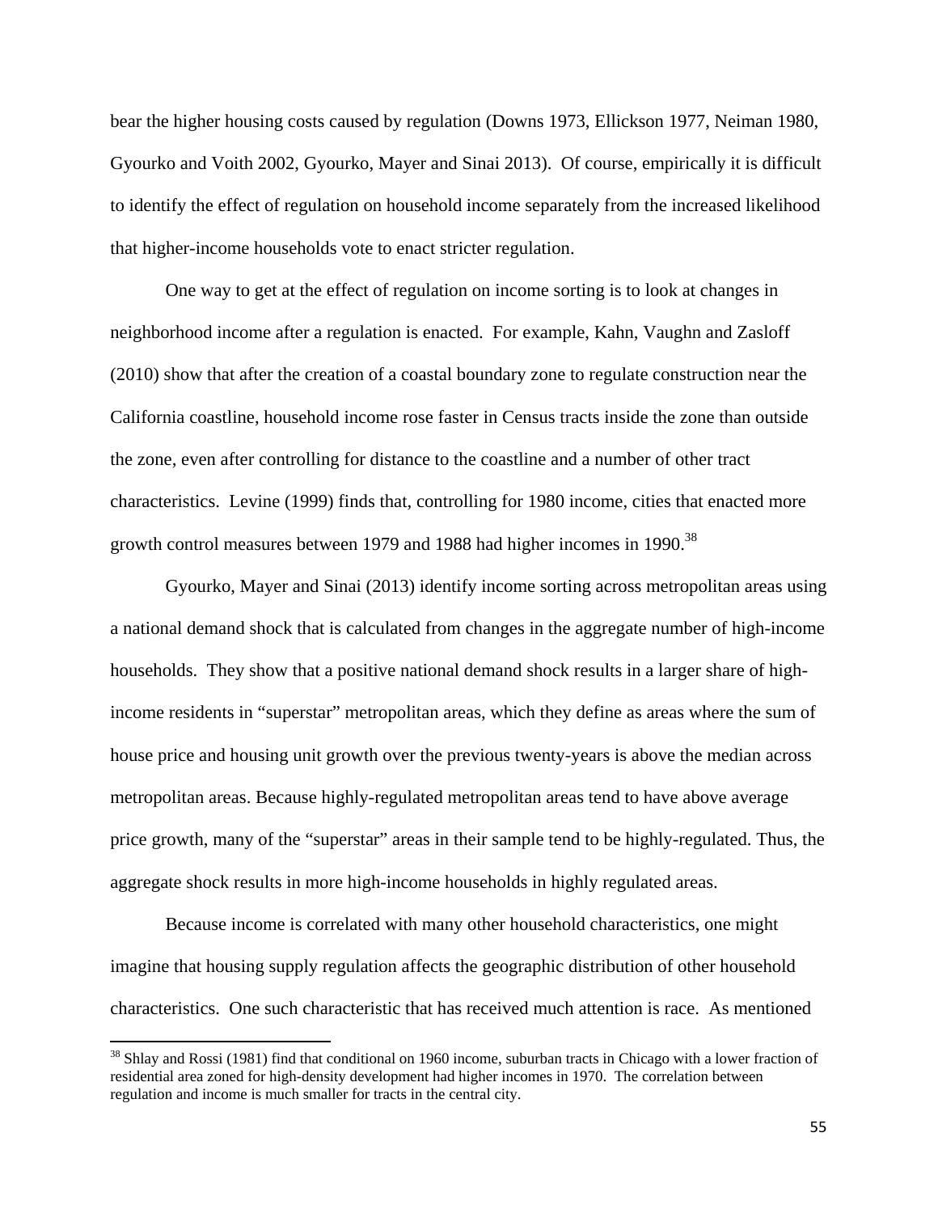bear the higher housing costs caused by regulation (Downs 1973, Ellickson 1977, Neiman 1980, Gyourko and Voith 2002, Gyourko, Mayer and Sinai 2013). Of course, empirically it is difficult to identify the effect of regulation on household income separately from the increased likelihood that higher-income households vote to enact stricter regulation.

One way to get at the effect of regulation on income sorting is to look at changes in neighborhood income after a regulation is enacted. For example, Kahn, Vaughn and Zasloff (2010) show that after the creation of a coastal boundary zone to regulate construction near the California coastline, household income rose faster in Census tracts inside the zone than outside the zone, even after controlling for distance to the coastline and a number of other tract characteristics. Levine (1999) finds that, controlling for 1980 income, cities that enacted more growth control measures between 1979 and 1988 had higher incomes in 1990.[38]

Gyourko, Mayer and Sinai (2013) identify income sorting across metropolitan areas using a national demand shock that is calculated from changes in the aggregate number of high-income households. They show that a positive national demand shock results in a larger share of high-income residents in "superstar" metropolitan areas, which they define as areas where the sum of house price and housing unit growth over the previous twenty-years is above the median across metropolitan areas. Because highly-regulated metropolitan areas tend to have above average price growth, many of the "superstar" areas in their sample tend to be highly-regulated. Thus, the aggregate shock results in more high-income households in highly regulated areas.

Because income is correlated with many other household characteristics, one might imagine that housing supply regulation affects the geographic distribution of other household characteristics. One such characteristic that has received much attention is race. As mentioned

[38] Shlay and Rossi (1981) find that conditional on 1960 income, suburban tracts in Chicago with a lower fraction of residential area zoned for high-density development had higher incomes in 1970. The correlation between regulation and income is much smaller for tracts in the central city.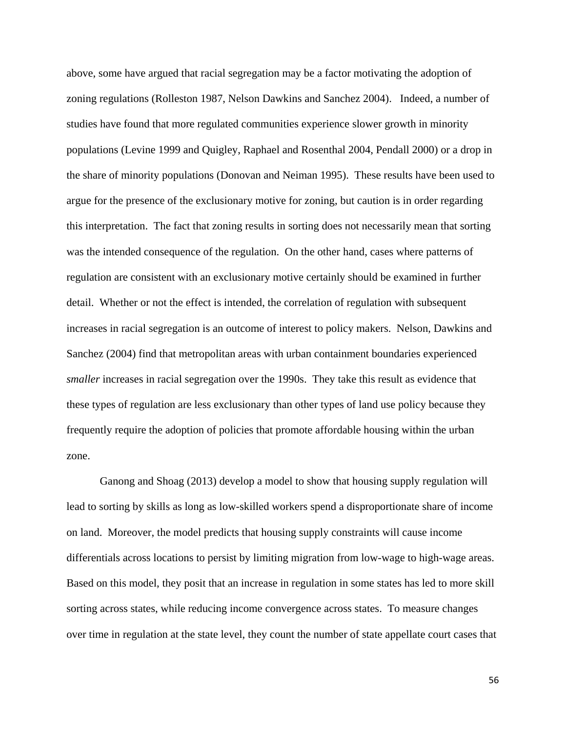above, some have argued that racial segregation may be a factor motivating the adoption of zoning regulations (Rolleston 1987, Nelson Dawkins and Sanchez 2004). Indeed, a number of studies have found that more regulated communities experience slower growth in minority populations (Levine 1999 and Quigley, Raphael and Rosenthal 2004, Pendall 2000) or a drop in the share of minority populations (Donovan and Neiman 1995). These results have been used to argue for the presence of the exclusionary motive for zoning, but caution is in order regarding this interpretation. The fact that zoning results in sorting does not necessarily mean that sorting was the intended consequence of the regulation. On the other hand, cases where patterns of regulation are consistent with an exclusionary motive certainly should be examined in further detail. Whether or not the effect is intended, the correlation of regulation with subsequent increases in racial segregation is an outcome of interest to policy makers. Nelson, Dawkins and Sanchez (2004) find that metropolitan areas with urban containment boundaries experienced *smaller* increases in racial segregation over the 1990s. They take this result as evidence that these types of regulation are less exclusionary than other types of land use policy because they frequently require the adoption of policies that promote affordable housing within the urban zone.

Ganong and Shoag (2013) develop a model to show that housing supply regulation will lead to sorting by skills as long as low-skilled workers spend a disproportionate share of income on land. Moreover, the model predicts that housing supply constraints will cause income differentials across locations to persist by limiting migration from low-wage to high-wage areas. Based on this model, they posit that an increase in regulation in some states has led to more skill sorting across states, while reducing income convergence across states. To measure changes over time in regulation at the state level, they count the number of state appellate court cases that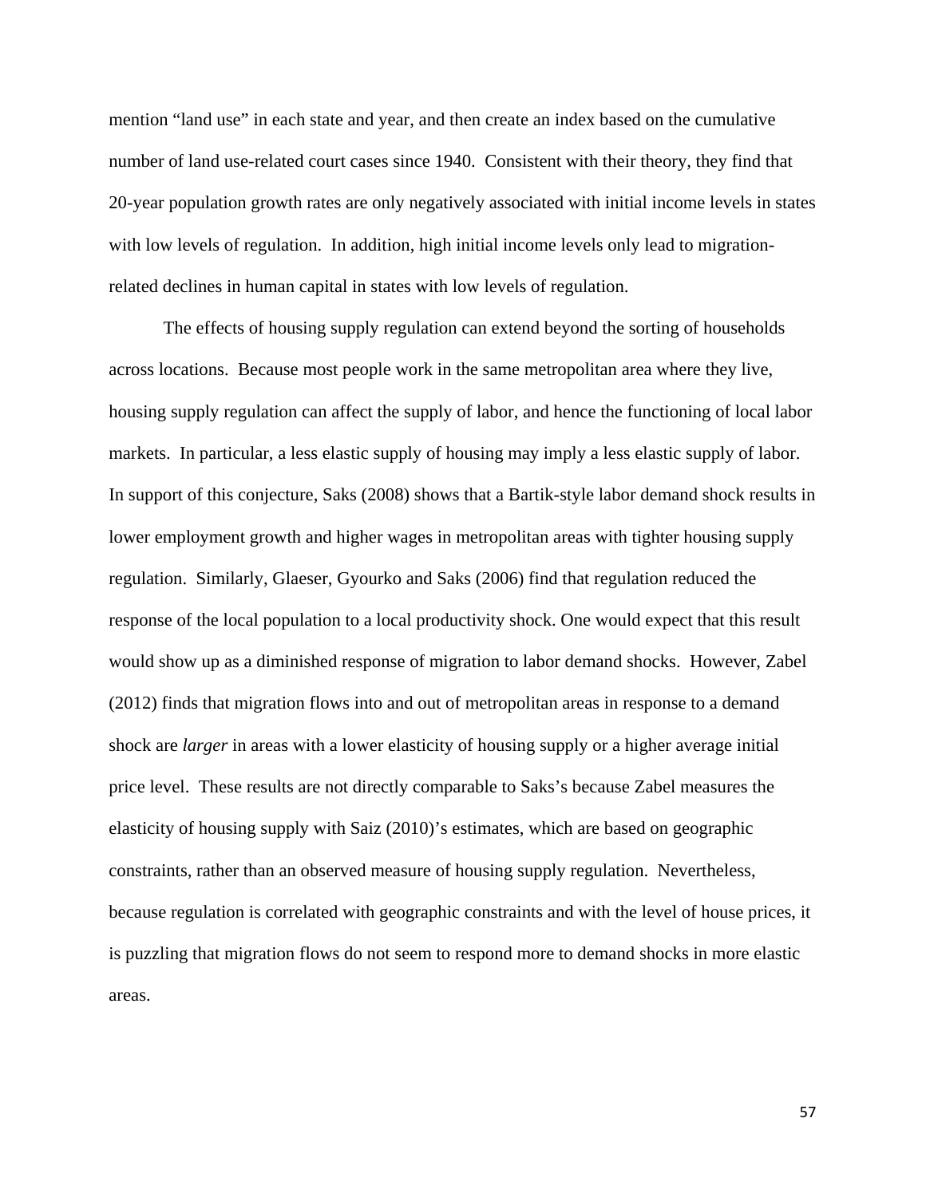mention “land use” in each state and year, and then create an index based on the cumulative number of land use-related court cases since 1940. Consistent with their theory, they find that 20-year population growth rates are only negatively associated with initial income levels in states with low levels of regulation. In addition, high initial income levels only lead to migration-related declines in human capital in states with low levels of regulation.

The effects of housing supply regulation can extend beyond the sorting of households across locations. Because most people work in the same metropolitan area where they live, housing supply regulation can affect the supply of labor, and hence the functioning of local labor markets. In particular, a less elastic supply of housing may imply a less elastic supply of labor. In support of this conjecture, Saks (2008) shows that a Bartik-style labor demand shock results in lower employment growth and higher wages in metropolitan areas with tighter housing supply regulation. Similarly, Glaeser, Gyourko and Saks (2006) find that regulation reduced the response of the local population to a local productivity shock. One would expect that this result would show up as a diminished response of migration to labor demand shocks. However, Zabel (2012) finds that migration flows into and out of metropolitan areas in response to a demand shock are *larger* in areas with a lower elasticity of housing supply or a higher average initial price level. These results are not directly comparable to Saks’s because Zabel measures the elasticity of housing supply with Saiz (2010)’s estimates, which are based on geographic constraints, rather than an observed measure of housing supply regulation. Nevertheless, because regulation is correlated with geographic constraints and with the level of house prices, it is puzzling that migration flows do not seem to respond more to demand shocks in more elastic areas.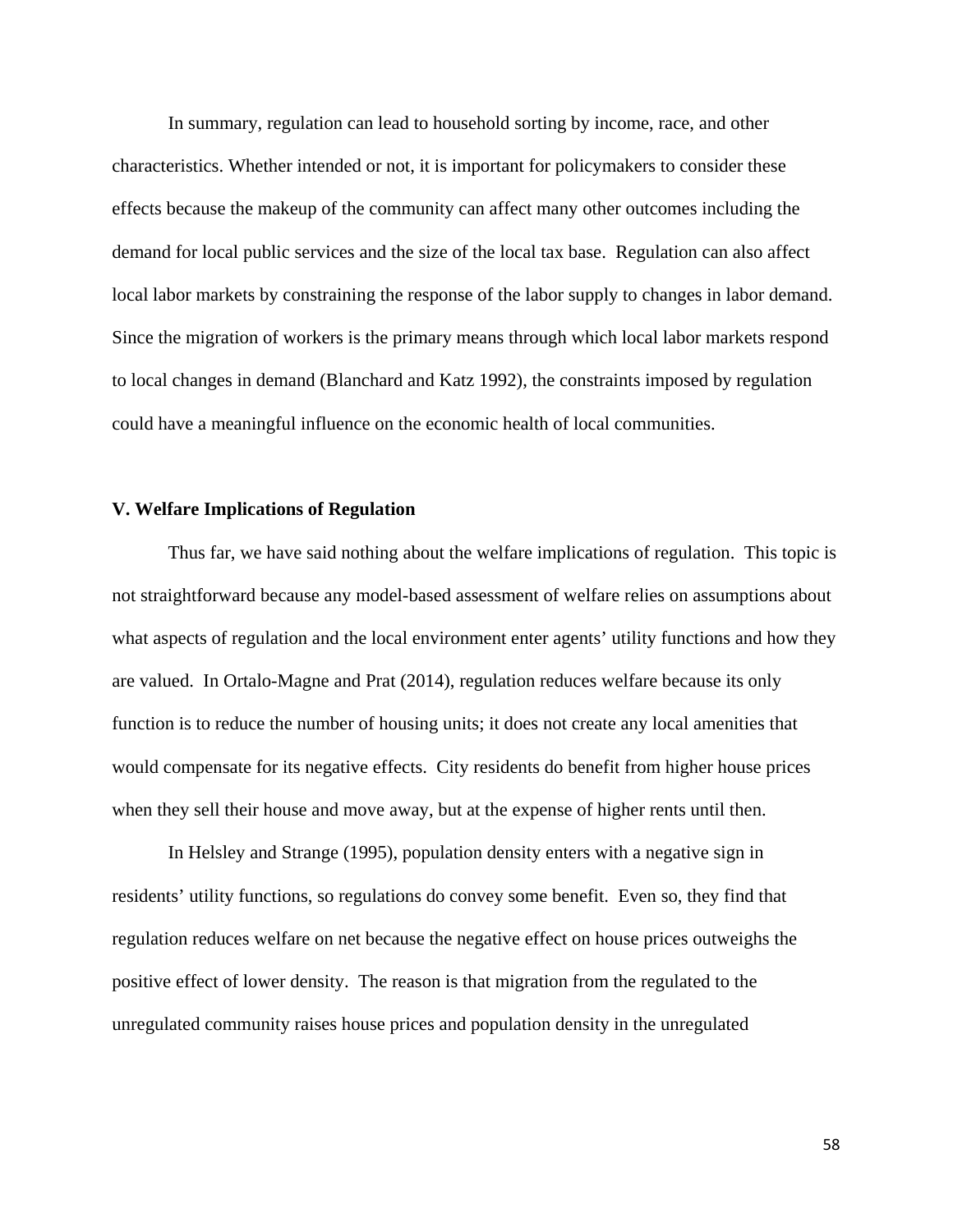In summary, regulation can lead to household sorting by income, race, and other characteristics. Whether intended or not, it is important for policymakers to consider these effects because the makeup of the community can affect many other outcomes including the demand for local public services and the size of the local tax base. Regulation can also affect local labor markets by constraining the response of the labor supply to changes in labor demand. Since the migration of workers is the primary means through which local labor markets respond to local changes in demand (Blanchard and Katz 1992), the constraints imposed by regulation could have a meaningful influence on the economic health of local communities.

## V. Welfare Implications of Regulation

Thus far, we have said nothing about the welfare implications of regulation. This topic is not straightforward because any model-based assessment of welfare relies on assumptions about what aspects of regulation and the local environment enter agents' utility functions and how they are valued. In Ortalo-Magne and Prat (2014), regulation reduces welfare because its only function is to reduce the number of housing units; it does not create any local amenities that would compensate for its negative effects. City residents do benefit from higher house prices when they sell their house and move away, but at the expense of higher rents until then.

In Helsley and Strange (1995), population density enters with a negative sign in residents' utility functions, so regulations do convey some benefit. Even so, they find that regulation reduces welfare on net because the negative effect on house prices outweighs the positive effect of lower density. The reason is that migration from the regulated to the unregulated community raises house prices and population density in the unregulated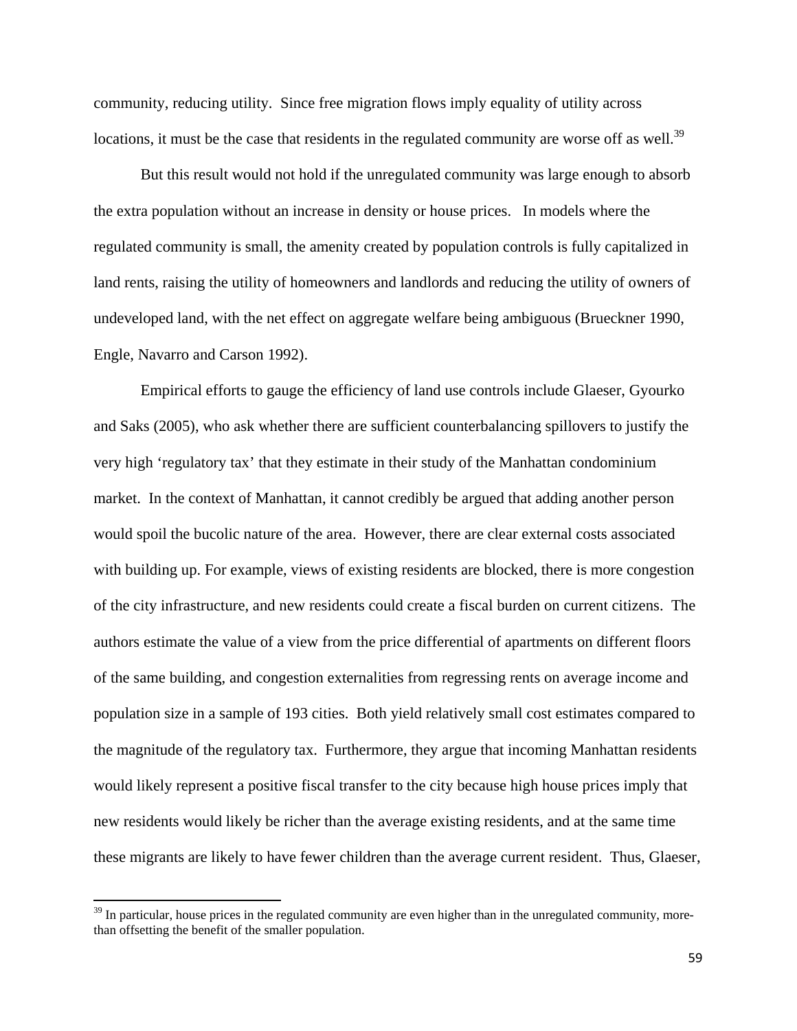community, reducing utility. Since free migration flows imply equality of utility across locations, it must be the case that residents in the regulated community are worse off as well.[39]

But this result would not hold if the unregulated community was large enough to absorb the extra population without an increase in density or house prices. In models where the regulated community is small, the amenity created by population controls is fully capitalized in land rents, raising the utility of homeowners and landlords and reducing the utility of owners of undeveloped land, with the net effect on aggregate welfare being ambiguous (Brueckner 1990, Engle, Navarro and Carson 1992).

Empirical efforts to gauge the efficiency of land use controls include Glaeser, Gyourko and Saks (2005), who ask whether there are sufficient counterbalancing spillovers to justify the very high 'regulatory tax' that they estimate in their study of the Manhattan condominium market. In the context of Manhattan, it cannot credibly be argued that adding another person would spoil the bucolic nature of the area. However, there are clear external costs associated with building up. For example, views of existing residents are blocked, there is more congestion of the city infrastructure, and new residents could create a fiscal burden on current citizens. The authors estimate the value of a view from the price differential of apartments on different floors of the same building, and congestion externalities from regressing rents on average income and population size in a sample of 193 cities. Both yield relatively small cost estimates compared to the magnitude of the regulatory tax. Furthermore, they argue that incoming Manhattan residents would likely represent a positive fiscal transfer to the city because high house prices imply that new residents would likely be richer than the average existing residents, and at the same time these migrants are likely to have fewer children than the average current resident. Thus, Glaeser,

[39] In particular, house prices in the regulated community are even higher than in the unregulated community, more-than offsetting the benefit of the smaller population.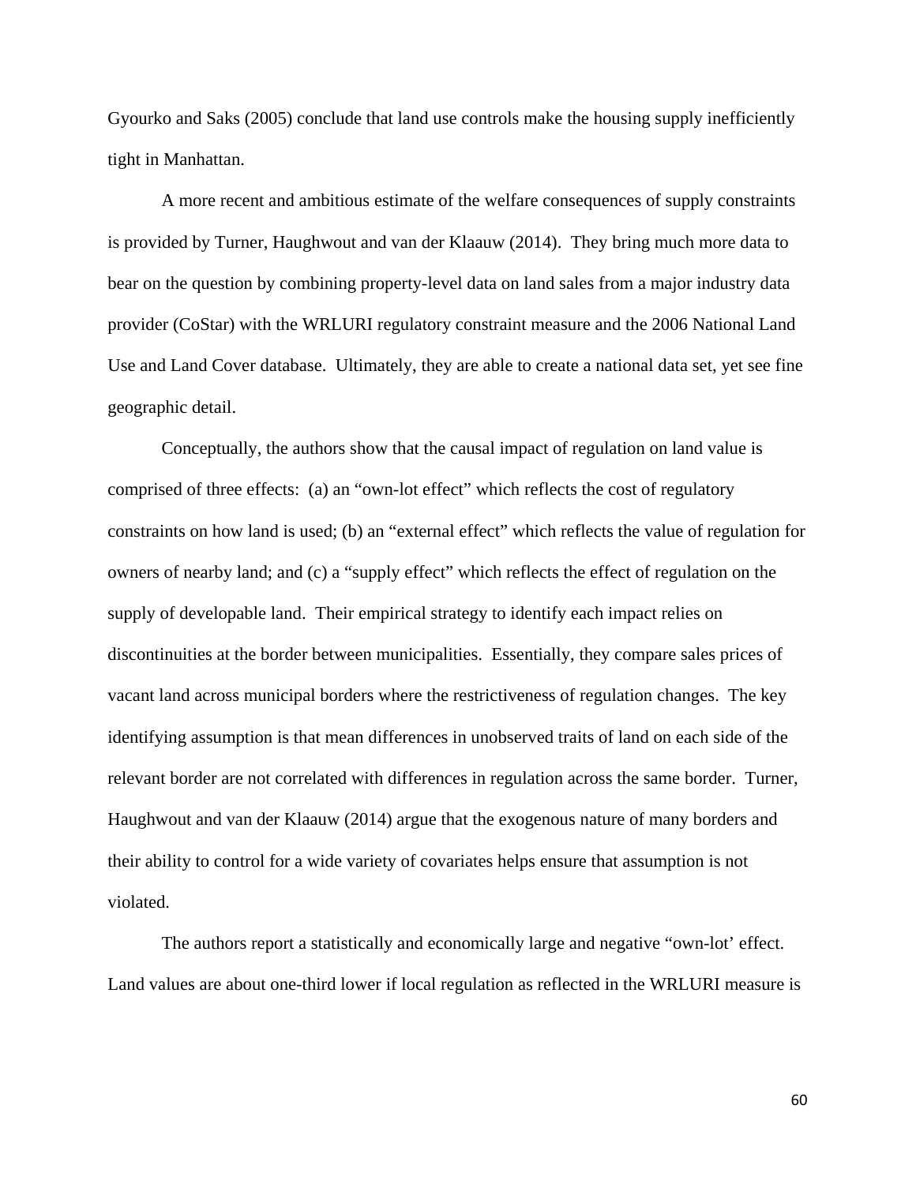Gyourko and Saks (2005) conclude that land use controls make the housing supply inefficiently tight in Manhattan.

A more recent and ambitious estimate of the welfare consequences of supply constraints is provided by Turner, Haughwout and van der Klaauw (2014). They bring much more data to bear on the question by combining property-level data on land sales from a major industry data provider (CoStar) with the WRLURI regulatory constraint measure and the 2006 National Land Use and Land Cover database. Ultimately, they are able to create a national data set, yet see fine geographic detail.

Conceptually, the authors show that the causal impact of regulation on land value is comprised of three effects: (a) an "own-lot effect" which reflects the cost of regulatory constraints on how land is used; (b) an "external effect" which reflects the value of regulation for owners of nearby land; and (c) a "supply effect" which reflects the effect of regulation on the supply of developable land. Their empirical strategy to identify each impact relies on discontinuities at the border between municipalities. Essentially, they compare sales prices of vacant land across municipal borders where the restrictiveness of regulation changes. The key identifying assumption is that mean differences in unobserved traits of land on each side of the relevant border are not correlated with differences in regulation across the same border. Turner, Haughwout and van der Klaauw (2014) argue that the exogenous nature of many borders and their ability to control for a wide variety of covariates helps ensure that assumption is not violated.

The authors report a statistically and economically large and negative "own-lot' effect. Land values are about one-third lower if local regulation as reflected in the WRLURI measure is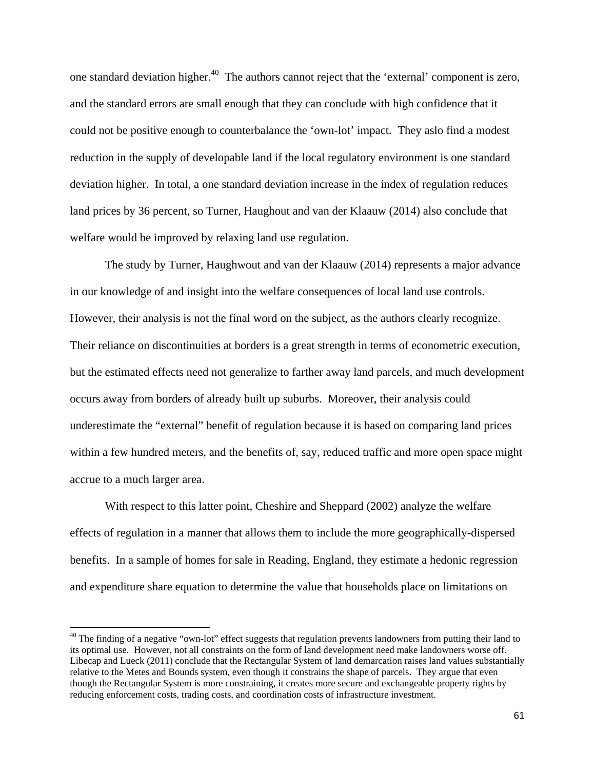one standard deviation higher.[40] The authors cannot reject that the 'external' component is zero, and the standard errors are small enough that they can conclude with high confidence that it could not be positive enough to counterbalance the 'own-lot' impact. They aslo find a modest reduction in the supply of developable land if the local regulatory environment is one standard deviation higher. In total, a one standard deviation increase in the index of regulation reduces land prices by 36 percent, so Turner, Haughout and van der Klaauw (2014) also conclude that welfare would be improved by relaxing land use regulation.

The study by Turner, Haughwout and van der Klaauw (2014) represents a major advance in our knowledge of and insight into the welfare consequences of local land use controls. However, their analysis is not the final word on the subject, as the authors clearly recognize. Their reliance on discontinuities at borders is a great strength in terms of econometric execution, but the estimated effects need not generalize to farther away land parcels, and much development occurs away from borders of already built up suburbs. Moreover, their analysis could underestimate the "external" benefit of regulation because it is based on comparing land prices within a few hundred meters, and the benefits of, say, reduced traffic and more open space might accrue to a much larger area.

With respect to this latter point, Cheshire and Sheppard (2002) analyze the welfare effects of regulation in a manner that allows them to include the more geographically-dispersed benefits. In a sample of homes for sale in Reading, England, they estimate a hedonic regression and expenditure share equation to determine the value that households place on limitations on

---

[40] The finding of a negative "own-lot" effect suggests that regulation prevents landowners from putting their land to its optimal use. However, not all constraints on the form of land development need make landowners worse off. Libecap and Lueck (2011) conclude that the Rectangular System of land demarcation raises land values substantially relative to the Metes and Bounds system, even though it constrains the shape of parcels. They argue that even though the Rectangular System is more constraining, it creates more secure and exchangeable property rights by reducing enforcement costs, trading costs, and coordination costs of infrastructure investment.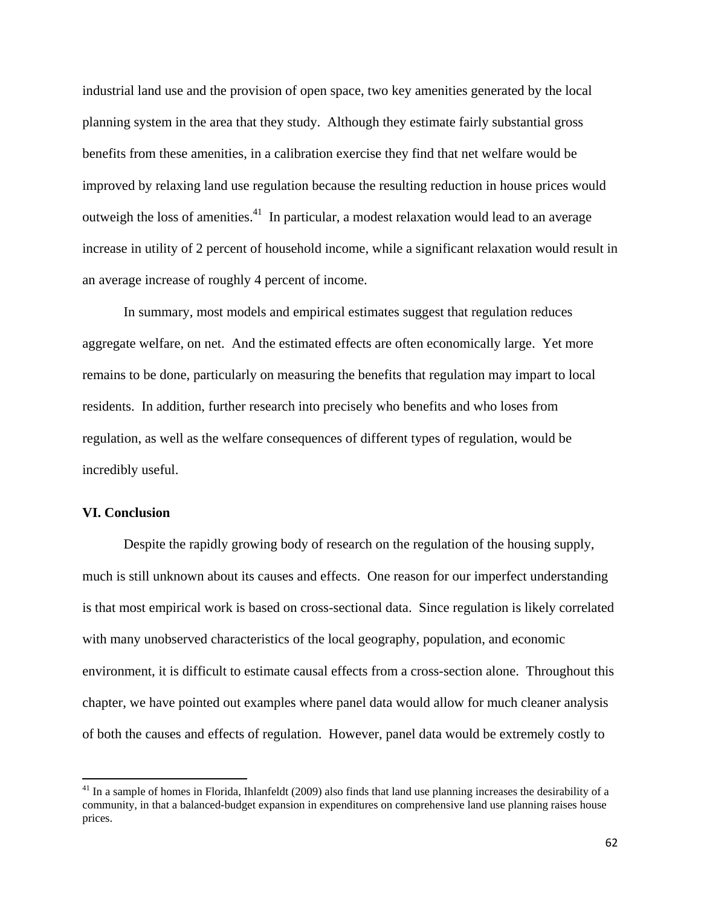industrial land use and the provision of open space, two key amenities generated by the local planning system in the area that they study. Although they estimate fairly substantial gross benefits from these amenities, in a calibration exercise they find that net welfare would be improved by relaxing land use regulation because the resulting reduction in house prices would outweigh the loss of amenities.[41] In particular, a modest relaxation would lead to an average increase in utility of 2 percent of household income, while a significant relaxation would result in an average increase of roughly 4 percent of income.

In summary, most models and empirical estimates suggest that regulation reduces aggregate welfare, on net. And the estimated effects are often economically large. Yet more remains to be done, particularly on measuring the benefits that regulation may impart to local residents. In addition, further research into precisely who benefits and who loses from regulation, as well as the welfare consequences of different types of regulation, would be incredibly useful.

## VI. Conclusion

Despite the rapidly growing body of research on the regulation of the housing supply, much is still unknown about its causes and effects. One reason for our imperfect understanding is that most empirical work is based on cross-sectional data. Since regulation is likely correlated with many unobserved characteristics of the local geography, population, and economic environment, it is difficult to estimate causal effects from a cross-section alone. Throughout this chapter, we have pointed out examples where panel data would allow for much cleaner analysis of both the causes and effects of regulation. However, panel data would be extremely costly to

---

[41] In a sample of homes in Florida, Ihlanfeldt (2009) also finds that land use planning increases the desirability of a community, in that a balanced-budget expansion in expenditures on comprehensive land use planning raises house prices.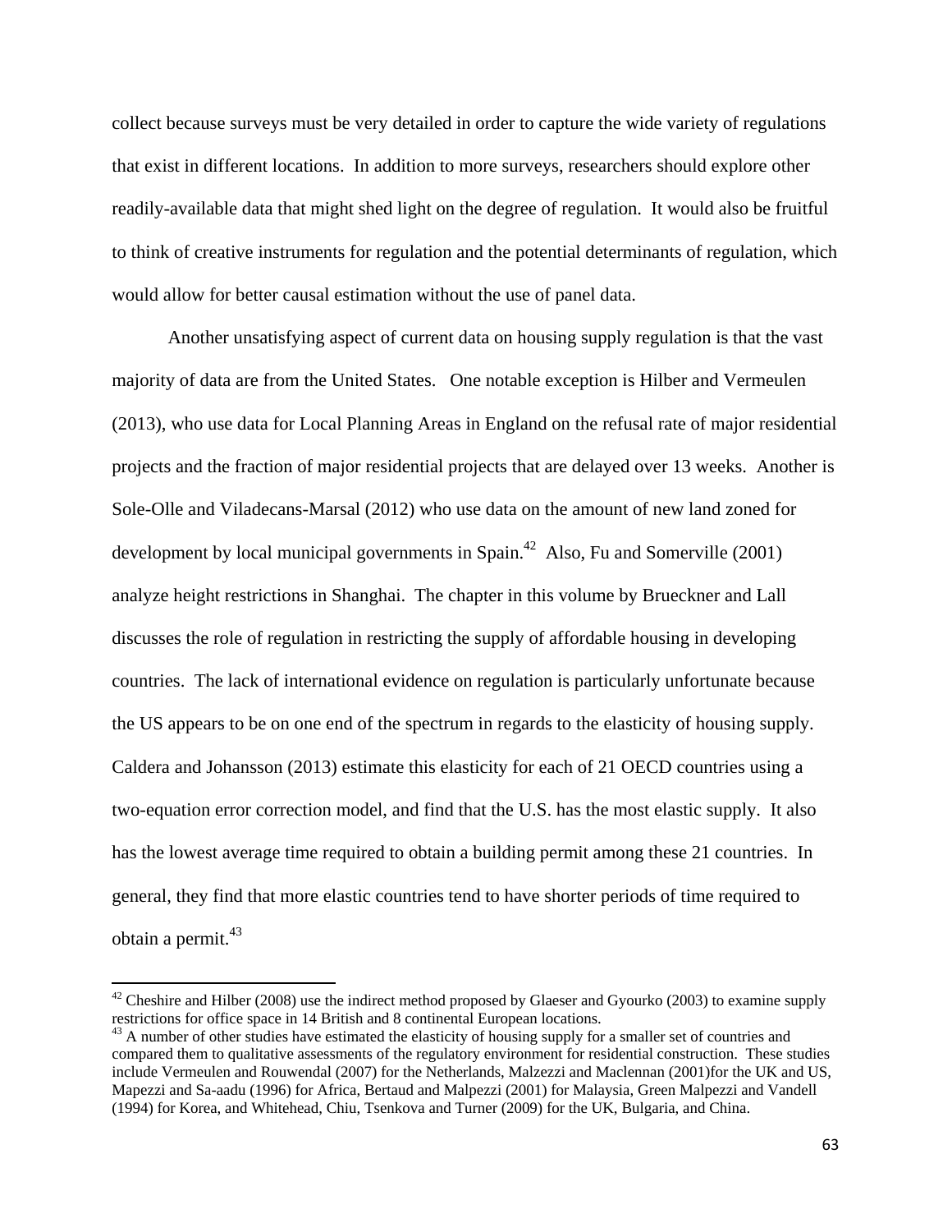collect because surveys must be very detailed in order to capture the wide variety of regulations that exist in different locations. In addition to more surveys, researchers should explore other readily-available data that might shed light on the degree of regulation. It would also be fruitful to think of creative instruments for regulation and the potential determinants of regulation, which would allow for better causal estimation without the use of panel data.

Another unsatisfying aspect of current data on housing supply regulation is that the vast majority of data are from the United States. One notable exception is Hilber and Vermeulen (2013), who use data for Local Planning Areas in England on the refusal rate of major residential projects and the fraction of major residential projects that are delayed over 13 weeks. Another is Sole-Olle and Viladecans-Marsal (2012) who use data on the amount of new land zoned for development by local municipal governments in Spain.[42] Also, Fu and Somerville (2001) analyze height restrictions in Shanghai. The chapter in this volume by Brueckner and Lall discusses the role of regulation in restricting the supply of affordable housing in developing countries. The lack of international evidence on regulation is particularly unfortunate because the US appears to be on one end of the spectrum in regards to the elasticity of housing supply. Caldera and Johansson (2013) estimate this elasticity for each of 21 OECD countries using a two-equation error correction model, and find that the U.S. has the most elastic supply. It also has the lowest average time required to obtain a building permit among these 21 countries. In general, they find that more elastic countries tend to have shorter periods of time required to obtain a permit.[43]

---

[42] Cheshire and Hilber (2008) use the indirect method proposed by Glaeser and Gyourko (2003) to examine supply restrictions for office space in 14 British and 8 continental European locations.

[43] A number of other studies have estimated the elasticity of housing supply for a smaller set of countries and compared them to qualitative assessments of the regulatory environment for residential construction. These studies include Vermeulen and Rouwendal (2007) for the Netherlands, Malzezzi and Maclennan (2001)for the UK and US, Mapezzi and Sa-aadu (1996) for Africa, Bertaud and Malpezzi (2001) for Malaysia, Green Malpezzi and Vandell (1994) for Korea, and Whitehead, Chiu, Tsenkova and Turner (2009) for the UK, Bulgaria, and China.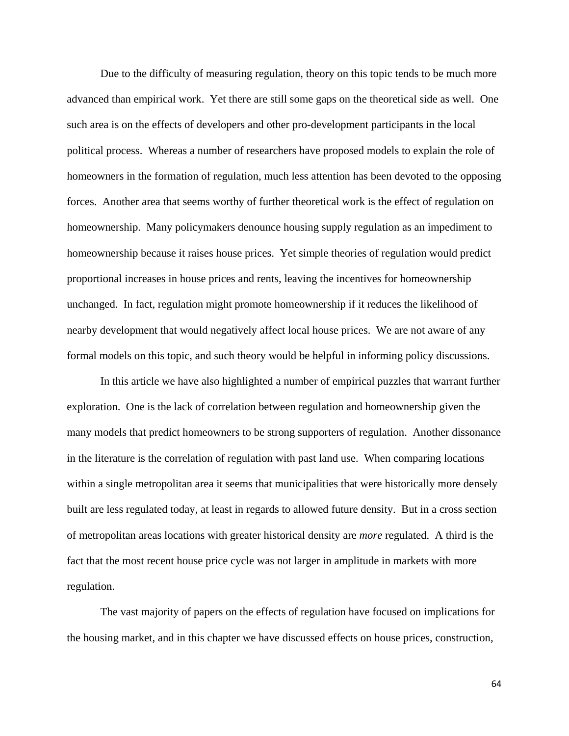Due to the difficulty of measuring regulation, theory on this topic tends to be much more advanced than empirical work. Yet there are still some gaps on the theoretical side as well. One such area is on the effects of developers and other pro-development participants in the local political process. Whereas a number of researchers have proposed models to explain the role of homeowners in the formation of regulation, much less attention has been devoted to the opposing forces. Another area that seems worthy of further theoretical work is the effect of regulation on homeownership. Many policymakers denounce housing supply regulation as an impediment to homeownership because it raises house prices. Yet simple theories of regulation would predict proportional increases in house prices and rents, leaving the incentives for homeownership unchanged. In fact, regulation might promote homeownership if it reduces the likelihood of nearby development that would negatively affect local house prices. We are not aware of any formal models on this topic, and such theory would be helpful in informing policy discussions.

In this article we have also highlighted a number of empirical puzzles that warrant further exploration. One is the lack of correlation between regulation and homeownership given the many models that predict homeowners to be strong supporters of regulation. Another dissonance in the literature is the correlation of regulation with past land use. When comparing locations within a single metropolitan area it seems that municipalities that were historically more densely built are less regulated today, at least in regards to allowed future density. But in a cross section of metropolitan areas locations with greater historical density are *more* regulated. A third is the fact that the most recent house price cycle was not larger in amplitude in markets with more regulation.

The vast majority of papers on the effects of regulation have focused on implications for the housing market, and in this chapter we have discussed effects on house prices, construction,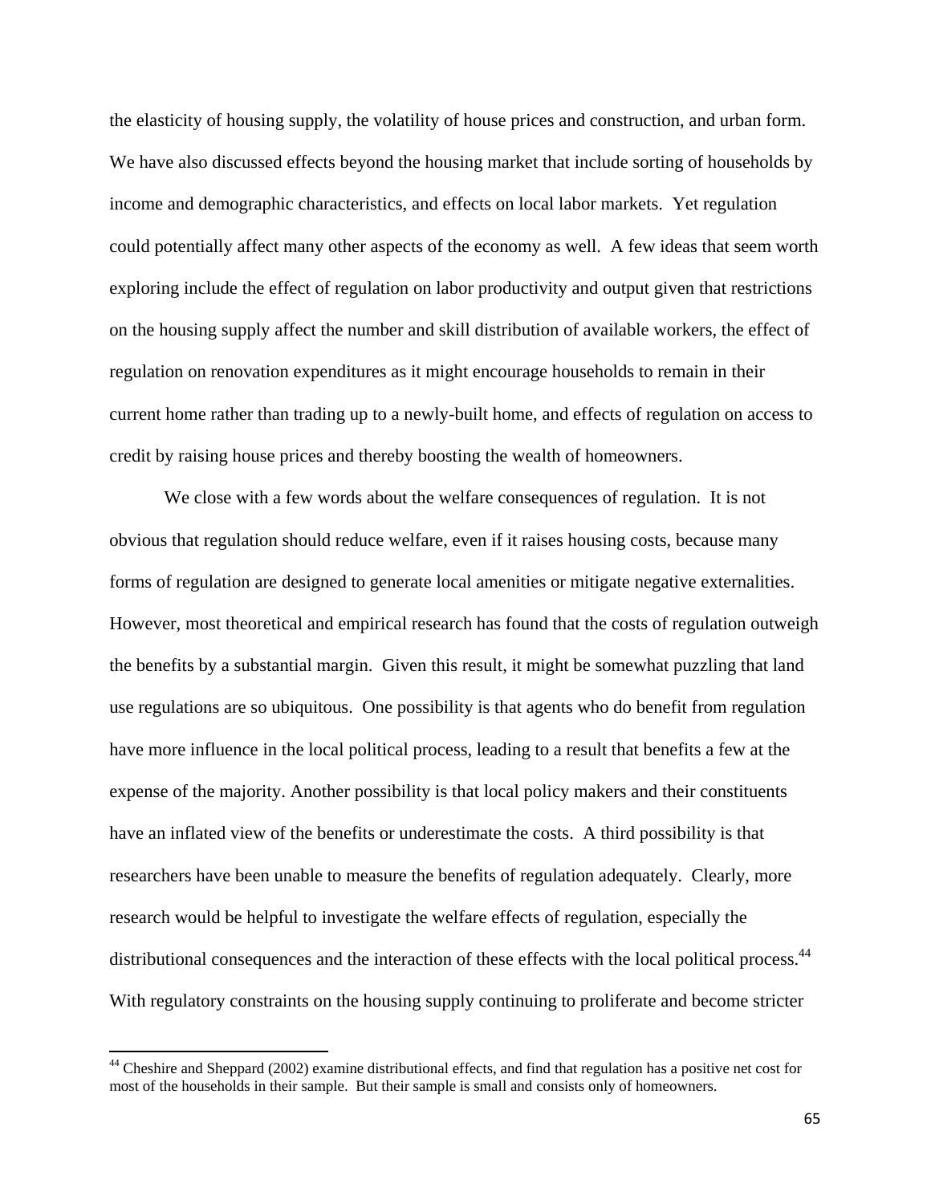the elasticity of housing supply, the volatility of house prices and construction, and urban form. We have also discussed effects beyond the housing market that include sorting of households by income and demographic characteristics, and effects on local labor markets. Yet regulation could potentially affect many other aspects of the economy as well. A few ideas that seem worth exploring include the effect of regulation on labor productivity and output given that restrictions on the housing supply affect the number and skill distribution of available workers, the effect of regulation on renovation expenditures as it might encourage households to remain in their current home rather than trading up to a newly-built home, and effects of regulation on access to credit by raising house prices and thereby boosting the wealth of homeowners.

We close with a few words about the welfare consequences of regulation. It is not obvious that regulation should reduce welfare, even if it raises housing costs, because many forms of regulation are designed to generate local amenities or mitigate negative externalities. However, most theoretical and empirical research has found that the costs of regulation outweigh the benefits by a substantial margin. Given this result, it might be somewhat puzzling that land use regulations are so ubiquitous. One possibility is that agents who do benefit from regulation have more influence in the local political process, leading to a result that benefits a few at the expense of the majority. Another possibility is that local policy makers and their constituents have an inflated view of the benefits or underestimate the costs. A third possibility is that researchers have been unable to measure the benefits of regulation adequately. Clearly, more research would be helpful to investigate the welfare effects of regulation, especially the distributional consequences and the interaction of these effects with the local political process.[44] With regulatory constraints on the housing supply continuing to proliferate and become stricter

[44] Cheshire and Sheppard (2002) examine distributional effects, and find that regulation has a positive net cost for most of the households in their sample. But their sample is small and consists only of homeowners.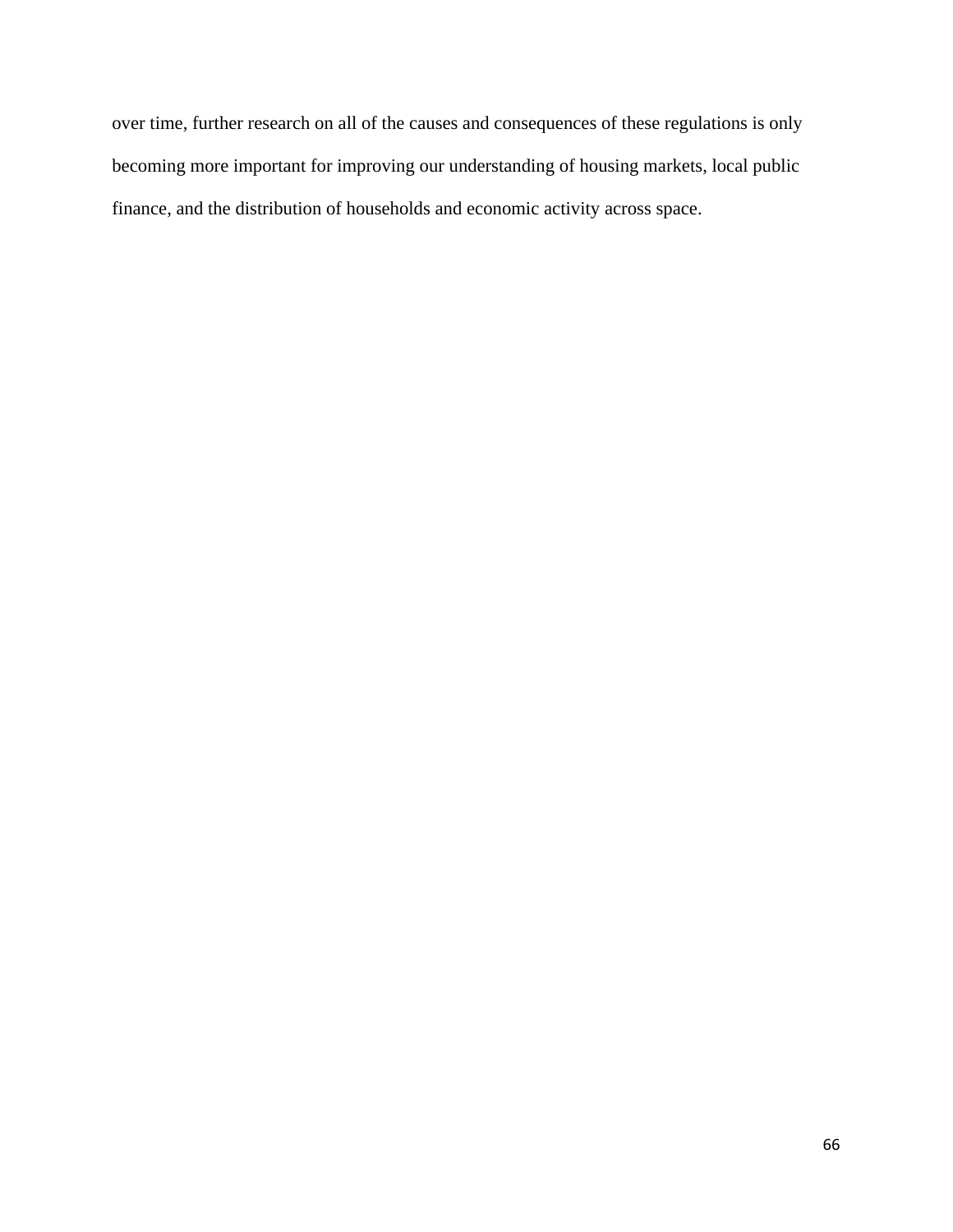over time, further research on all of the causes and consequences of these regulations is only becoming more important for improving our understanding of housing markets, local public finance, and the distribution of households and economic activity across space.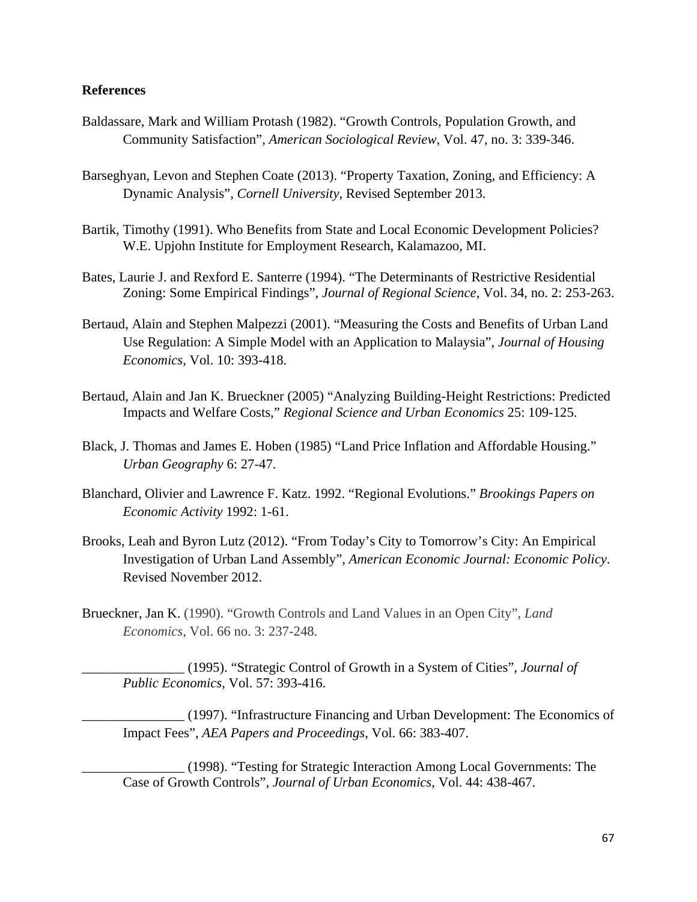**References**

Baldassare, Mark and William Protash (1982). "Growth Controls, Population Growth, and Community Satisfaction", *American Sociological Review*, Vol. 47, no. 3: 339-346.

Barseghyan, Levon and Stephen Coate (2013). "Property Taxation, Zoning, and Efficiency: A Dynamic Analysis", *Cornell University*, Revised September 2013.

Bartik, Timothy (1991). Who Benefits from State and Local Economic Development Policies? W.E. Upjohn Institute for Employment Research, Kalamazoo, MI.

Bates, Laurie J. and Rexford E. Santerre (1994). "The Determinants of Restrictive Residential Zoning: Some Empirical Findings", *Journal of Regional Science*, Vol. 34, no. 2: 253-263.

Bertaud, Alain and Stephen Malpezzi (2001). "Measuring the Costs and Benefits of Urban Land Use Regulation: A Simple Model with an Application to Malaysia", *Journal of Housing Economics*, Vol. 10: 393-418.

Bertaud, Alain and Jan K. Brueckner (2005) "Analyzing Building-Height Restrictions: Predicted Impacts and Welfare Costs," *Regional Science and Urban Economics* 25: 109-125.

Black, J. Thomas and James E. Hoben (1985) "Land Price Inflation and Affordable Housing." *Urban Geography* 6: 27-47.

Blanchard, Olivier and Lawrence F. Katz. 1992. "Regional Evolutions." *Brookings Papers on Economic Activity* 1992: 1-61.

Brooks, Leah and Byron Lutz (2012). "From Today's City to Tomorrow's City: An Empirical Investigation of Urban Land Assembly", *American Economic Journal: Economic Policy*. Revised November 2012.

Brueckner, Jan K. (1990). "Growth Controls and Land Values in an Open City", *Land Economics*, Vol. 66 no. 3: 237-248.

_______________ (1995). "Strategic Control of Growth in a System of Cities", *Journal of Public Economics*, Vol. 57: 393-416.

_______________ (1997). "Infrastructure Financing and Urban Development: The Economics of Impact Fees", *AEA Papers and Proceedings*, Vol. 66: 383-407.

_______________ (1998). "Testing for Strategic Interaction Among Local Governments: The Case of Growth Controls", *Journal of Urban Economics*, Vol. 44: 438-467.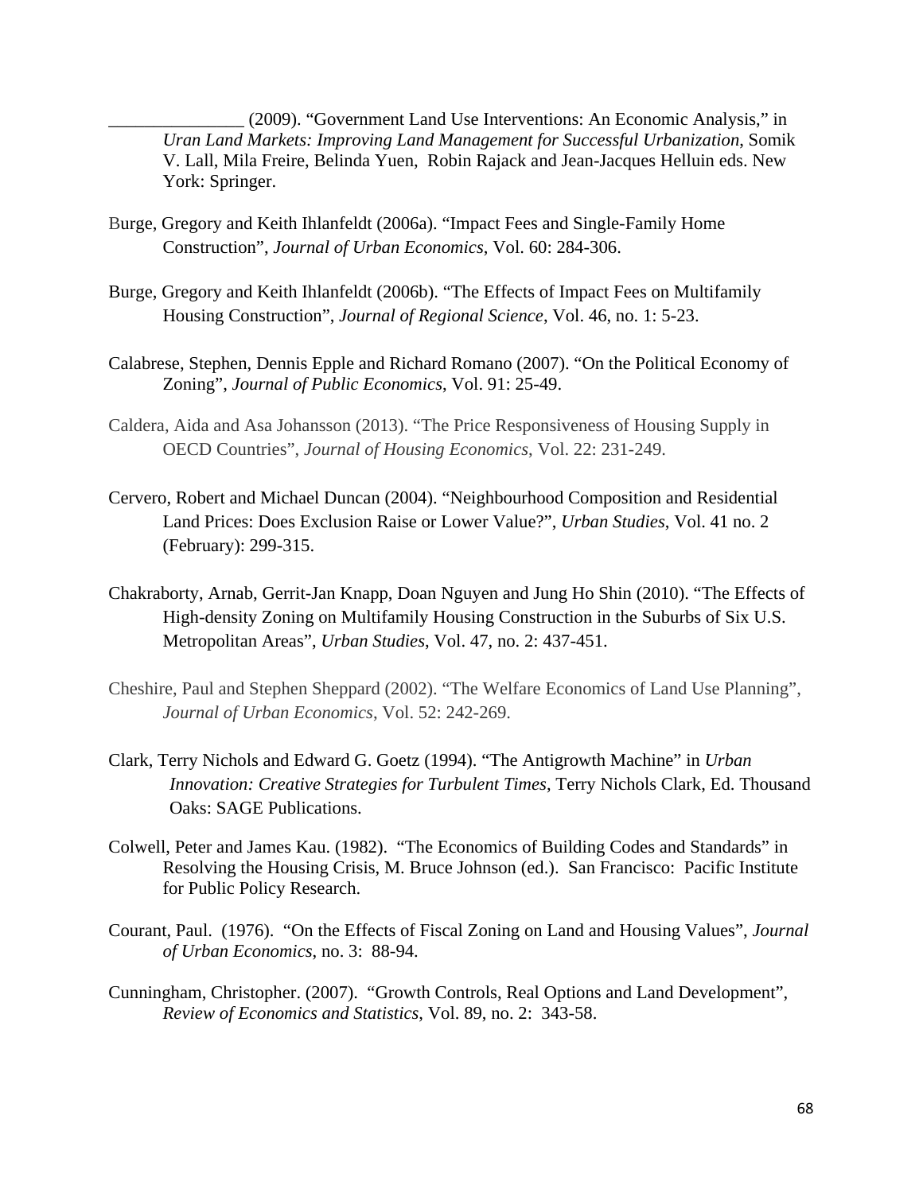_______________ (2009). "Government Land Use Interventions: An Economic Analysis," in *Uran Land Markets: Improving Land Management for Successful Urbanization*, Somik V. Lall, Mila Freire, Belinda Yuen, Robin Rajack and Jean-Jacques Helluin eds. New York: Springer.

Burge, Gregory and Keith Ihlanfeldt (2006a). "Impact Fees and Single-Family Home Construction", *Journal of Urban Economics*, Vol. 60: 284-306.

Burge, Gregory and Keith Ihlanfeldt (2006b). "The Effects of Impact Fees on Multifamily Housing Construction", *Journal of Regional Science*, Vol. 46, no. 1: 5-23.

Calabrese, Stephen, Dennis Epple and Richard Romano (2007). "On the Political Economy of Zoning", *Journal of Public Economics*, Vol. 91: 25-49.

Caldera, Aida and Asa Johansson (2013). "The Price Responsiveness of Housing Supply in OECD Countries", *Journal of Housing Economics*, Vol. 22: 231-249.

Cervero, Robert and Michael Duncan (2004). "Neighbourhood Composition and Residential Land Prices: Does Exclusion Raise or Lower Value?", *Urban Studies*, Vol. 41 no. 2 (February): 299-315.

Chakraborty, Arnab, Gerrit-Jan Knapp, Doan Nguyen and Jung Ho Shin (2010). "The Effects of High-density Zoning on Multifamily Housing Construction in the Suburbs of Six U.S. Metropolitan Areas", *Urban Studies*, Vol. 47, no. 2: 437-451.

Cheshire, Paul and Stephen Sheppard (2002). "The Welfare Economics of Land Use Planning", *Journal of Urban Economics*, Vol. 52: 242-269.

Clark, Terry Nichols and Edward G. Goetz (1994). "The Antigrowth Machine" in *Urban Innovation: Creative Strategies for Turbulent Times*, Terry Nichols Clark, Ed. Thousand Oaks: SAGE Publications.

Colwell, Peter and James Kau. (1982). "The Economics of Building Codes and Standards" in Resolving the Housing Crisis, M. Bruce Johnson (ed.). San Francisco: Pacific Institute for Public Policy Research.

Courant, Paul. (1976). "On the Effects of Fiscal Zoning on Land and Housing Values", *Journal of Urban Economics*, no. 3: 88-94.

Cunningham, Christopher. (2007). "Growth Controls, Real Options and Land Development", *Review of Economics and Statistics*, Vol. 89, no. 2: 343-58.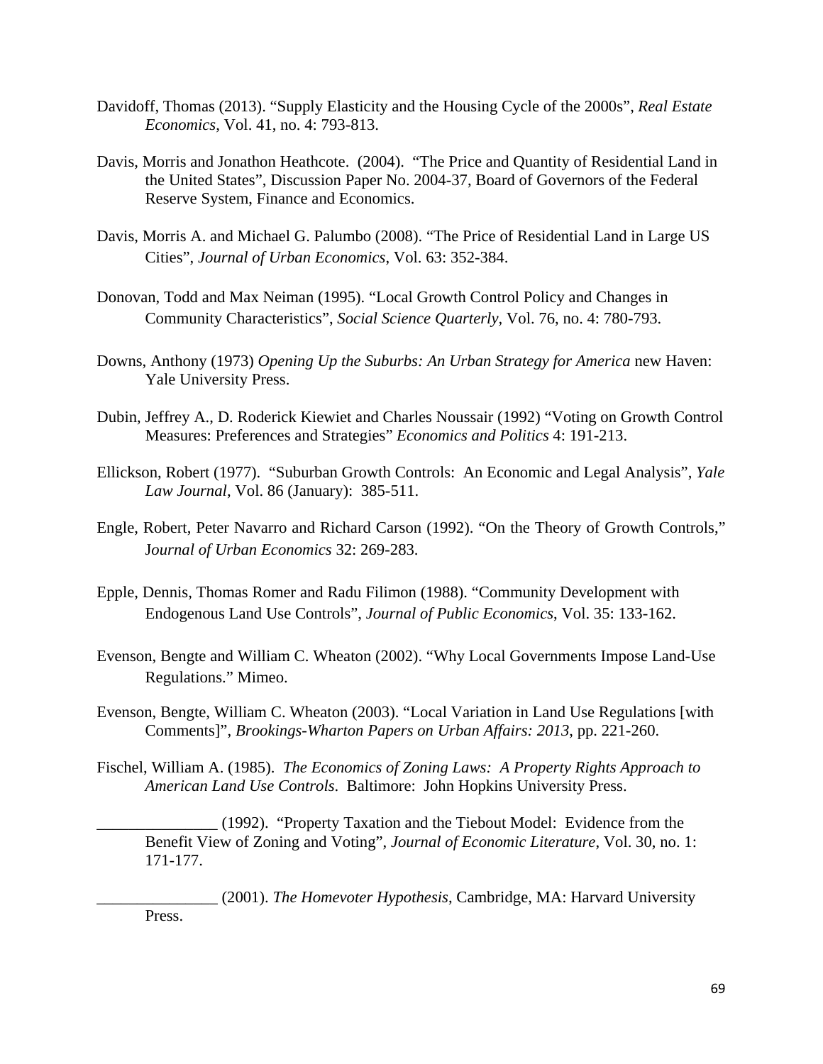Davidoff, Thomas (2013). "Supply Elasticity and the Housing Cycle of the 2000s", *Real Estate Economics*, Vol. 41, no. 4: 793-813.

Davis, Morris and Jonathon Heathcote. (2004). "The Price and Quantity of Residential Land in the United States", Discussion Paper No. 2004-37, Board of Governors of the Federal Reserve System, Finance and Economics.

Davis, Morris A. and Michael G. Palumbo (2008). "The Price of Residential Land in Large US Cities", *Journal of Urban Economics,* Vol. 63: 352-384.

Donovan, Todd and Max Neiman (1995). "Local Growth Control Policy and Changes in Community Characteristics", *Social Science Quarterly,* Vol. 76, no. 4: 780-793.

Downs, Anthony (1973) *Opening Up the Suburbs: An Urban Strategy for America* new Haven: Yale University Press.

Dubin, Jeffrey A., D. Roderick Kiewiet and Charles Noussair (1992) "Voting on Growth Control Measures: Preferences and Strategies" *Economics and Politics* 4: 191-213.

Ellickson, Robert (1977). "Suburban Growth Controls: An Economic and Legal Analysis", *Yale Law Journal*, Vol. 86 (January): 385-511.

Engle, Robert, Peter Navarro and Richard Carson (1992). "On the Theory of Growth Controls," *Journal of Urban Economics* 32: 269-283.

Epple, Dennis, Thomas Romer and Radu Filimon (1988). "Community Development with Endogenous Land Use Controls", *Journal of Public Economics*, Vol. 35: 133-162.

Evenson, Bengte and William C. Wheaton (2002). "Why Local Governments Impose Land-Use Regulations." Mimeo.

Evenson, Bengte, William C. Wheaton (2003). "Local Variation in Land Use Regulations [with Comments]", *Brookings-Wharton Papers on Urban Affairs: 2013,* pp. 221-260.

Fischel, William A. (1985). *The Economics of Zoning Laws: A Property Rights Approach to American Land Use Controls*. Baltimore: John Hopkins University Press.

_______________ (1992). "Property Taxation and the Tiebout Model: Evidence from the Benefit View of Zoning and Voting", *Journal of Economic Literature*, Vol. 30, no. 1: 171-177.

_______________ (2001). *The Homevoter Hypothesis*, Cambridge, MA: Harvard University Press.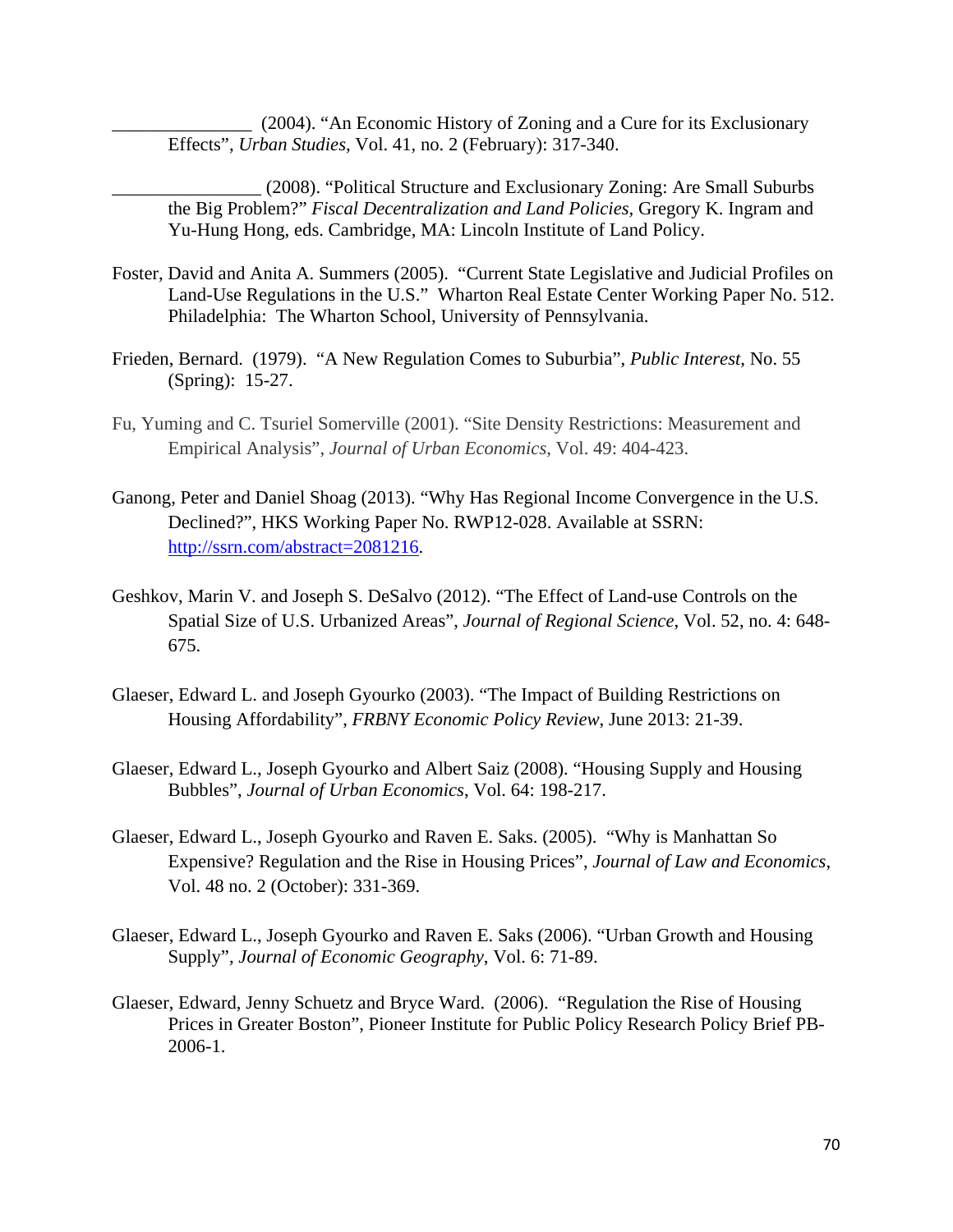_______________ (2004). "An Economic History of Zoning and a Cure for its Exclusionary Effects", *Urban Studies*, Vol. 41, no. 2 (February): 317-340.

________________ (2008). "Political Structure and Exclusionary Zoning: Are Small Suburbs the Big Problem?" *Fiscal Decentralization and Land Policies*, Gregory K. Ingram and Yu-Hung Hong, eds. Cambridge, MA: Lincoln Institute of Land Policy.

Foster, David and Anita A. Summers (2005). "Current State Legislative and Judicial Profiles on Land-Use Regulations in the U.S." Wharton Real Estate Center Working Paper No. 512. Philadelphia: The Wharton School, University of Pennsylvania.

Frieden, Bernard. (1979). "A New Regulation Comes to Suburbia", *Public Interest*, No. 55 (Spring): 15-27.

Fu, Yuming and C. Tsuriel Somerville (2001). "Site Density Restrictions: Measurement and Empirical Analysis", *Journal of Urban Economics*, Vol. 49: 404-423.

Ganong, Peter and Daniel Shoag (2013). "Why Has Regional Income Convergence in the U.S. Declined?", HKS Working Paper No. RWP12-028. Available at SSRN: http://ssrn.com/abstract=2081216.

Geshkov, Marin V. and Joseph S. DeSalvo (2012). "The Effect of Land-use Controls on the Spatial Size of U.S. Urbanized Areas", *Journal of Regional Science*, Vol. 52, no. 4: 648-675.

Glaeser, Edward L. and Joseph Gyourko (2003). "The Impact of Building Restrictions on Housing Affordability", *FRBNY Economic Policy Review*, June 2013: 21-39.

Glaeser, Edward L., Joseph Gyourko and Albert Saiz (2008). "Housing Supply and Housing Bubbles", *Journal of Urban Economics*, Vol. 64: 198-217.

Glaeser, Edward L., Joseph Gyourko and Raven E. Saks. (2005). "Why is Manhattan So Expensive? Regulation and the Rise in Housing Prices", *Journal of Law and Economics*, Vol. 48 no. 2 (October): 331-369.

Glaeser, Edward L., Joseph Gyourko and Raven E. Saks (2006). "Urban Growth and Housing Supply", *Journal of Economic Geography*, Vol. 6: 71-89.

Glaeser, Edward, Jenny Schuetz and Bryce Ward. (2006). "Regulation the Rise of Housing Prices in Greater Boston", Pioneer Institute for Public Policy Research Policy Brief PB-2006-1.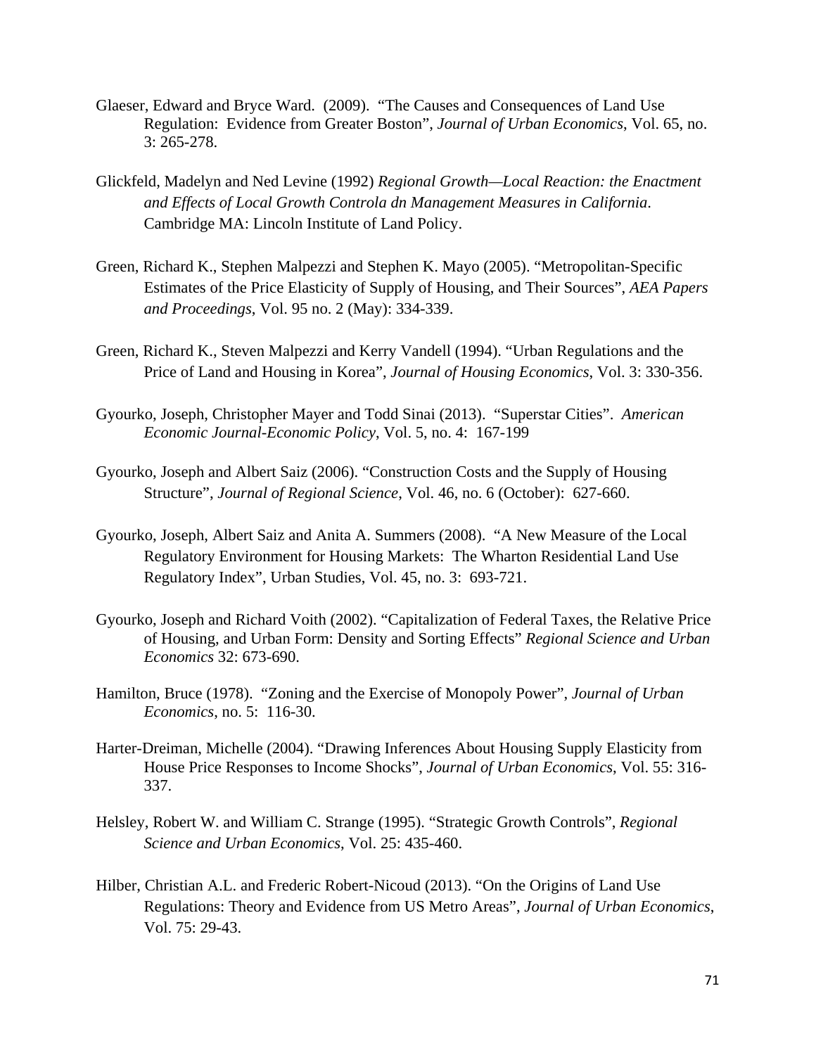Glaeser, Edward and Bryce Ward. (2009). "The Causes and Consequences of Land Use Regulation: Evidence from Greater Boston", *Journal of Urban Economics*, Vol. 65, no. 3: 265-278.

Glickfeld, Madelyn and Ned Levine (1992) *Regional Growth—Local Reaction: the Enactment and Effects of Local Growth Controla dn Management Measures in California*. Cambridge MA: Lincoln Institute of Land Policy.

Green, Richard K., Stephen Malpezzi and Stephen K. Mayo (2005). "Metropolitan-Specific Estimates of the Price Elasticity of Supply of Housing, and Their Sources", *AEA Papers and Proceedings*, Vol. 95 no. 2 (May): 334-339.

Green, Richard K., Steven Malpezzi and Kerry Vandell (1994). "Urban Regulations and the Price of Land and Housing in Korea", *Journal of Housing Economics*, Vol. 3: 330-356.

Gyourko, Joseph, Christopher Mayer and Todd Sinai (2013). "Superstar Cities". *American Economic Journal-Economic Policy*, Vol. 5, no. 4: 167-199

Gyourko, Joseph and Albert Saiz (2006). "Construction Costs and the Supply of Housing Structure", *Journal of Regional Science*, Vol. 46, no. 6 (October): 627-660.

Gyourko, Joseph, Albert Saiz and Anita A. Summers (2008). "A New Measure of the Local Regulatory Environment for Housing Markets: The Wharton Residential Land Use Regulatory Index", Urban Studies, Vol. 45, no. 3: 693-721.

Gyourko, Joseph and Richard Voith (2002). "Capitalization of Federal Taxes, the Relative Price of Housing, and Urban Form: Density and Sorting Effects" *Regional Science and Urban Economics* 32: 673-690.

Hamilton, Bruce (1978). "Zoning and the Exercise of Monopoly Power", *Journal of Urban Economics*, no. 5: 116-30.

Harter-Dreiman, Michelle (2004). "Drawing Inferences About Housing Supply Elasticity from House Price Responses to Income Shocks", *Journal of Urban Economics*, Vol. 55: 316-337.

Helsley, Robert W. and William C. Strange (1995). "Strategic Growth Controls", *Regional Science and Urban Economics*, Vol. 25: 435-460.

Hilber, Christian A.L. and Frederic Robert-Nicoud (2013). "On the Origins of Land Use Regulations: Theory and Evidence from US Metro Areas", *Journal of Urban Economics*, Vol. 75: 29-43.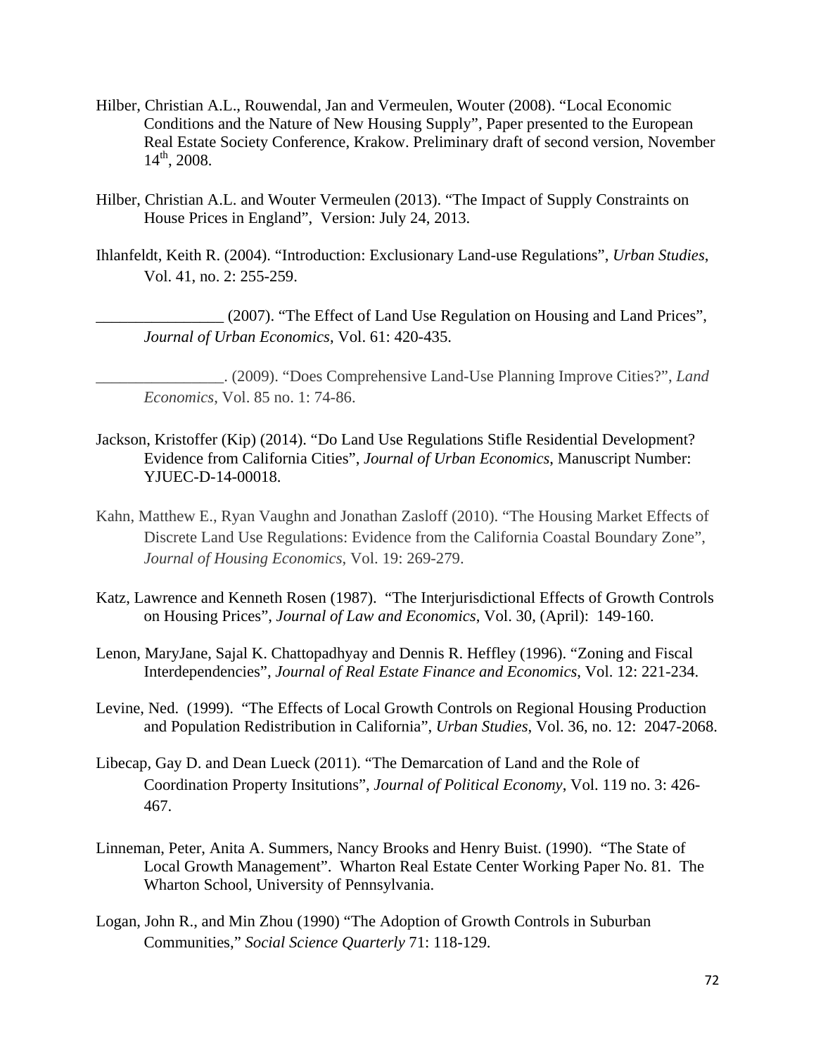Hilber, Christian A.L., Rouwendal, Jan and Vermeulen, Wouter (2008). "Local Economic Conditions and the Nature of New Housing Supply", Paper presented to the European Real Estate Society Conference, Krakow. Preliminary draft of second version, November 14th, 2008.

Hilber, Christian A.L. and Wouter Vermeulen (2013). "The Impact of Supply Constraints on House Prices in England", Version: July 24, 2013.

Ihlanfeldt, Keith R. (2004). "Introduction: Exclusionary Land-use Regulations", *Urban Studies*, Vol. 41, no. 2: 255-259.

________________ (2007). "The Effect of Land Use Regulation on Housing and Land Prices", *Journal of Urban Economics*, Vol. 61: 420-435.

________________. (2009). "Does Comprehensive Land-Use Planning Improve Cities?", *Land Economics*, Vol. 85 no. 1: 74-86.

Jackson, Kristoffer (Kip) (2014). "Do Land Use Regulations Stifle Residential Development? Evidence from California Cities", *Journal of Urban Economics*, Manuscript Number: YJUEC-D-14-00018.

Kahn, Matthew E., Ryan Vaughn and Jonathan Zasloff (2010). "The Housing Market Effects of Discrete Land Use Regulations: Evidence from the California Coastal Boundary Zone", *Journal of Housing Economics*, Vol. 19: 269-279.

Katz, Lawrence and Kenneth Rosen (1987). "The Interjurisdictional Effects of Growth Controls on Housing Prices", *Journal of Law and Economics*, Vol. 30, (April): 149-160.

Lenon, MaryJane, Sajal K. Chattopadhyay and Dennis R. Heffley (1996). "Zoning and Fiscal Interdependencies", *Journal of Real Estate Finance and Economics*, Vol. 12: 221-234.

Levine, Ned. (1999). "The Effects of Local Growth Controls on Regional Housing Production and Population Redistribution in California", *Urban Studies*, Vol. 36, no. 12: 2047-2068.

Libecap, Gay D. and Dean Lueck (2011). "The Demarcation of Land and the Role of Coordination Property Insitutions", *Journal of Political Economy*, Vol. 119 no. 3: 426-467.

Linneman, Peter, Anita A. Summers, Nancy Brooks and Henry Buist. (1990). "The State of Local Growth Management". Wharton Real Estate Center Working Paper No. 81. The Wharton School, University of Pennsylvania.

Logan, John R., and Min Zhou (1990) "The Adoption of Growth Controls in Suburban Communities," *Social Science Quarterly* 71: 118-129.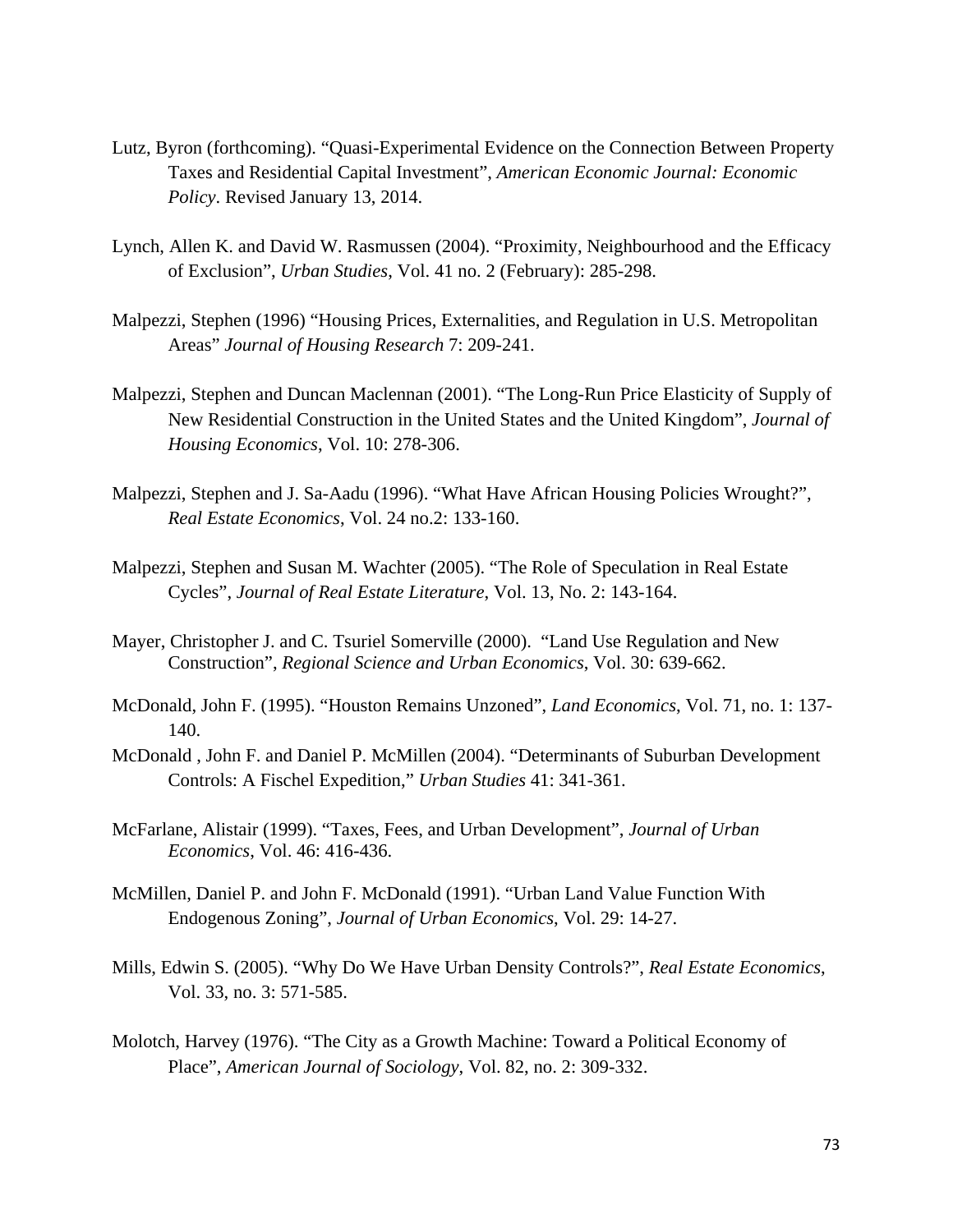Lutz, Byron (forthcoming). “Quasi-Experimental Evidence on the Connection Between Property Taxes and Residential Capital Investment”, *American Economic Journal: Economic Policy*. Revised January 13, 2014.

Lynch, Allen K. and David W. Rasmussen (2004). “Proximity, Neighbourhood and the Efficacy of Exclusion”, *Urban Studies*, Vol. 41 no. 2 (February): 285-298.

Malpezzi, Stephen (1996) “Housing Prices, Externalities, and Regulation in U.S. Metropolitan Areas” *Journal of Housing Research* 7: 209-241.

Malpezzi, Stephen and Duncan Maclennan (2001). “The Long-Run Price Elasticity of Supply of New Residential Construction in the United States and the United Kingdom”, *Journal of Housing Economics*, Vol. 10: 278-306.

Malpezzi, Stephen and J. Sa-Aadu (1996). “What Have African Housing Policies Wrought?”, *Real Estate Economics*, Vol. 24 no.2: 133-160.

Malpezzi, Stephen and Susan M. Wachter (2005). “The Role of Speculation in Real Estate Cycles”, *Journal of Real Estate Literature*, Vol. 13, No. 2: 143-164.

Mayer, Christopher J. and C. Tsuriel Somerville (2000). “Land Use Regulation and New Construction”, *Regional Science and Urban Economics*, Vol. 30: 639-662.

McDonald, John F. (1995). “Houston Remains Unzoned”, *Land Economics*, Vol. 71, no. 1: 137-140.

McDonald , John F. and Daniel P. McMillen (2004). “Determinants of Suburban Development Controls: A Fischel Expedition,” *Urban Studies* 41: 341-361.

McFarlane, Alistair (1999). “Taxes, Fees, and Urban Development”, *Journal of Urban Economics*, Vol. 46: 416-436.

McMillen, Daniel P. and John F. McDonald (1991). “Urban Land Value Function With Endogenous Zoning”, *Journal of Urban Economics*, Vol. 29: 14-27.

Mills, Edwin S. (2005). “Why Do We Have Urban Density Controls?”, *Real Estate Economics*, Vol. 33, no. 3: 571-585.

Molotch, Harvey (1976). “The City as a Growth Machine: Toward a Political Economy of Place”, *American Journal of Sociology*, Vol. 82, no. 2: 309-332.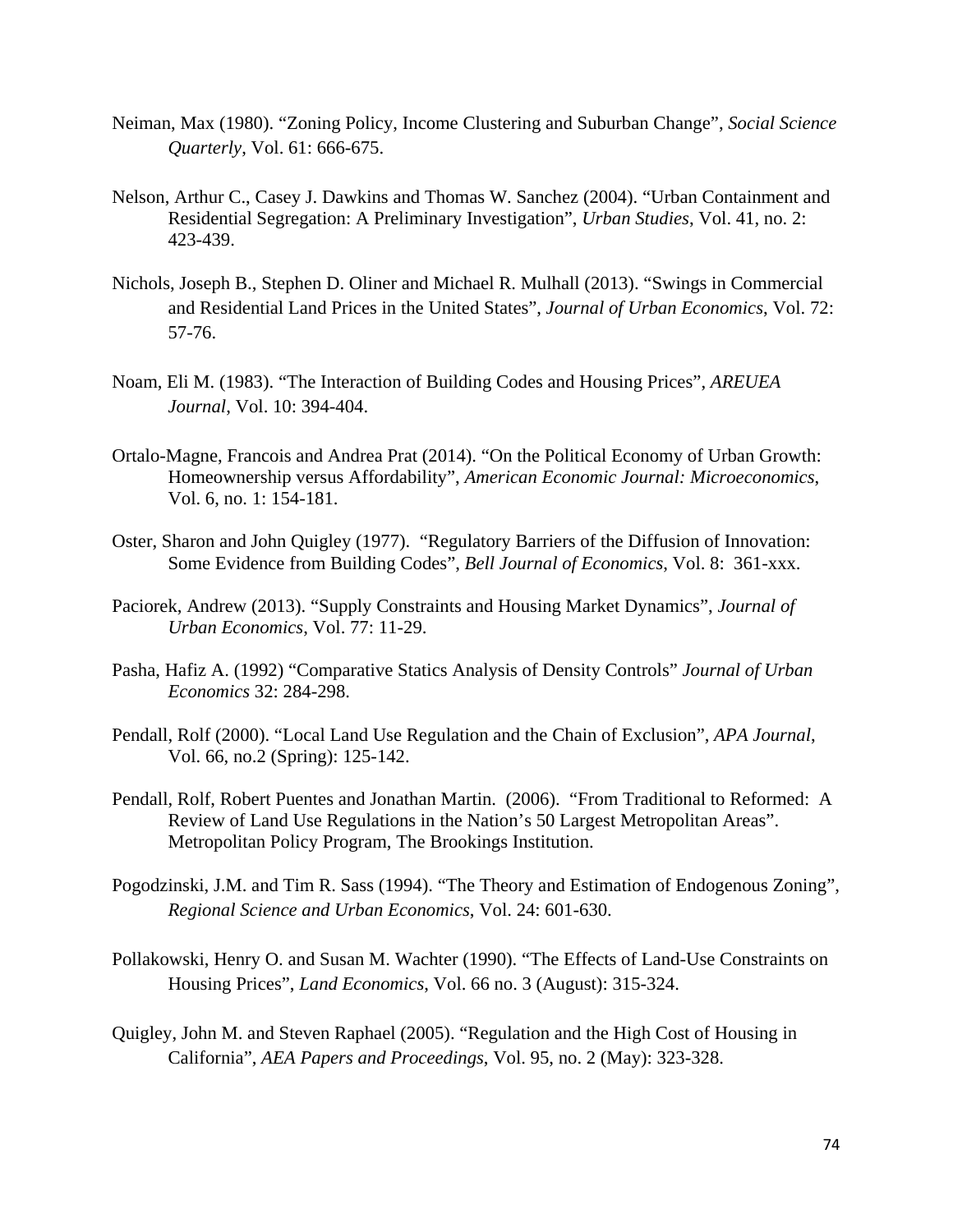Neiman, Max (1980). “Zoning Policy, Income Clustering and Suburban Change”, *Social Science Quarterly*, Vol. 61: 666-675.

Nelson, Arthur C., Casey J. Dawkins and Thomas W. Sanchez (2004). “Urban Containment and Residential Segregation: A Preliminary Investigation”, *Urban Studies*, Vol. 41, no. 2: 423-439.

Nichols, Joseph B., Stephen D. Oliner and Michael R. Mulhall (2013). “Swings in Commercial and Residential Land Prices in the United States”, *Journal of Urban Economics*, Vol. 72: 57-76.

Noam, Eli M. (1983). “The Interaction of Building Codes and Housing Prices”, *AREUEA Journal*, Vol. 10: 394-404.

Ortalo-Magne, Francois and Andrea Prat (2014). “On the Political Economy of Urban Growth: Homeownership versus Affordability”, *American Economic Journal: Microeconomics*, Vol. 6, no. 1: 154-181.

Oster, Sharon and John Quigley (1977). “Regulatory Barriers of the Diffusion of Innovation: Some Evidence from Building Codes”, *Bell Journal of Economics*, Vol. 8: 361-xxx.

Paciorek, Andrew (2013). “Supply Constraints and Housing Market Dynamics”, *Journal of Urban Economics*, Vol. 77: 11-29.

Pasha, Hafiz A. (1992) “Comparative Statics Analysis of Density Controls” *Journal of Urban Economics* 32: 284-298.

Pendall, Rolf (2000). “Local Land Use Regulation and the Chain of Exclusion”, *APA Journal*, Vol. 66, no.2 (Spring): 125-142.

Pendall, Rolf, Robert Puentes and Jonathan Martin. (2006). “From Traditional to Reformed: A Review of Land Use Regulations in the Nation’s 50 Largest Metropolitan Areas”. Metropolitan Policy Program, The Brookings Institution.

Pogodzinski, J.M. and Tim R. Sass (1994). “The Theory and Estimation of Endogenous Zoning”, *Regional Science and Urban Economics*, Vol. 24: 601-630.

Pollakowski, Henry O. and Susan M. Wachter (1990). “The Effects of Land-Use Constraints on Housing Prices”, *Land Economics*, Vol. 66 no. 3 (August): 315-324.

Quigley, John M. and Steven Raphael (2005). “Regulation and the High Cost of Housing in California”, *AEA Papers and Proceedings*, Vol. 95, no. 2 (May): 323-328.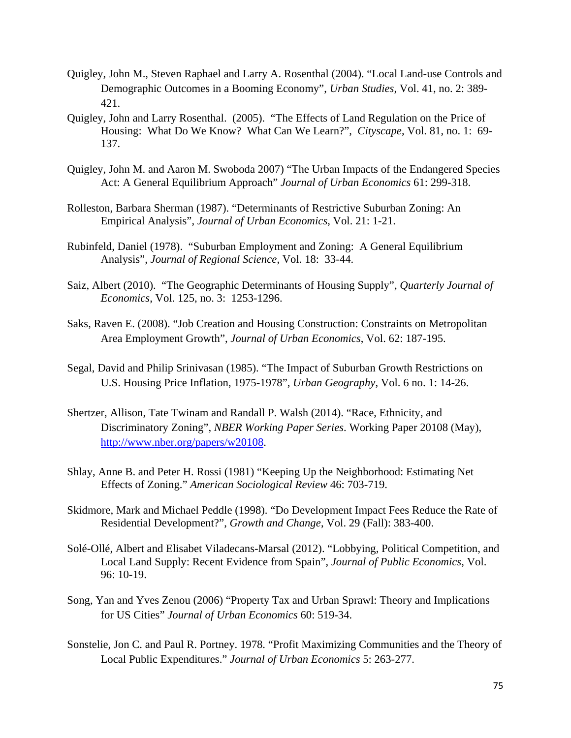Quigley, John M., Steven Raphael and Larry A. Rosenthal (2004). “Local Land-use Controls and Demographic Outcomes in a Booming Economy”, *Urban Studies*, Vol. 41, no. 2: 389-421.

Quigley, John and Larry Rosenthal. (2005). “The Effects of Land Regulation on the Price of Housing: What Do We Know? What Can We Learn?”, *Cityscape*, Vol. 81, no. 1: 69-137.

Quigley, John M. and Aaron M. Swoboda 2007) “The Urban Impacts of the Endangered Species Act: A General Equilibrium Approach” *Journal of Urban Economics* 61: 299-318.

Rolleston, Barbara Sherman (1987). “Determinants of Restrictive Suburban Zoning: An Empirical Analysis”, *Journal of Urban Economics*, Vol. 21: 1-21.

Rubinfeld, Daniel (1978). “Suburban Employment and Zoning: A General Equilibrium Analysis”, *Journal of Regional Science*, Vol. 18: 33-44.

Saiz, Albert (2010). “The Geographic Determinants of Housing Supply”, *Quarterly Journal of Economics*, Vol. 125, no. 3: 1253-1296.

Saks, Raven E. (2008). “Job Creation and Housing Construction: Constraints on Metropolitan Area Employment Growth”, *Journal of Urban Economics*, Vol. 62: 187-195.

Segal, David and Philip Srinivasan (1985). “The Impact of Suburban Growth Restrictions on U.S. Housing Price Inflation, 1975-1978”, *Urban Geography*, Vol. 6 no. 1: 14-26.

Shertzer, Allison, Tate Twinam and Randall P. Walsh (2014). “Race, Ethnicity, and Discriminatory Zoning”, *NBER Working Paper Series*. Working Paper 20108 (May), http://www.nber.org/papers/w20108.

Shlay, Anne B. and Peter H. Rossi (1981) “Keeping Up the Neighborhood: Estimating Net Effects of Zoning.” *American Sociological Review* 46: 703-719.

Skidmore, Mark and Michael Peddle (1998). “Do Development Impact Fees Reduce the Rate of Residential Development?”, *Growth and Change*, Vol. 29 (Fall): 383-400.

Solé-Ollé, Albert and Elisabet Viladecans-Marsal (2012). “Lobbying, Political Competition, and Local Land Supply: Recent Evidence from Spain”, *Journal of Public Economics*, Vol. 96: 10-19.

Song, Yan and Yves Zenou (2006) “Property Tax and Urban Sprawl: Theory and Implications for US Cities” *Journal of Urban Economics* 60: 519-34.

Sonstelie, Jon C. and Paul R. Portney. 1978. “Profit Maximizing Communities and the Theory of Local Public Expenditures.” *Journal of Urban Economics* 5: 263-277.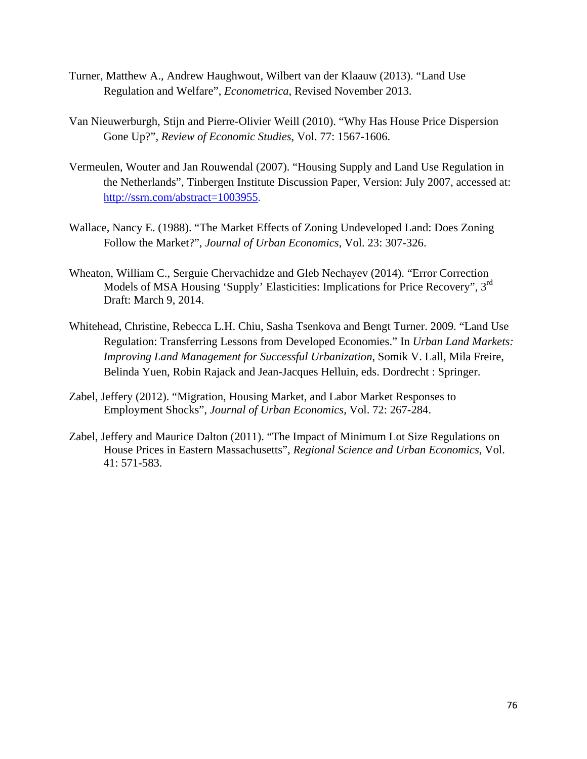Turner, Matthew A., Andrew Haughwout, Wilbert van der Klaauw (2013). "Land Use Regulation and Welfare", *Econometrica*, Revised November 2013.

Van Nieuwerburgh, Stijn and Pierre-Olivier Weill (2010). "Why Has House Price Dispersion Gone Up?", *Review of Economic Studies*, Vol. 77: 1567-1606.

Vermeulen, Wouter and Jan Rouwendal (2007). "Housing Supply and Land Use Regulation in the Netherlands", Tinbergen Institute Discussion Paper, Version: July 2007, accessed at: http://ssrn.com/abstract=1003955.

Wallace, Nancy E. (1988). "The Market Effects of Zoning Undeveloped Land: Does Zoning Follow the Market?", *Journal of Urban Economics*, Vol. 23: 307-326.

Wheaton, William C., Serguie Chervachidze and Gleb Nechayev (2014). "Error Correction Models of MSA Housing 'Supply' Elasticities: Implications for Price Recovery", 3rd Draft: March 9, 2014.

Whitehead, Christine, Rebecca L.H. Chiu, Sasha Tsenkova and Bengt Turner. 2009. "Land Use Regulation: Transferring Lessons from Developed Economies." In *Urban Land Markets: Improving Land Management for Successful Urbanization*, Somik V. Lall, Mila Freire, Belinda Yuen, Robin Rajack and Jean-Jacques Helluin, eds. Dordrecht : Springer.

Zabel, Jeffery (2012). "Migration, Housing Market, and Labor Market Responses to Employment Shocks", *Journal of Urban Economics*, Vol. 72: 267-284.

Zabel, Jeffery and Maurice Dalton (2011). "The Impact of Minimum Lot Size Regulations on House Prices in Eastern Massachusetts", *Regional Science and Urban Economics*, Vol. 41: 571-583.